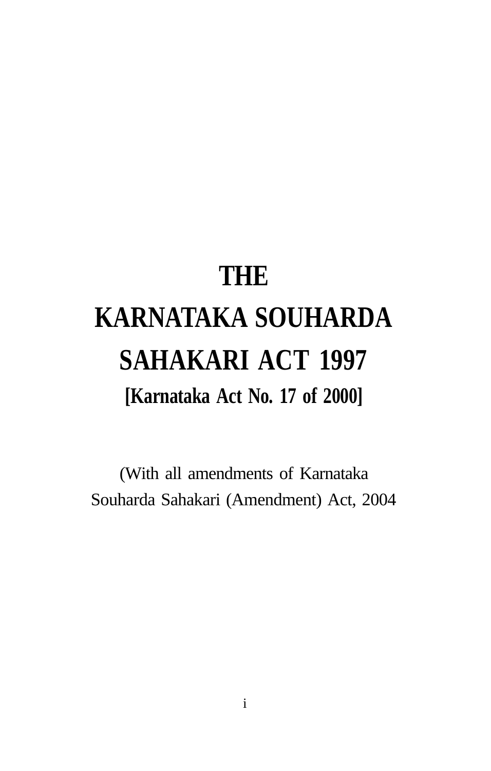# THE

# KARNATAKA SOUHARDA SAHAKARI ACT 1997

## [Karnataka Act No. 17 of 2000]

(With all amendments of Karnataka Souharda Sahakari (Amendment) Act, 2004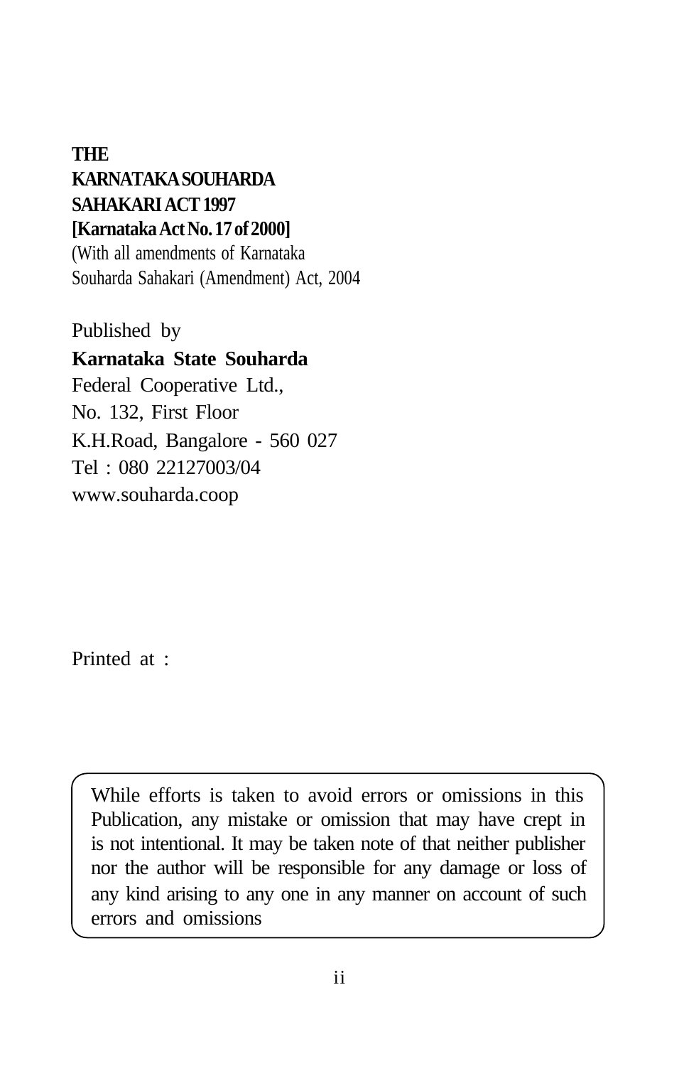**THE**
**KARNATAKA SOUHARDA**
**SAHAKARI ACT 1997**
**[Karnataka Act No. 17 of 2000]**
(With all amendments of Karnataka
Souharda Sahakari (Amendment) Act, 2004

Published by
**Karnataka State Souharda**
Federal Cooperative Ltd.,
No. 132, First Floor
K.H.Road, Bangalore - 560 027
Tel : 080 22127003/04
www.souharda.coop

Printed at :

While efforts is taken to avoid errors or omissions in this Publication, any mistake or omission that may have crept in is not intentional. It may be taken note of that neither publisher nor the author will be responsible for any damage or loss of any kind arising to any one in any manner on account of such errors and omissions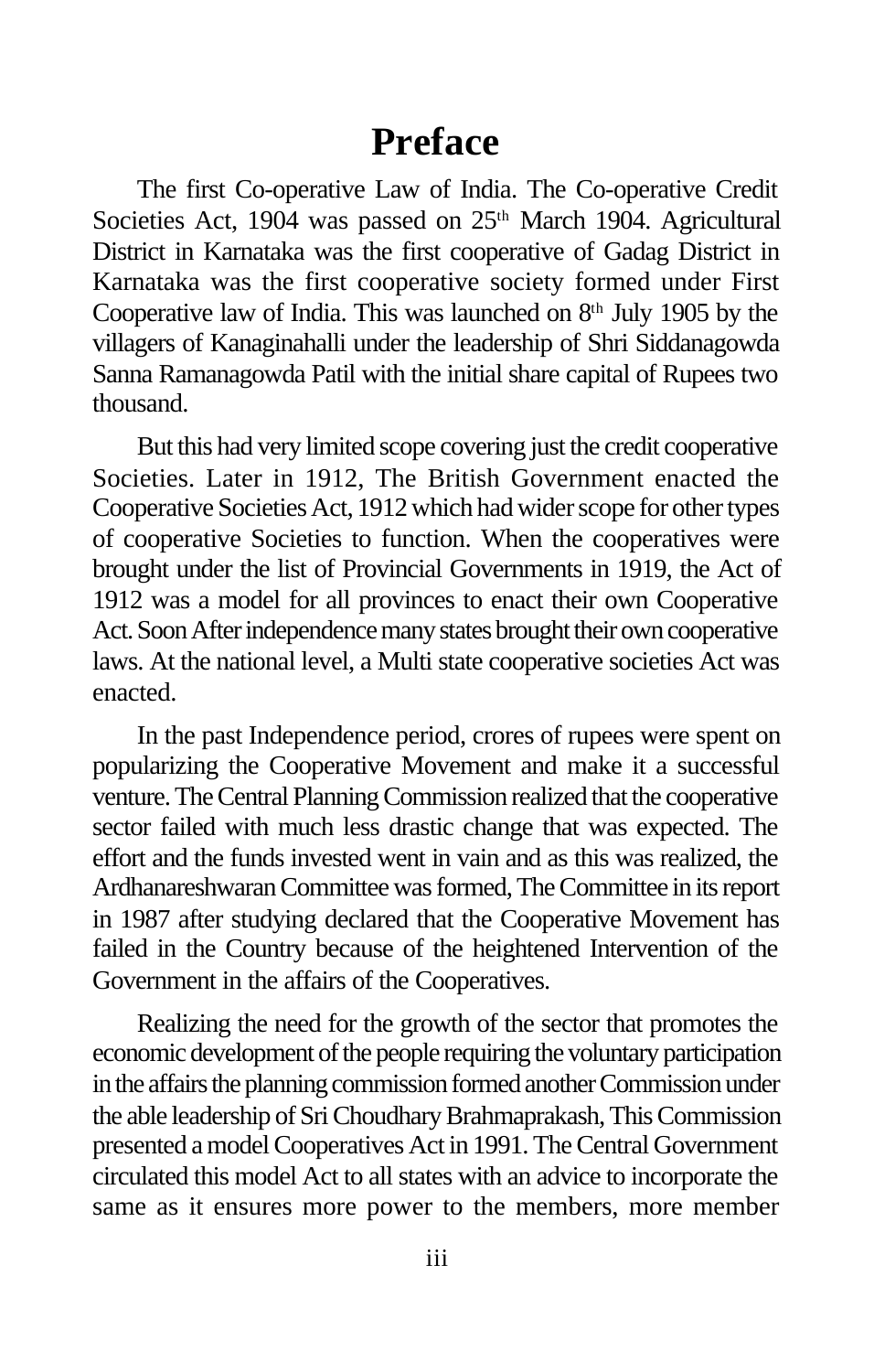# Preface

The first Co-operative Law of India. The Co-operative Credit Societies Act, 1904 was passed on 25th March 1904. Agricultural District in Karnataka was the first cooperative of Gadag District in Karnataka was the first cooperative society formed under First Cooperative law of India. This was launched on 8th July 1905 by the villagers of Kanaginahalli under the leadership of Shri Siddanagowda Sanna Ramanagowda Patil with the initial share capital of Rupees two thousand.

But this had very limited scope covering just the credit cooperative Societies. Later in 1912, The British Government enacted the Cooperative Societies Act, 1912 which had wider scope for other types of cooperative Societies to function. When the cooperatives were brought under the list of Provincial Governments in 1919, the Act of 1912 was a model for all provinces to enact their own Cooperative Act. Soon After independence many states brought their own cooperative laws. At the national level, a Multi state cooperative societies Act was enacted.

In the past Independence period, crores of rupees were spent on popularizing the Cooperative Movement and make it a successful venture. The Central Planning Commission realized that the cooperative sector failed with much less drastic change that was expected. The effort and the funds invested went in vain and as this was realized, the Ardhanareshwaran Committee was formed, The Committee in its report in 1987 after studying declared that the Cooperative Movement has failed in the Country because of the heightened Intervention of the Government in the affairs of the Cooperatives.

Realizing the need for the growth of the sector that promotes the economic development of the people requiring the voluntary participation in the affairs the planning commission formed another Commission under the able leadership of Sri Choudhary Brahmaprakash, This Commission presented a model Cooperatives Act in 1991. The Central Government circulated this model Act to all states with an advice to incorporate the same as it ensures more power to the members, more member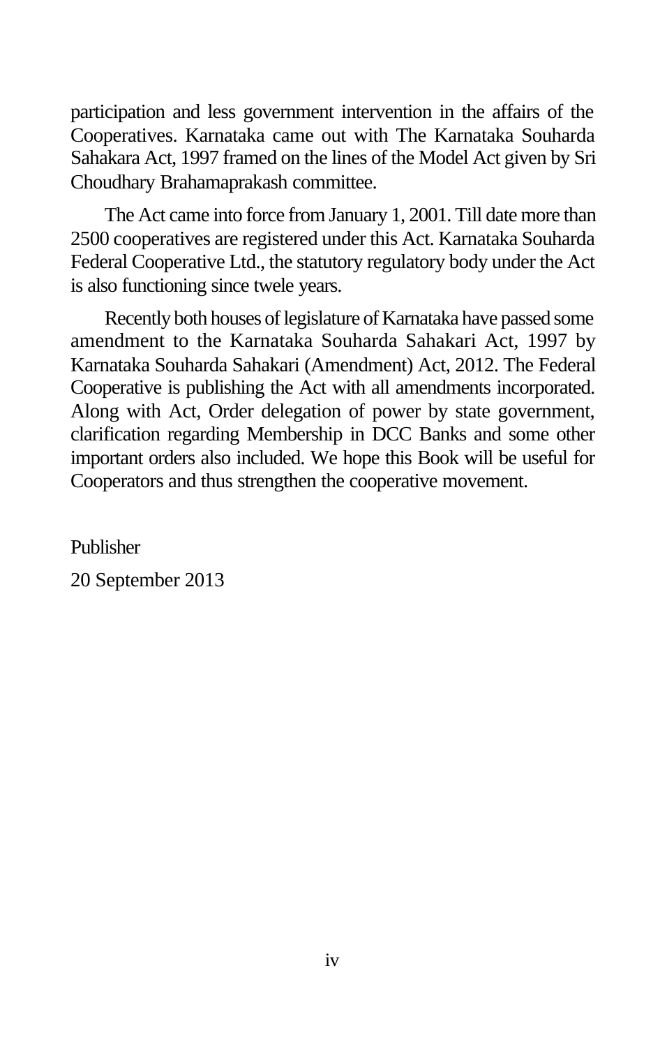participation and less government intervention in the affairs of the Cooperatives. Karnataka came out with The Karnataka Souharda Sahakara Act, 1997 framed on the lines of the Model Act given by Sri Choudhary Brahamaprakash committee.

The Act came into force from January 1, 2001. Till date more than 2500 cooperatives are registered under this Act. Karnataka Souharda Federal Cooperative Ltd., the statutory regulatory body under the Act is also functioning since twele years.

Recently both houses of legislature of Karnataka have passed some amendment to the Karnataka Souharda Sahakari Act, 1997 by Karnataka Souharda Sahakari (Amendment) Act, 2012. The Federal Cooperative is publishing the Act with all amendments incorporated. Along with Act, Order delegation of power by state government, clarification regarding Membership in DCC Banks and some other important orders also included. We hope this Book will be useful for Cooperators and thus strengthen the cooperative movement.

Publisher

20 September 2013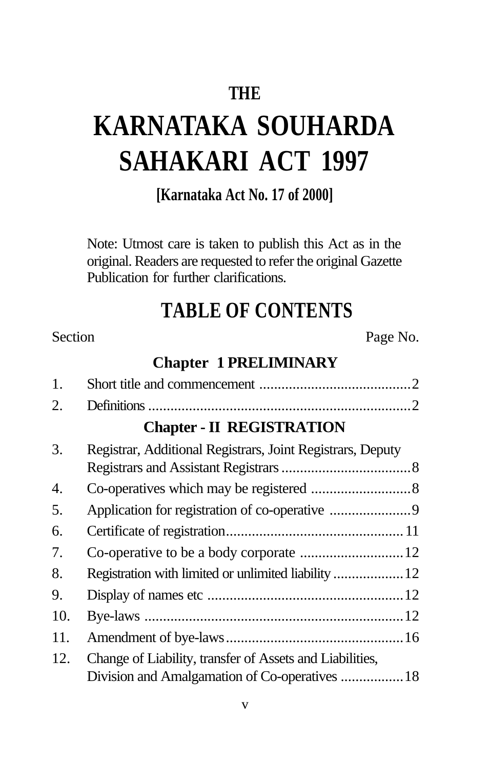THE

# KARNATAKA SOUHARDA SAHAKARI ACT 1997

**[Karnataka Act No. 17 of 2000]**

Note: Utmost care is taken to publish this Act as in the original. Readers are requested to refer the original Gazette Publication for further clarifications.

## TABLE OF CONTENTS

| Section | | Page No. |
|---|---|---|
| | **Chapter 1 PRELIMINARY** | |
| 1. | Short title and commencement | 2 |
| 2. | Definitions | 2 |
| | **Chapter - II REGISTRATION** | |
| 3. | Registrar, Additional Registrars, Joint Registrars, Deputy Registrars and Assistant Registrars | 8 |
| 4. | Co-operatives which may be registered | 8 |
| 5. | Application for registration of co-operative | 9 |
| 6. | Certificate of registration | 11 |
| 7. | Co-operative to be a body corporate | 12 |
| 8. | Registration with limited or unlimited liability | 12 |
| 9. | Display of names etc | 12 |
| 10. | Bye-laws | 12 |
| 11. | Amendment of bye-laws | 16 |
| 12. | Change of Liability, transfer of Assets and Liabilities, Division and Amalgamation of Co-operatives | 18 |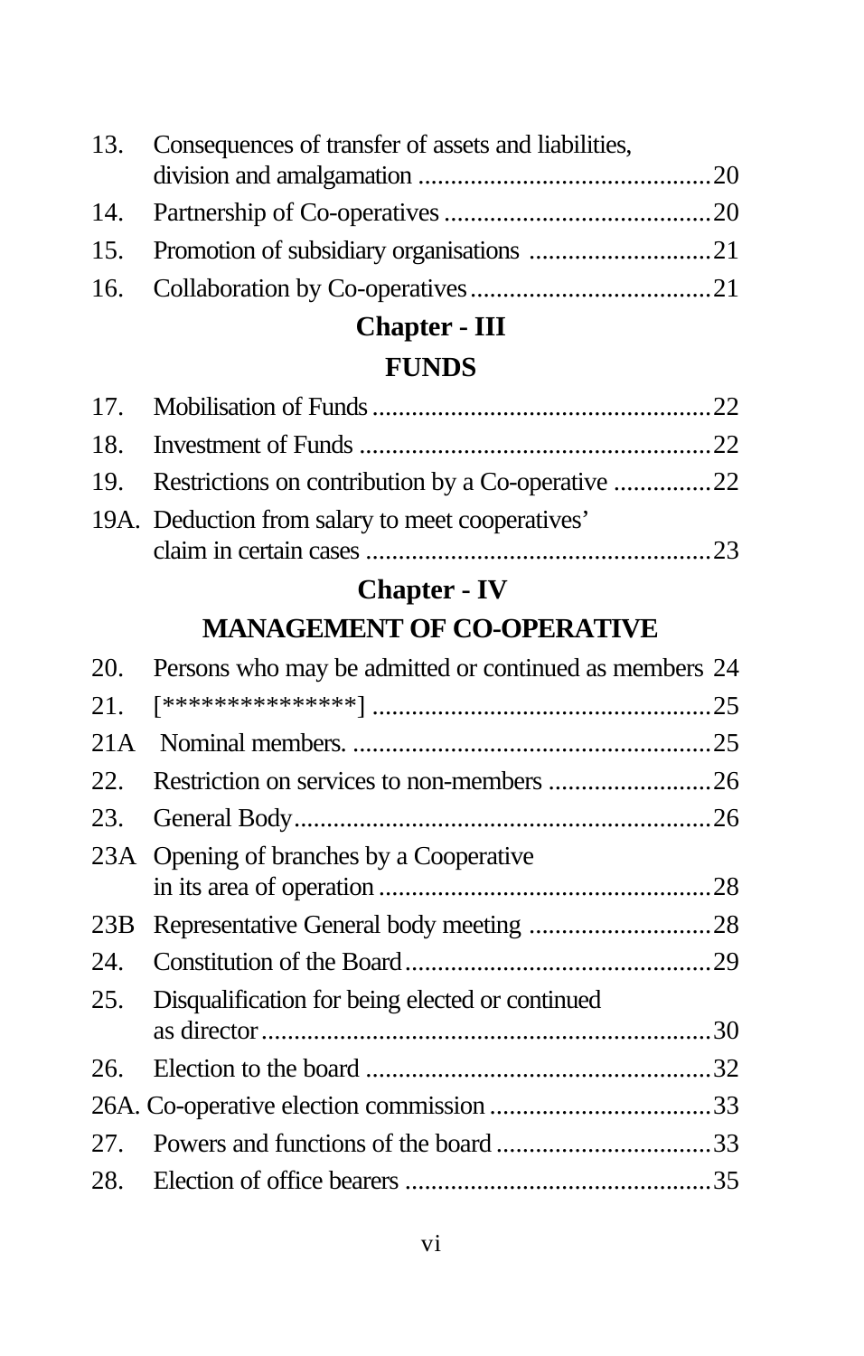| | | |
|---|---|---|
| 13. | Consequences of transfer of assets and liabilities, division and amalgamation | 20 |
| 14. | Partnership of Co-operatives | 20 |
| 15. | Promotion of subsidiary organisations | 21 |
| 16. | Collaboration by Co-operatives | 21 |

## Chapter - III

## FUNDS

| | | |
|---|---|---|
| 17. | Mobilisation of Funds | 22 |
| 18. | Investment of Funds | 22 |
| 19. | Restrictions on contribution by a Co-operative | 22 |
| 19A. | Deduction from salary to meet cooperatives' claim in certain cases | 23 |

## Chapter - IV

## MANAGEMENT OF CO-OPERATIVE

| | | |
|---|---|---|
| 20. | Persons who may be admitted or continued as members | 24 |
| 21. | [***************] | 25 |
| 21A | Nominal members. | 25 |
| 22. | Restriction on services to non-members | 26 |
| 23. | General Body | 26 |
| 23A | Opening of branches by a Cooperative in its area of operation | 28 |
| 23B | Representative General body meeting | 28 |
| 24. | Constitution of the Board | 29 |
| 25. | Disqualification for being elected or continued as director | 30 |
| 26. | Election to the board | 32 |
| 26A. | Co-operative election commission | 33 |
| 27. | Powers and functions of the board | 33 |
| 28. | Election of office bearers | 35 |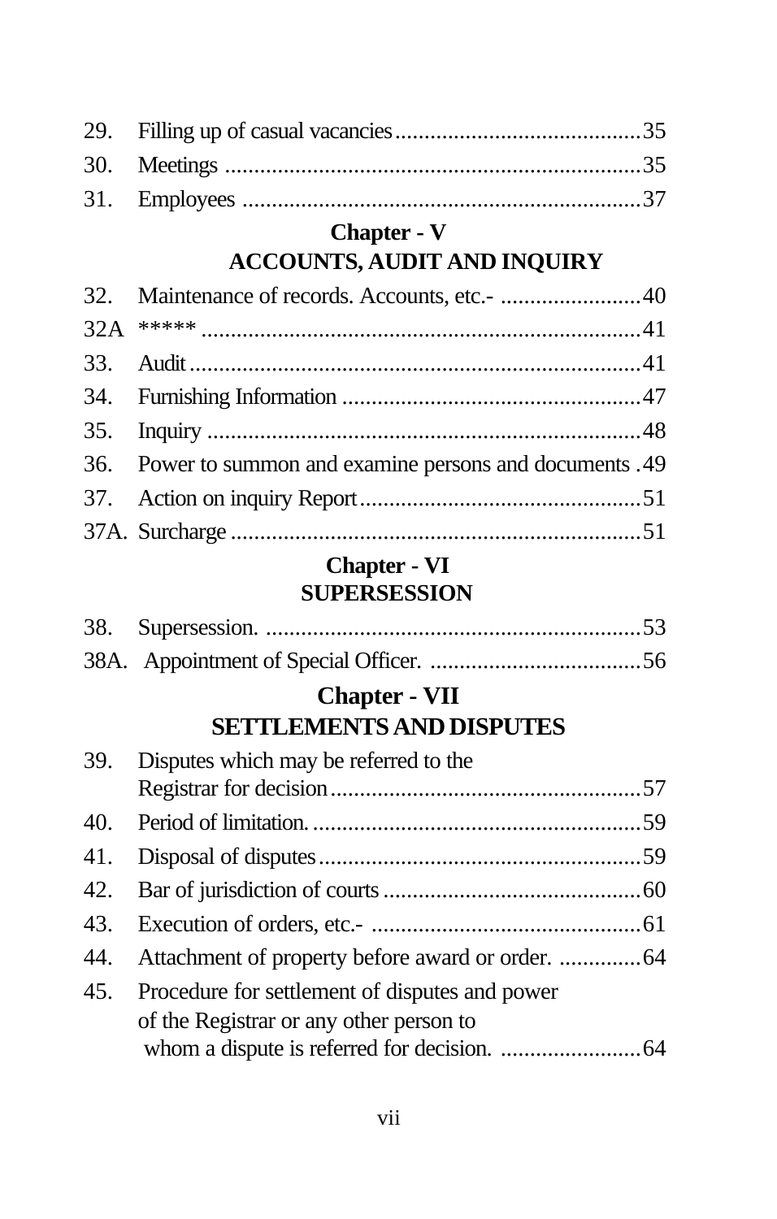| | | |
|---|---|---|
| 29. | Filling up of casual vacancies | 35 |
| 30. | Meetings | 35 |
| 31. | Employees | 37 |

## Chapter - V
## ACCOUNTS, AUDIT AND INQUIRY

| | | |
|---|---|---|
| 32. | Maintenance of records. Accounts, etc.- | 40 |
| 32A | ***** | 41 |
| 33. | Audit | 41 |
| 34. | Furnishing Information | 47 |
| 35. | Inquiry | 48 |
| 36. | Power to summon and examine persons and documents | 49 |
| 37. | Action on inquiry Report | 51 |
| 37A. | Surcharge | 51 |

## Chapter - VI
## SUPERSESSION

| | | |
|---|---|---|
| 38. | Supersession. | 53 |
| 38A. | Appointment of Special Officer. | 56 |

## Chapter - VII
## SETTLEMENTS AND DISPUTES

| | | |
|---|---|---|
| 39. | Disputes which may be referred to the Registrar for decision | 57 |
| 40. | Period of limitation. | 59 |
| 41. | Disposal of disputes | 59 |
| 42. | Bar of jurisdiction of courts | 60 |
| 43. | Execution of orders, etc.- | 61 |
| 44. | Attachment of property before award or order. | 64 |
| 45. | Procedure for settlement of disputes and power of the Registrar or any other person to whom a dispute is referred for decision. | 64 |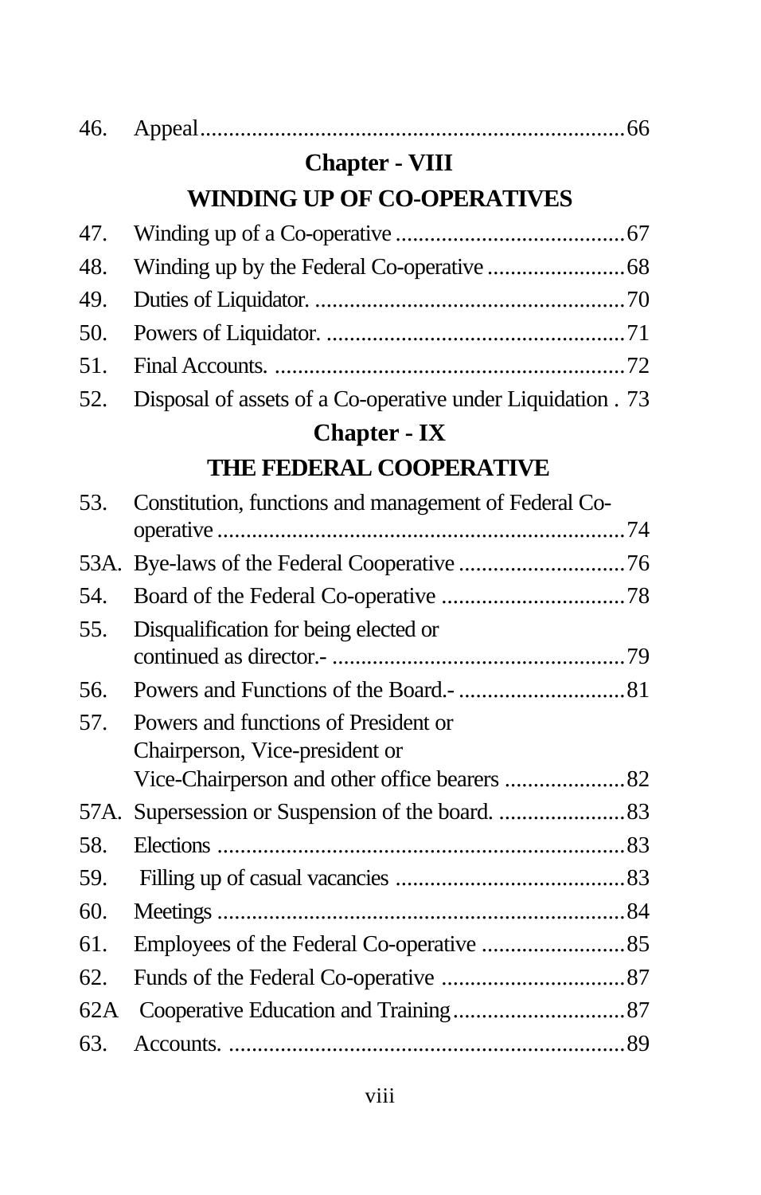46. Appeal......................................................................66

## Chapter - VIII

## WINDING UP OF CO-OPERATIVES

47. Winding up of a Co-operative ........................................67

48. Winding up by the Federal Co-operative ........................68

49. Duties of Liquidator. ......................................................70

50. Powers of Liquidator. ....................................................71

51. Final Accounts. ............................................................72

52. Disposal of assets of a Co-operative under Liquidation . 73

## Chapter - IX

## THE FEDERAL COOPERATIVE

53. Constitution, functions and management of Federal Co-operative .......................................................................74

53A. Bye-laws of the Federal Cooperative .............................76

54. Board of the Federal Co-operative ................................78

55. Disqualification for being elected or continued as director.- ...................................................79

56. Powers and Functions of the Board.- .............................81

57. Powers and functions of President or Chairperson, Vice-president or Vice-Chairperson and other office bearers .....................82

57A. Supersession or Suspension of the board. ......................83

58. Elections ......................................................................83

59. Filling up of casual vacancies ........................................83

60. Meetings ......................................................................84

61. Employees of the Federal Co-operative .........................85

62. Funds of the Federal Co-operative ................................87

62A Cooperative Education and Training..............................87

63. Accounts. .....................................................................89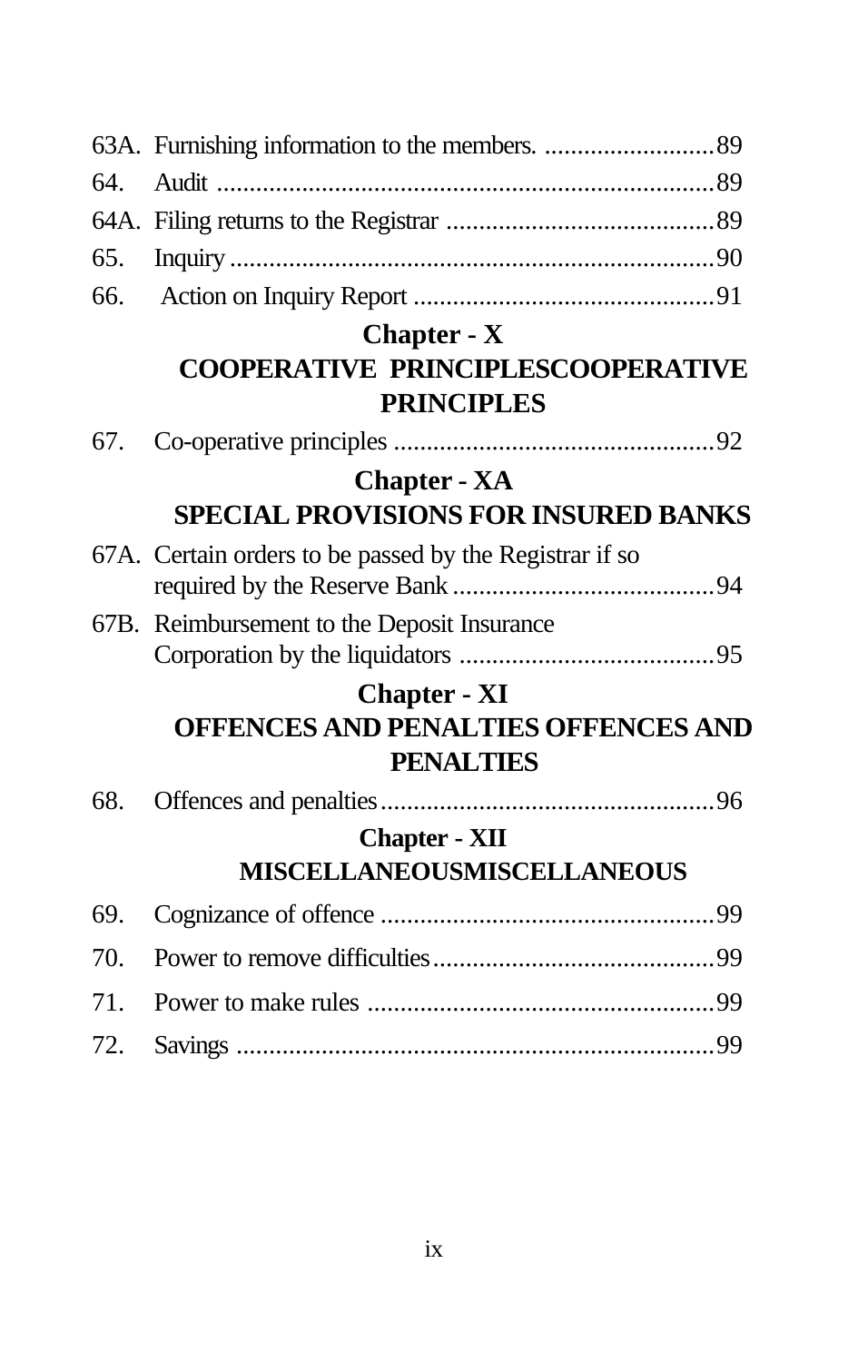63A. Furnishing information to the members. ..........................89

64. Audit ..........................................................................89

64A. Filing returns to the Registrar .........................................89

65. Inquiry ..........................................................................90

66. Action on Inquiry Report ..............................................91

## Chapter - X
## COOPERATIVE PRINCIPLESCOOPERATIVE PRINCIPLES

67. Co-operative principles .................................................92

## Chapter - XA
## SPECIAL PROVISIONS FOR INSURED BANKS

67A. Certain orders to be passed by the Registrar if so required by the Reserve Bank ........................................94

67B. Reimbursement to the Deposit Insurance Corporation by the liquidators .......................................95

## Chapter - XI
## OFFENCES AND PENALTIES OFFENCES AND PENALTIES

68. Offences and penalties...................................................96

## Chapter - XII
## MISCELLANEOUSMISCELLANEOUS

69. Cognizance of offence ...................................................99

70. Power to remove difficulties...........................................99

71. Power to make rules .....................................................99

72. Savings .........................................................................99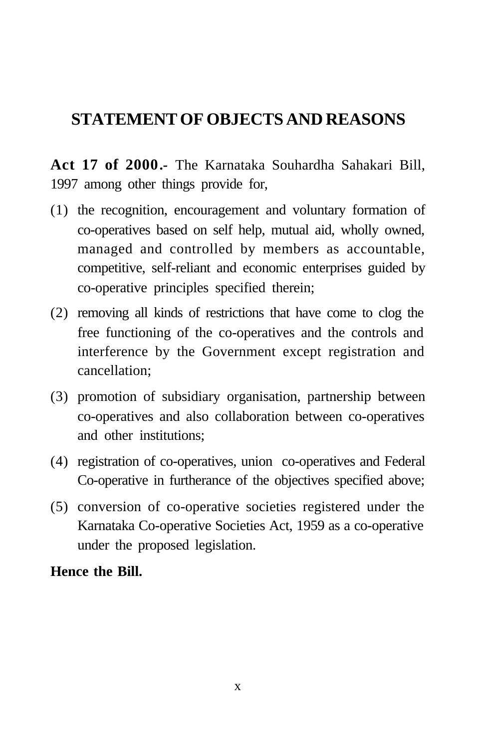## STATEMENT OF OBJECTS AND REASONS

**Act 17 of 2000.-** The Karnataka Souhardha Sahakari Bill, 1997 among other things provide for,

(1) the recognition, encouragement and voluntary formation of co-operatives based on self help, mutual aid, wholly owned, managed and controlled by members as accountable, competitive, self-reliant and economic enterprises guided by co-operative principles specified therein;

(2) removing all kinds of restrictions that have come to clog the free functioning of the co-operatives and the controls and interference by the Government except registration and cancellation;

(3) promotion of subsidiary organisation, partnership between co-operatives and also collaboration between co-operatives and other institutions;

(4) registration of co-operatives, union co-operatives and Federal Co-operative in furtherance of the objectives specified above;

(5) conversion of co-operative societies registered under the Karnataka Co-operative Societies Act, 1959 as a co-operative under the proposed legislation.

**Hence the Bill.**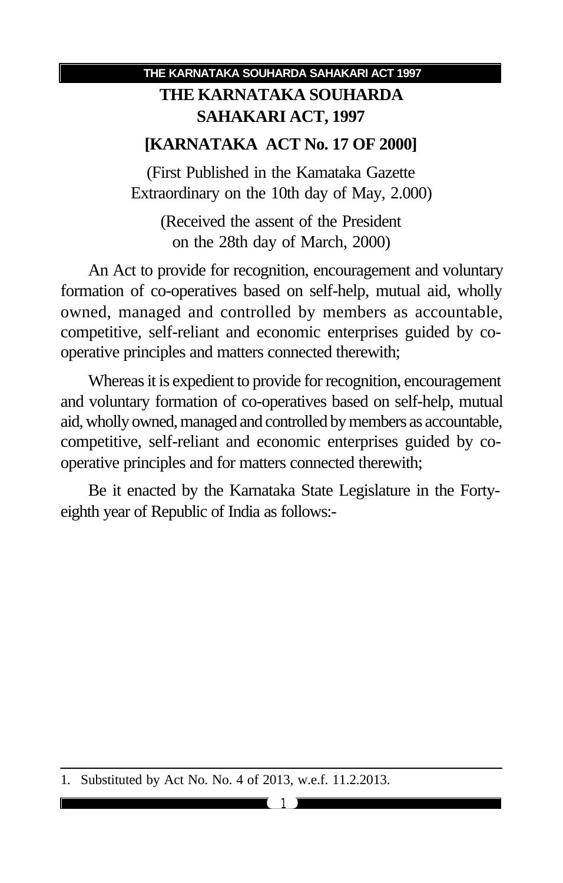# THE KARNATAKA SOUHARDA SAHAKARI ACT, 1997

## [KARNATAKA ACT No. 17 OF 2000]

(First Published in the Kamataka Gazette Extraordinary on the 10th day of May, 2.000)

(Received the assent of the President on the 28th day of March, 2000)

An Act to provide for recognition, encouragement and voluntary formation of co-operatives based on self-help, mutual aid, wholly owned, managed and controlled by members as accountable, competitive, self-reliant and economic enterprises guided by co-operative principles and matters connected therewith;

Whereas it is expedient to provide for recognition, encouragement and voluntary formation of co-operatives based on self-help, mutual aid, wholly owned, managed and controlled by members as accountable, competitive, self-reliant and economic enterprises guided by co-operative principles and for matters connected therewith;

Be it enacted by the Karnataka State Legislature in the Forty-eighth year of Republic of India as follows:-

---

1. Substituted by Act No. No. 4 of 2013, w.e.f. 11.2.2013.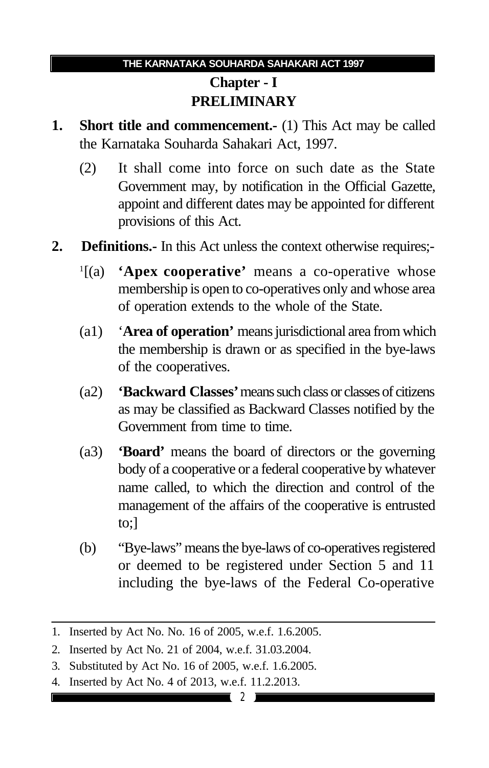## Chapter - I

## PRELIMINARY

**1. Short title and commencement.-** (1) This Act may be called the Karnataka Souharda Sahakari Act, 1997.

(2) It shall come into force on such date as the State Government may, by notification in the Official Gazette, appoint and different dates may be appointed for different provisions of this Act.

**2. Definitions.-** In this Act unless the context otherwise requires;-

[1][(a) **'Apex cooperative'** means a co-operative whose membership is open to co-operatives only and whose area of operation extends to the whole of the State.

(a1) '**Area of operation'** means jurisdictional area from which the membership is drawn or as specified in the bye-laws of the cooperatives.

(a2) **'Backward Classes'** means such class or classes of citizens as may be classified as Backward Classes notified by the Government from time to time.

(a3) **'Board'** means the board of directors or the governing body of a cooperative or a federal cooperative by whatever name called, to which the direction and control of the management of the affairs of the cooperative is entrusted to;]

(b) "Bye-laws" means the bye-laws of co-operatives registered or deemed to be registered under Section 5 and 11 including the bye-laws of the Federal Co-operative

---

1. Inserted by Act No. No. 16 of 2005, w.e.f. 1.6.2005.
2. Inserted by Act No. 21 of 2004, w.e.f. 31.03.2004.
3. Substituted by Act No. 16 of 2005, w.e.f. 1.6.2005.
4. Inserted by Act No. 4 of 2013, w.e.f. 11.2.2013.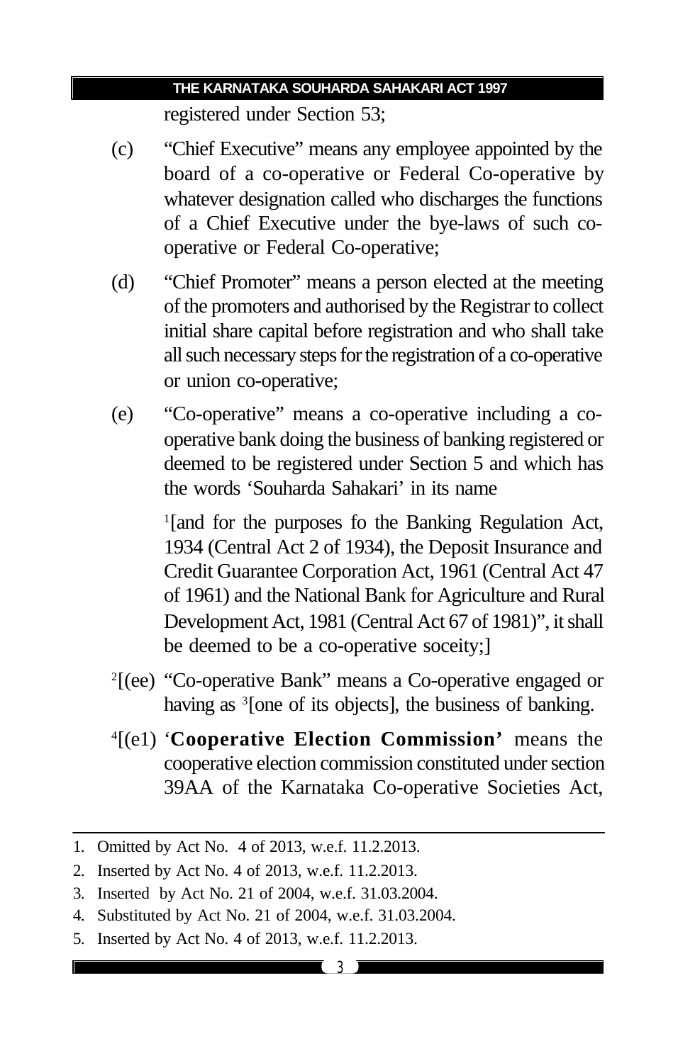registered under Section 53;

(c) "Chief Executive" means any employee appointed by the board of a co-operative or Federal Co-operative by whatever designation called who discharges the functions of a Chief Executive under the bye-laws of such co-operative or Federal Co-operative;

(d) "Chief Promoter" means a person elected at the meeting of the promoters and authorised by the Registrar to collect initial share capital before registration and who shall take all such necessary steps for the registration of a co-operative or union co-operative;

(e) "Co-operative" means a co-operative including a co-operative bank doing the business of banking registered or deemed to be registered under Section 5 and which has the words 'Souharda Sahakari' in its name

[1][and for the purposes fo the Banking Regulation Act, 1934 (Central Act 2 of 1934), the Deposit Insurance and Credit Guarantee Corporation Act, 1961 (Central Act 47 of 1961) and the National Bank for Agriculture and Rural Development Act, 1981 (Central Act 67 of 1981)", it shall be deemed to be a co-operative soceity;]

[2][(ee) "Co-operative Bank" means a Co-operative engaged or having as [3][one of its objects], the business of banking.

[4][(e1) '**Cooperative Election Commission'** means the cooperative election commission constituted under section 39AA of the Karnataka Co-operative Societies Act,

---

1. Omitted by Act No. 4 of 2013, w.e.f. 11.2.2013.
2. Inserted by Act No. 4 of 2013, w.e.f. 11.2.2013.
3. Inserted by Act No. 21 of 2004, w.e.f. 31.03.2004.
4. Substituted by Act No. 21 of 2004, w.e.f. 31.03.2004.
5. Inserted by Act No. 4 of 2013, w.e.f. 11.2.2013.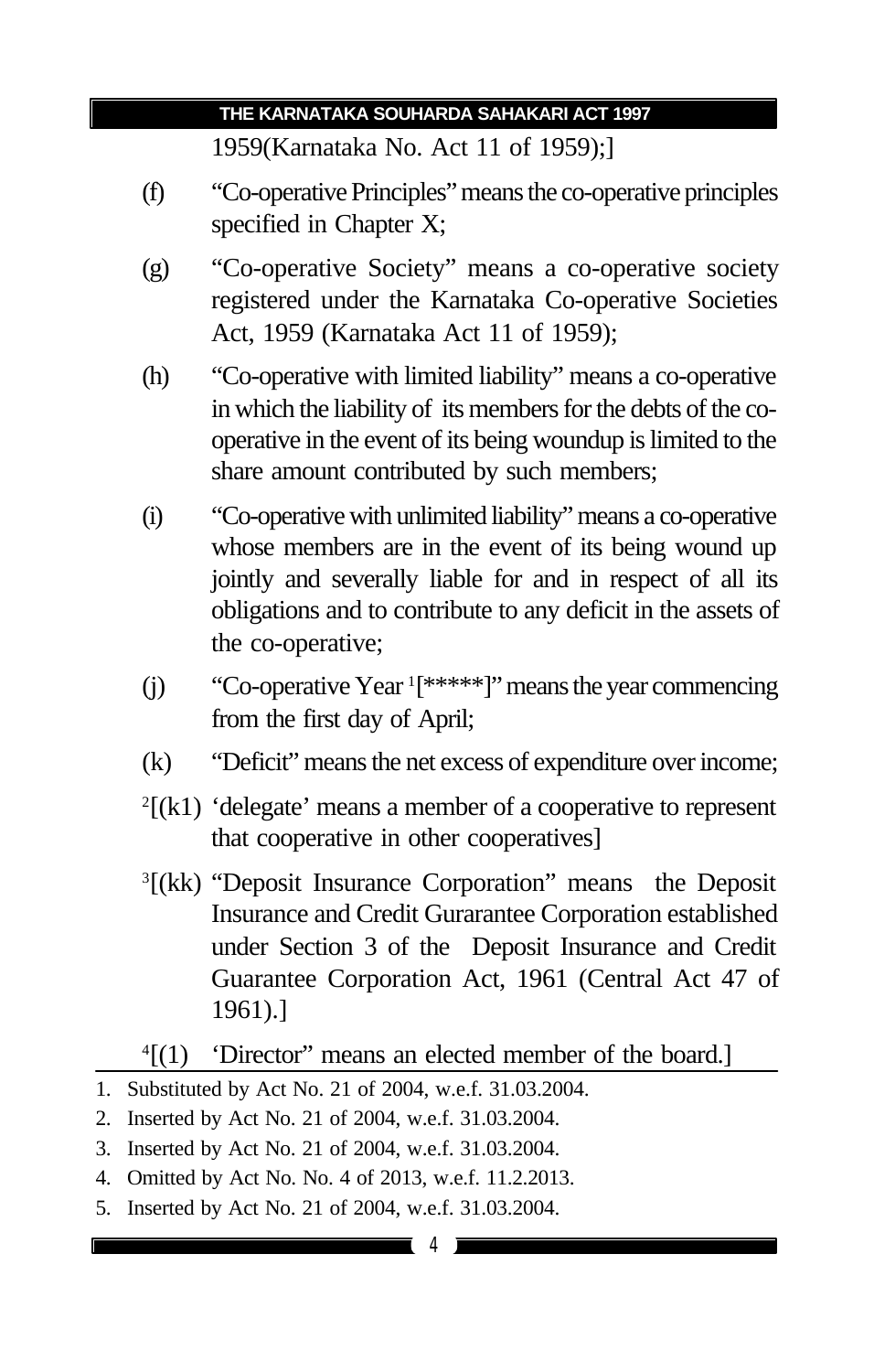1959(Karnataka No. Act 11 of 1959);]

(f) "Co-operative Principles" means the co-operative principles specified in Chapter X;

(g) "Co-operative Society" means a co-operative society registered under the Karnataka Co-operative Societies Act, 1959 (Karnataka Act 11 of 1959);

(h) "Co-operative with limited liability" means a co-operative in which the liability of its members for the debts of the co-operative in the event of its being woundup is limited to the share amount contributed by such members;

(i) "Co-operative with unlimited liability" means a co-operative whose members are in the event of its being wound up jointly and severally liable for and in respect of all its obligations and to contribute to any deficit in the assets of the co-operative;

(j) "Co-operative Year [1][*****]" means the year commencing from the first day of April;

(k) "Deficit" means the net excess of expenditure over income;

[2][(k1) 'delegate' means a member of a cooperative to represent that cooperative in other cooperatives]

[3][(kk) "Deposit Insurance Corporation" means the Deposit Insurance and Credit Gurarantee Corporation established under Section 3 of the Deposit Insurance and Credit Guarantee Corporation Act, 1961 (Central Act 47 of 1961).]

[4][(1) 'Director" means an elected member of the board.]

---

1. Substituted by Act No. 21 of 2004, w.e.f. 31.03.2004.
2. Inserted by Act No. 21 of 2004, w.e.f. 31.03.2004.
3. Inserted by Act No. 21 of 2004, w.e.f. 31.03.2004.
4. Omitted by Act No. No. 4 of 2013, w.e.f. 11.2.2013.
5. Inserted by Act No. 21 of 2004, w.e.f. 31.03.2004.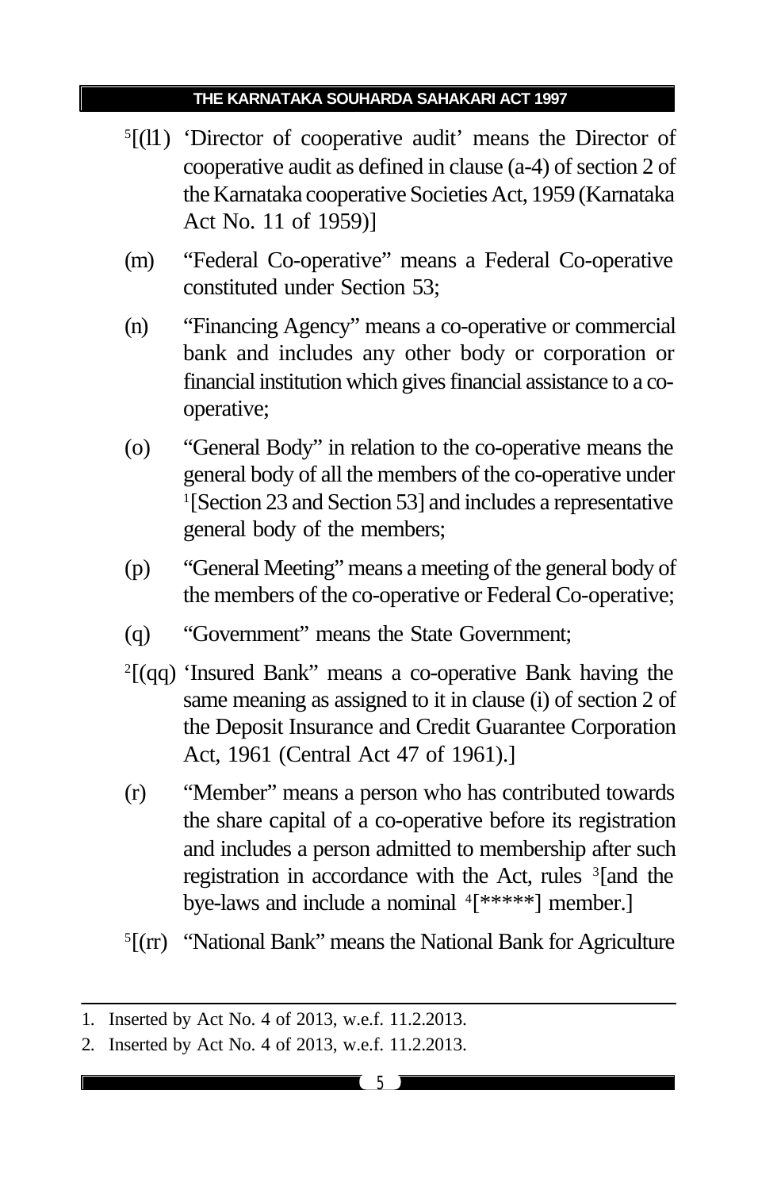[5][(l1) 'Director of cooperative audit' means the Director of cooperative audit as defined in clause (a-4) of section 2 of the Karnataka cooperative Societies Act, 1959 (Karnataka Act No. 11 of 1959)]

(m) "Federal Co-operative" means a Federal Co-operative constituted under Section 53;

(n) "Financing Agency" means a co-operative or commercial bank and includes any other body or corporation or financial institution which gives financial assistance to a co-operative;

(o) "General Body" in relation to the co-operative means the general body of all the members of the co-operative under [1][Section 23 and Section 53] and includes a representative general body of the members;

(p) "General Meeting" means a meeting of the general body of the members of the co-operative or Federal Co-operative;

(q) "Government" means the State Government;

[2][(qq) 'Insured Bank" means a co-operative Bank having the same meaning as assigned to it in clause (i) of section 2 of the Deposit Insurance and Credit Guarantee Corporation Act, 1961 (Central Act 47 of 1961).]

(r) "Member" means a person who has contributed towards the share capital of a co-operative before its registration and includes a person admitted to membership after such registration in accordance with the Act, rules [3][and the bye-laws and include a nominal [4][*****] member.]

[5][(rr) "National Bank" means the National Bank for Agriculture

---

1. Inserted by Act No. 4 of 2013, w.e.f. 11.2.2013.
2. Inserted by Act No. 4 of 2013, w.e.f. 11.2.2013.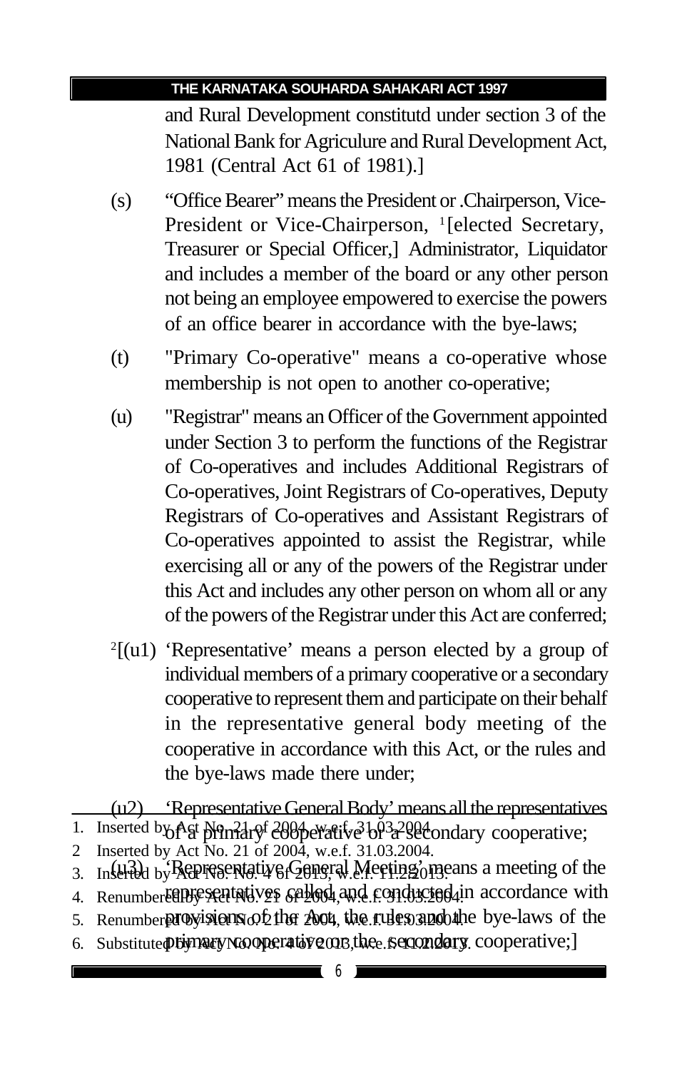and Rural Development constitutd under section 3 of the National Bank for Agriculure and Rural Development Act, 1981 (Central Act 61 of 1981).]

(s) "Office Bearer" means the President or .Chairperson, Vice-President or Vice-Chairperson, [1][elected Secretary, Treasurer or Special Officer,] Administrator, Liquidator and includes a member of the board or any other person not being an employee empowered to exercise the powers of an office bearer in accordance with the bye-laws;

(t) "Primary Co-operative" means a co-operative whose membership is not open to another co-operative;

(u) "Registrar" means an Officer of the Government appointed under Section 3 to perform the functions of the Registrar of Co-operatives and includes Additional Registrars of Co-operatives, Joint Registrars of Co-operatives, Deputy Registrars of Co-operatives and Assistant Registrars of Co-operatives appointed to assist the Registrar, while exercising all or any of the powers of the Registrar under this Act and includes any other person on whom all or any of the powers of the Registrar under this Act are conferred;

[2][(u1) 'Representative' means a person elected by a group of individual members of a primary cooperative or a secondary cooperative to represent them and participate on their behalf in the representative general body meeting of the cooperative in accordance with this Act, or the rules and the bye-laws made there under;

(u2) 'Representative General Body' means all the representatives of a primary cooperative or a secondary cooperative;

(u3) 'Representative General Meeting' means a meeting of the representatives called and conducted in accordance with provisions of the Act, the rules and the bye-laws of the primary cooperative or the secondary cooperative;]

---

1. Inserted by Act No. 21 of 2004, w.e.f. 31.03.2004.
2. Inserted by Act No. 21 of 2004, w.e.f. 31.03.2004.
3. Inserted by Act No. 4 of 2013, w.e.f. 11.2.2013.
4. Renumbered by Act No. 21 of 2004, w.e.f. 31.03.2004.
5. Renumbered by Act No. 21 of 2004, w.e.f. 31.03.2004.
6. Substituted by Act No. 4 of 2013, w.e.f. 11.02.2013.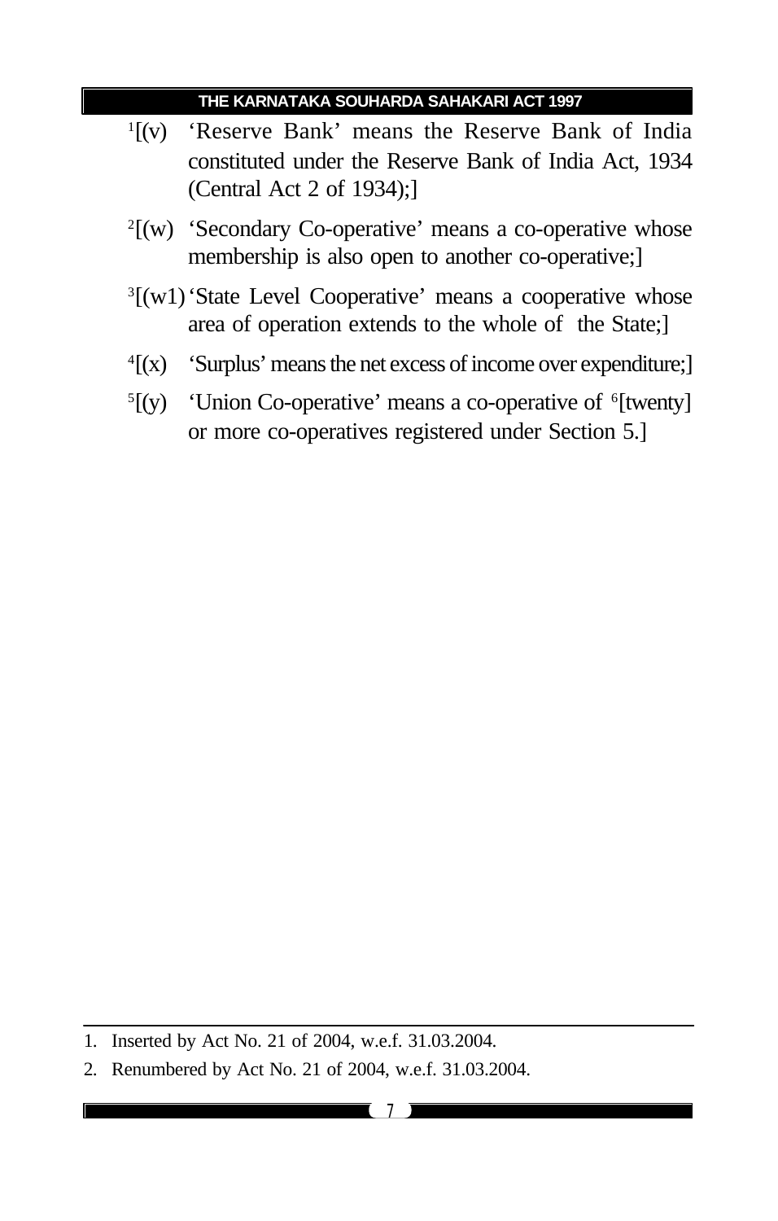[1][(v) 'Reserve Bank' means the Reserve Bank of India constituted under the Reserve Bank of India Act, 1934 (Central Act 2 of 1934);]

[2][(w) 'Secondary Co-operative' means a co-operative whose membership is also open to another co-operative;]

[3][(w1) 'State Level Cooperative' means a cooperative whose area of operation extends to the whole of the State;]

[4][(x) 'Surplus' means the net excess of income over expenditure;]

[5][(y) 'Union Co-operative' means a co-operative of [6][twenty] or more co-operatives registered under Section 5.]

---

1. Inserted by Act No. 21 of 2004, w.e.f. 31.03.2004.
2. Renumbered by Act No. 21 of 2004, w.e.f. 31.03.2004.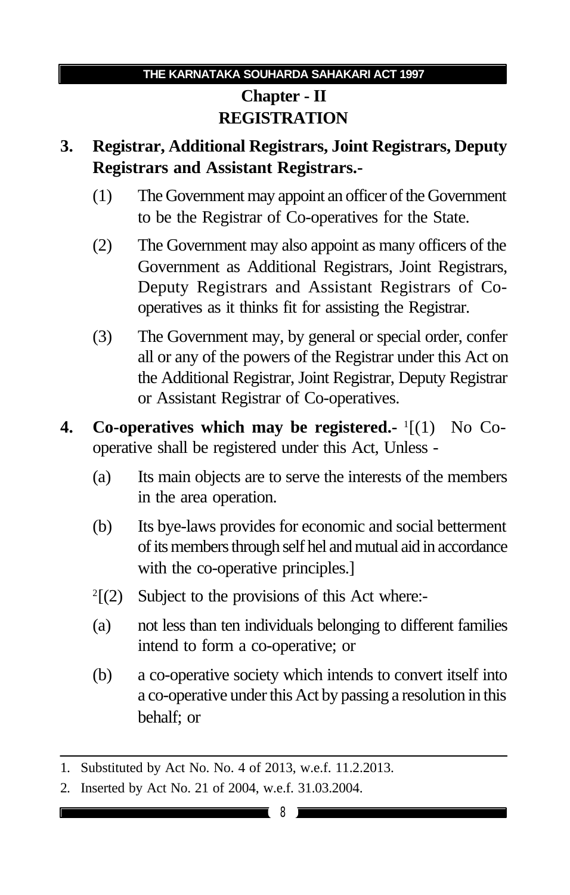## Chapter - II
## REGISTRATION

**3. Registrar, Additional Registrars, Joint Registrars, Deputy Registrars and Assistant Registrars.-**

(1) The Government may appoint an officer of the Government to be the Registrar of Co-operatives for the State.

(2) The Government may also appoint as many officers of the Government as Additional Registrars, Joint Registrars, Deputy Registrars and Assistant Registrars of Co-operatives as it thinks fit for assisting the Registrar.

(3) The Government may, by general or special order, confer all or any of the powers of the Registrar under this Act on the Additional Registrar, Joint Registrar, Deputy Registrar or Assistant Registrar of Co-operatives.

**4. Co-operatives which may be registered.-** [1][(1) No Co-operative shall be registered under this Act, Unless -

(a) Its main objects are to serve the interests of the members in the area operation.

(b) Its bye-laws provides for economic and social betterment of its members through self hel and mutual aid in accordance with the co-operative principles.]

[2][(2) Subject to the provisions of this Act where:-

(a) not less than ten individuals belonging to different families intend to form a co-operative; or

(b) a co-operative society which intends to convert itself into a co-operative under this Act by passing a resolution in this behalf; or

---

1. Substituted by Act No. No. 4 of 2013, w.e.f. 11.2.2013.
2. Inserted by Act No. 21 of 2004, w.e.f. 31.03.2004.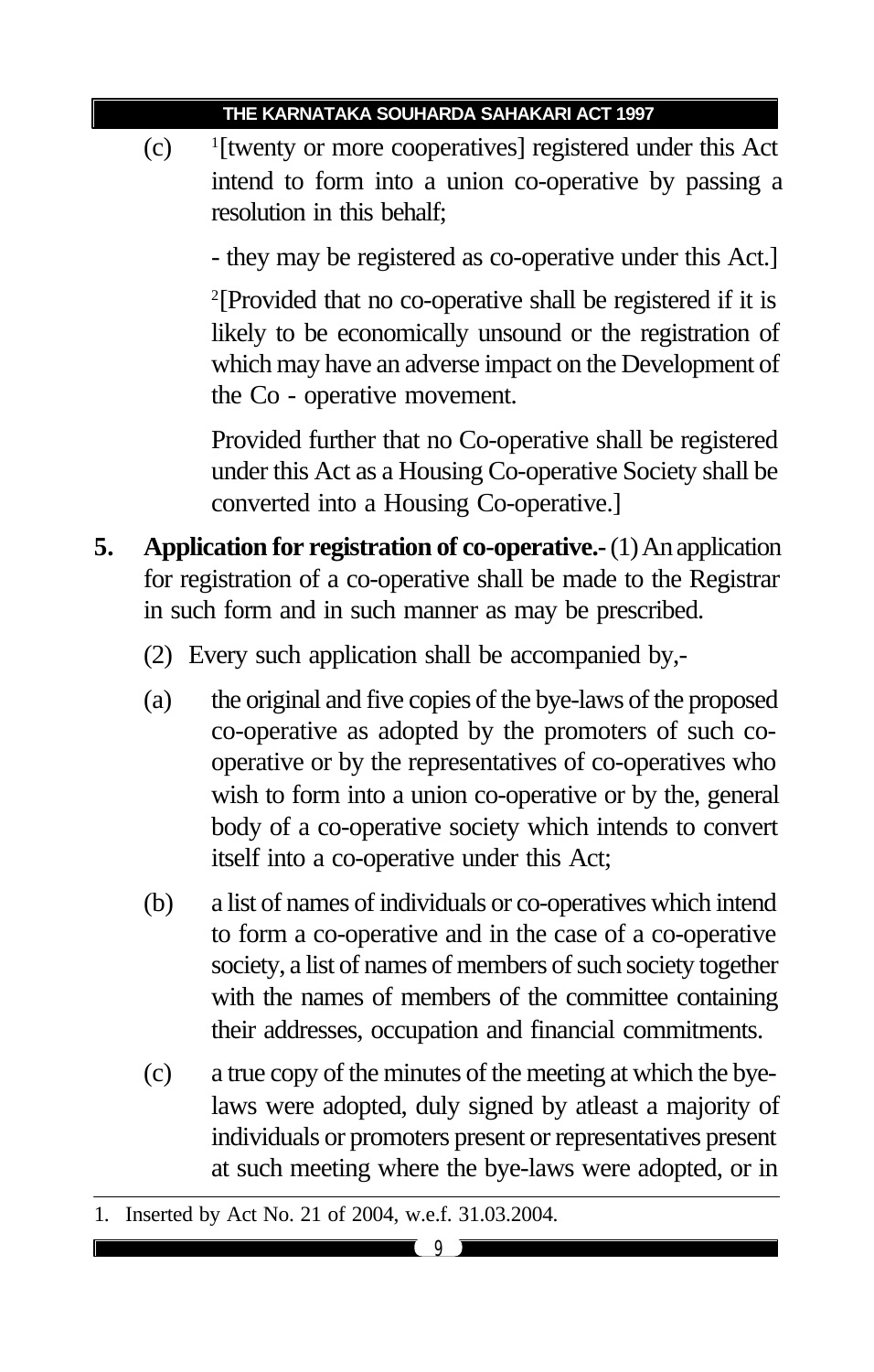(c) [1][twenty or more cooperatives] registered under this Act intend to form into a union co-operative by passing a resolution in this behalf;

- they may be registered as co-operative under this Act.]

[2][Provided that no co-operative shall be registered if it is likely to be economically unsound or the registration of which may have an adverse impact on the Development of the Co - operative movement.

Provided further that no Co-operative shall be registered under this Act as a Housing Co-operative Society shall be converted into a Housing Co-operative.]

**5. Application for registration of co-operative.-** (1) An application for registration of a co-operative shall be made to the Registrar in such form and in such manner as may be prescribed.

(2) Every such application shall be accompanied by,-

(a) the original and five copies of the bye-laws of the proposed co-operative as adopted by the promoters of such co-operative or by the representatives of co-operatives who wish to form into a union co-operative or by the, general body of a co-operative society which intends to convert itself into a co-operative under this Act;

(b) a list of names of individuals or co-operatives which intend to form a co-operative and in the case of a co-operative society, a list of names of members of such society together with the names of members of the committee containing their addresses, occupation and financial commitments.

(c) a true copy of the minutes of the meeting at which the bye-laws were adopted, duly signed by atleast a majority of individuals or promoters present or representatives present at such meeting where the bye-laws were adopted, or in

---

1. Inserted by Act No. 21 of 2004, w.e.f. 31.03.2004.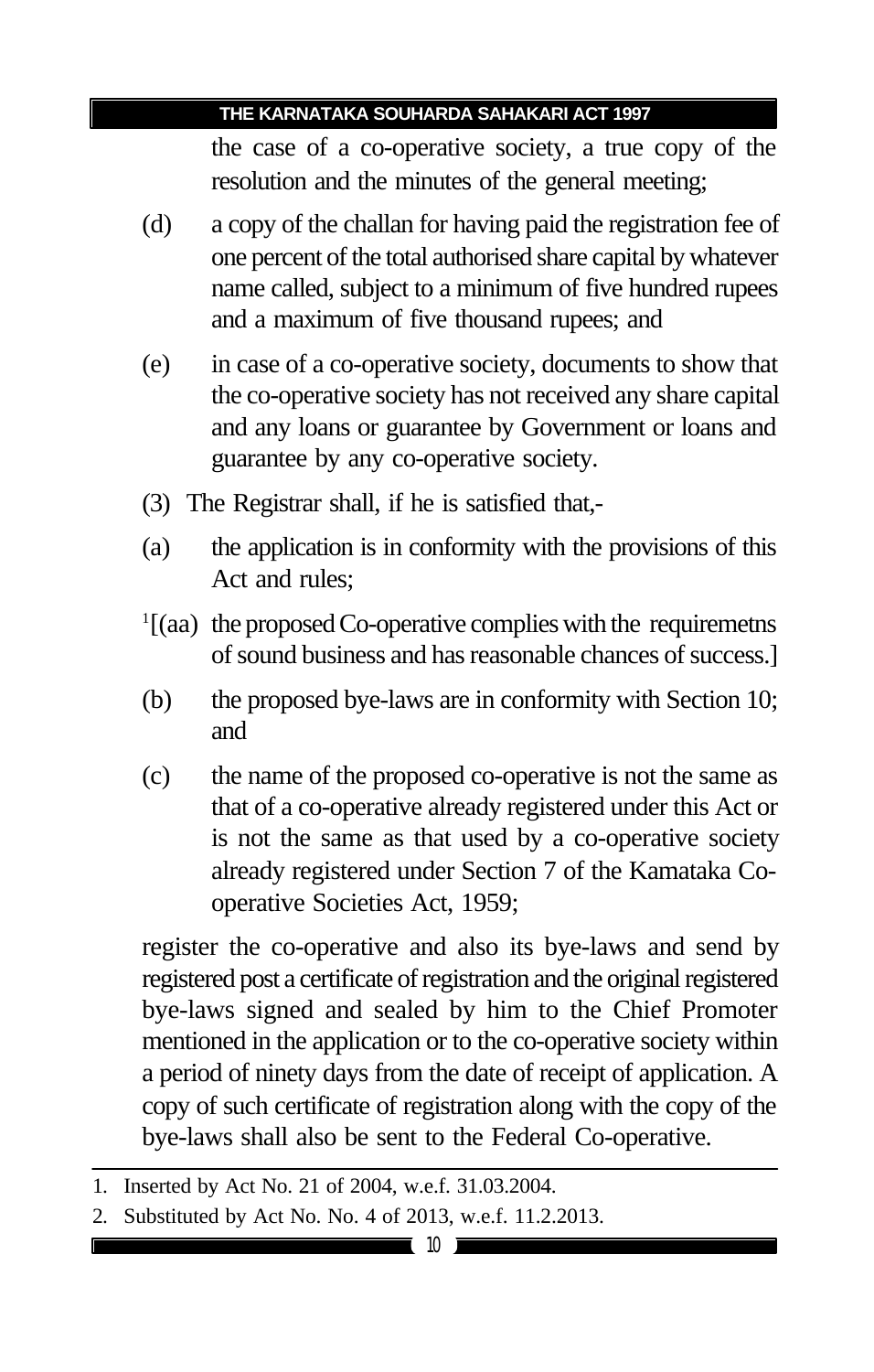the case of a co-operative society, a true copy of the resolution and the minutes of the general meeting;

(d) a copy of the challan for having paid the registration fee of one percent of the total authorised share capital by whatever name called, subject to a minimum of five hundred rupees and a maximum of five thousand rupees; and

(e) in case of a co-operative society, documents to show that the co-operative society has not received any share capital and any loans or guarantee by Government or loans and guarantee by any co-operative society.

(3) The Registrar shall, if he is satisfied that,-

(a) the application is in conformity with the provisions of this Act and rules;

[1][(aa) the proposed Co-operative complies with the requiremetns of sound business and has reasonable chances of success.]

(b) the proposed bye-laws are in conformity with Section 10; and

(c) the name of the proposed co-operative is not the same as that of a co-operative already registered under this Act or is not the same as that used by a co-operative society already registered under Section 7 of the Kamataka Co-operative Societies Act, 1959;

register the co-operative and also its bye-laws and send by registered post a certificate of registration and the original registered bye-laws signed and sealed by him to the Chief Promoter mentioned in the application or to the co-operative society within a period of ninety days from the date of receipt of application. A copy of such certificate of registration along with the copy of the bye-laws shall also be sent to the Federal Co-operative.

---

1. Inserted by Act No. 21 of 2004, w.e.f. 31.03.2004.
2. Substituted by Act No. No. 4 of 2013, w.e.f. 11.2.2013.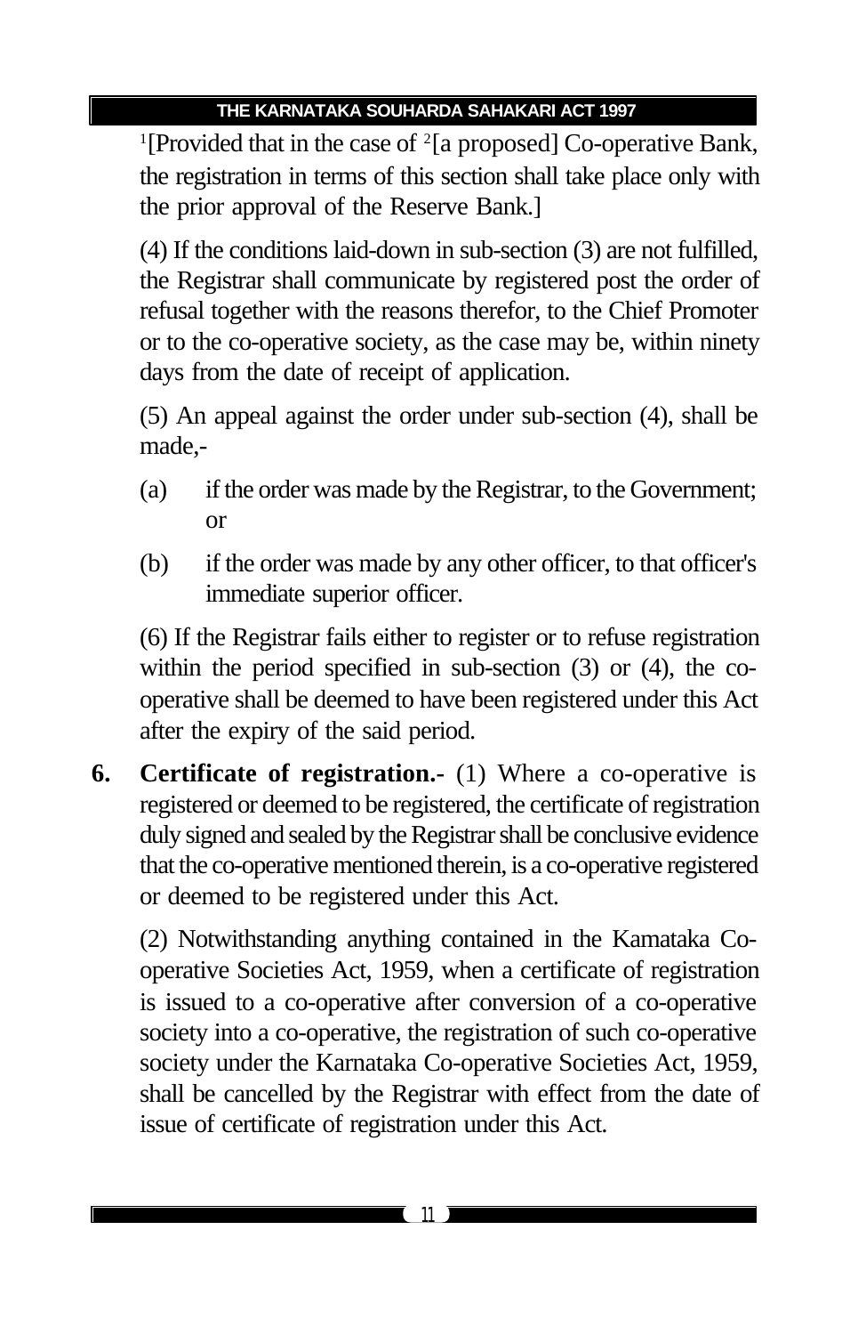[1][Provided that in the case of [2][a proposed] Co-operative Bank, the registration in terms of this section shall take place only with the prior approval of the Reserve Bank.]

(4) If the conditions laid-down in sub-section (3) are not fulfilled, the Registrar shall communicate by registered post the order of refusal together with the reasons therefor, to the Chief Promoter or to the co-operative society, as the case may be, within ninety days from the date of receipt of application.

(5) An appeal against the order under sub-section (4), shall be made,-

(a) if the order was made by the Registrar, to the Government; or

(b) if the order was made by any other officer, to that officer's immediate superior officer.

(6) If the Registrar fails either to register or to refuse registration within the period specified in sub-section (3) or (4), the co-operative shall be deemed to have been registered under this Act after the expiry of the said period.

**6. Certificate of registration.-** (1) Where a co-operative is registered or deemed to be registered, the certificate of registration duly signed and sealed by the Registrar shall be conclusive evidence that the co-operative mentioned therein, is a co-operative registered or deemed to be registered under this Act.

(2) Notwithstanding anything contained in the Kamataka Co-operative Societies Act, 1959, when a certificate of registration is issued to a co-operative after conversion of a co-operative society into a co-operative, the registration of such co-operative society under the Karnataka Co-operative Societies Act, 1959, shall be cancelled by the Registrar with effect from the date of issue of certificate of registration under this Act.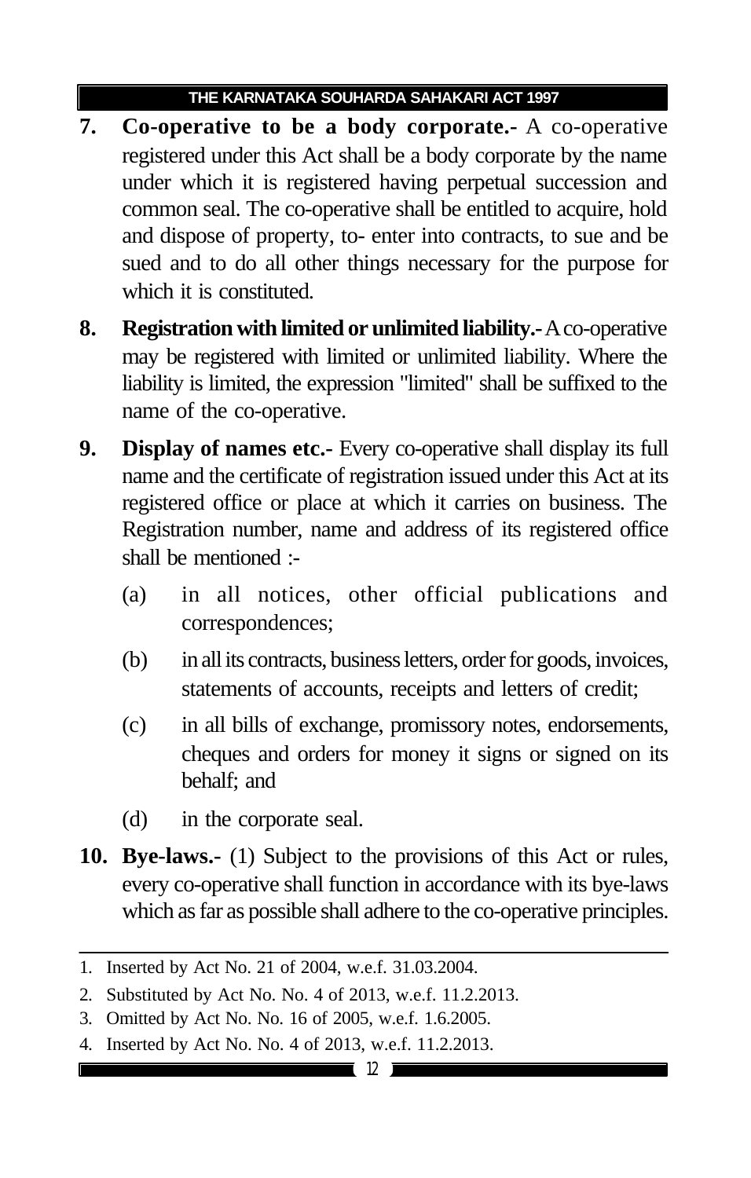**7. Co-operative to be a body corporate.-** A co-operative registered under this Act shall be a body corporate by the name under which it is registered having perpetual succession and common seal. The co-operative shall be entitled to acquire, hold and dispose of property, to- enter into contracts, to sue and be sued and to do all other things necessary for the purpose for which it is constituted.

**8. Registration with limited or unlimited liability.-** A co-operative may be registered with limited or unlimited liability. Where the liability is limited, the expression "limited" shall be suffixed to the name of the co-operative.

**9. Display of names etc.-** Every co-operative shall display its full name and the certificate of registration issued under this Act at its registered office or place at which it carries on business. The Registration number, name and address of its registered office shall be mentioned :-

(a) in all notices, other official publications and correspondences;

(b) in all its contracts, business letters, order for goods, invoices, statements of accounts, receipts and letters of credit;

(c) in all bills of exchange, promissory notes, endorsements, cheques and orders for money it signs or signed on its behalf; and

(d) in the corporate seal.

**10. Bye-laws.-** (1) Subject to the provisions of this Act or rules, every co-operative shall function in accordance with its bye-laws which as far as possible shall adhere to the co-operative principles.

---

1. Inserted by Act No. 21 of 2004, w.e.f. 31.03.2004.
2. Substituted by Act No. No. 4 of 2013, w.e.f. 11.2.2013.
3. Omitted by Act No. No. 16 of 2005, w.e.f. 1.6.2005.
4. Inserted by Act No. No. 4 of 2013, w.e.f. 11.2.2013.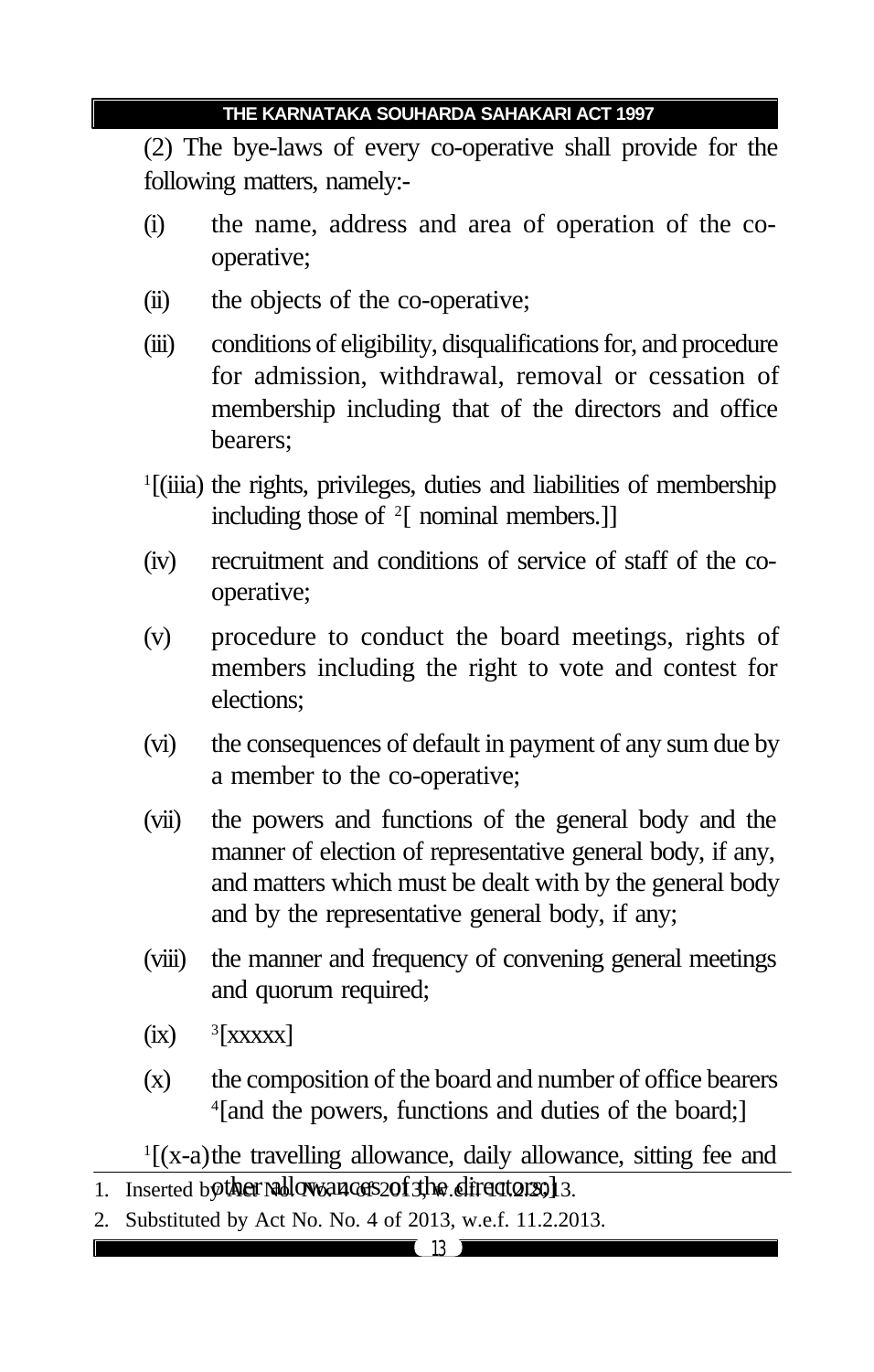(2) The bye-laws of every co-operative shall provide for the following matters, namely:-

(i) the name, address and area of operation of the co-operative;

(ii) the objects of the co-operative;

(iii) conditions of eligibility, disqualifications for, and procedure for admission, withdrawal, removal or cessation of membership including that of the directors and office bearers;

[1][(iiia) the rights, privileges, duties and liabilities of membership including those of [2][ nominal members.]]

(iv) recruitment and conditions of service of staff of the co-operative;

(v) procedure to conduct the board meetings, rights of members including the right to vote and contest for elections;

(vi) the consequences of default in payment of any sum due by a member to the co-operative;

(vii) the powers and functions of the general body and the manner of election of representative general body, if any, and matters which must be dealt with by the general body and by the representative general body, if any;

(viii) the manner and frequency of convening general meetings and quorum required;

(ix) [3][xxxxx]

(x) the composition of the board and number of office bearers [4][and the powers, functions and duties of the board;]

[1][(x-a) the travelling allowance, daily allowance, sitting fee and other allowances of the directors;]

1. Inserted by Act No. No. 4 of 2013, w.e.f. 11.2.2013.
2. Substituted by Act No. No. 4 of 2013, w.e.f. 11.2.2013.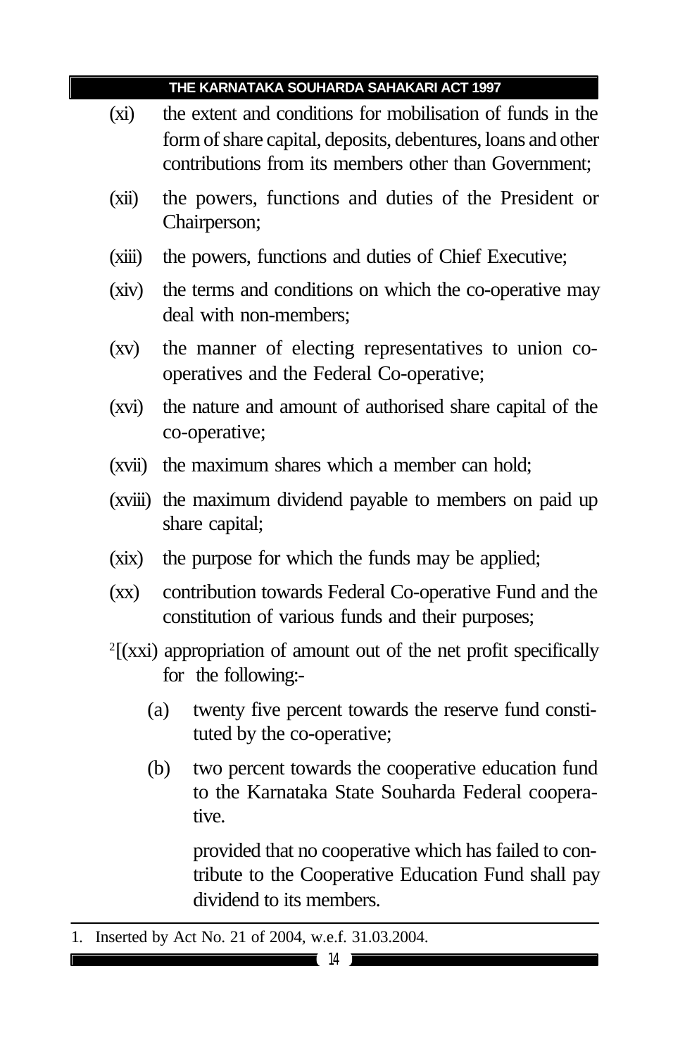(xi) the extent and conditions for mobilisation of funds in the form of share capital, deposits, debentures, loans and other contributions from its members other than Government;

(xii) the powers, functions and duties of the President or Chairperson;

(xiii) the powers, functions and duties of Chief Executive;

(xiv) the terms and conditions on which the co-operative may deal with non-members;

(xv) the manner of electing representatives to union co-operatives and the Federal Co-operative;

(xvi) the nature and amount of authorised share capital of the co-operative;

(xvii) the maximum shares which a member can hold;

(xviii) the maximum dividend payable to members on paid up share capital;

(xix) the purpose for which the funds may be applied;

(xx) contribution towards Federal Co-operative Fund and the constitution of various funds and their purposes;

[2][(xxi) appropriation of amount out of the net profit specifically for the following:-

(a) twenty five percent towards the reserve fund constituted by the co-operative;

(b) two percent towards the cooperative education fund to the Karnataka State Souharda Federal cooperative.

provided that no cooperative which has failed to contribute to the Cooperative Education Fund shall pay dividend to its members.

---

1. Inserted by Act No. 21 of 2004, w.e.f. 31.03.2004.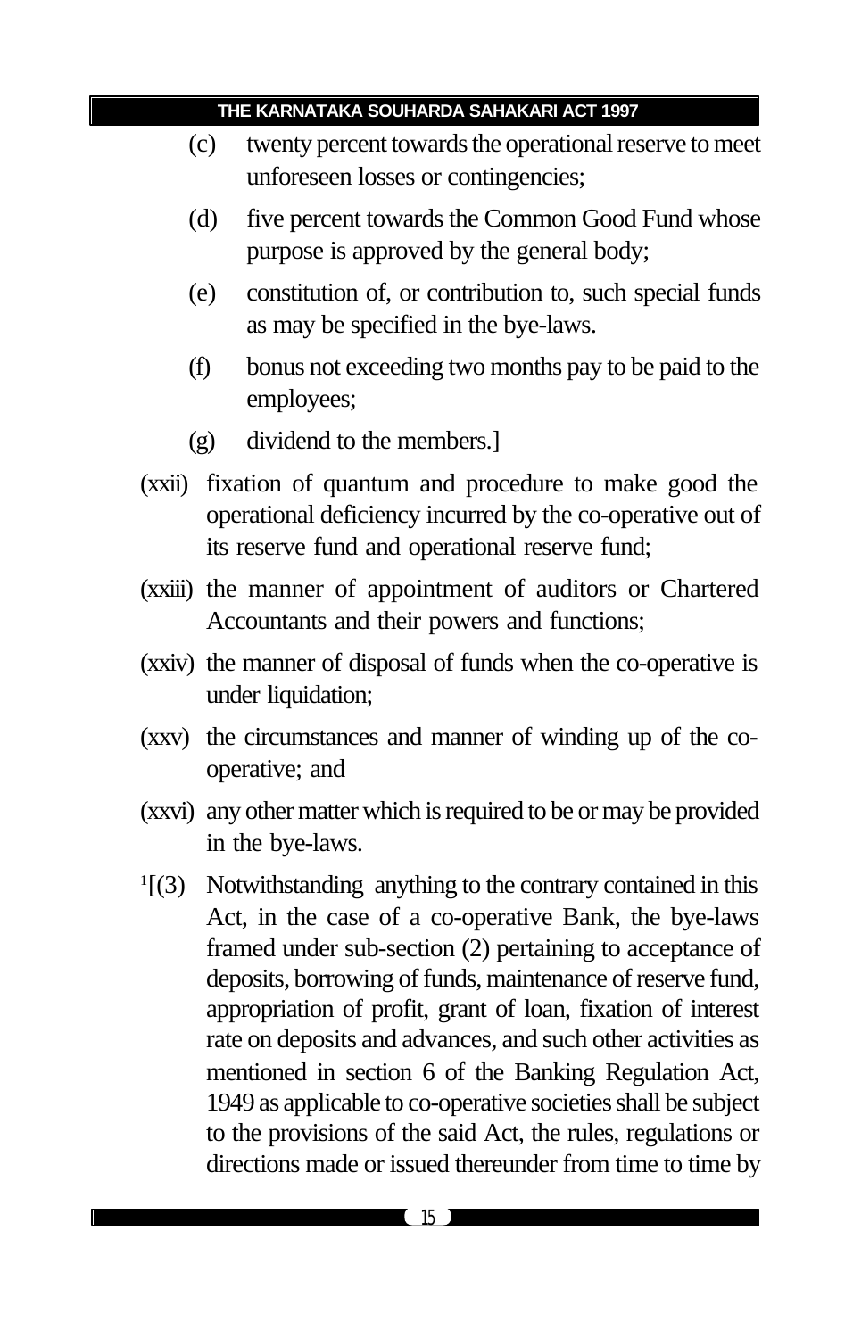(c) twenty percent towards the operational reserve to meet unforeseen losses or contingencies;

(d) five percent towards the Common Good Fund whose purpose is approved by the general body;

(e) constitution of, or contribution to, such special funds as may be specified in the bye-laws.

(f) bonus not exceeding two months pay to be paid to the employees;

(g) dividend to the members.]

(xxii) fixation of quantum and procedure to make good the operational deficiency incurred by the co-operative out of its reserve fund and operational reserve fund;

(xxiii) the manner of appointment of auditors or Chartered Accountants and their powers and functions;

(xxiv) the manner of disposal of funds when the co-operative is under liquidation;

(xxv) the circumstances and manner of winding up of the co-operative; and

(xxvi) any other matter which is required to be or may be provided in the bye-laws.

[1][(3) Notwithstanding anything to the contrary contained in this Act, in the case of a co-operative Bank, the bye-laws framed under sub-section (2) pertaining to acceptance of deposits, borrowing of funds, maintenance of reserve fund, appropriation of profit, grant of loan, fixation of interest rate on deposits and advances, and such other activities as mentioned in section 6 of the Banking Regulation Act, 1949 as applicable to co-operative societies shall be subject to the provisions of the said Act, the rules, regulations or directions made or issued thereunder from time to time by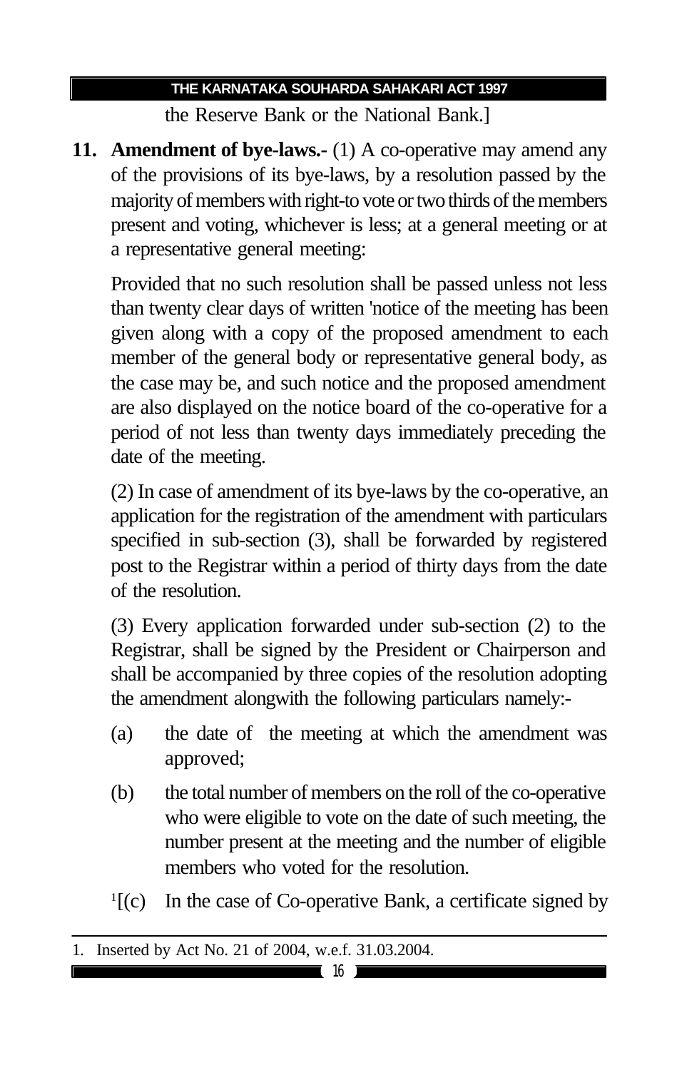the Reserve Bank or the National Bank.]

**11. Amendment of bye-laws.-** (1) A co-operative may amend any of the provisions of its bye-laws, by a resolution passed by the majority of members with right-to vote or two thirds of the members present and voting, whichever is less; at a general meeting or at a representative general meeting:

Provided that no such resolution shall be passed unless not less than twenty clear days of written 'notice of the meeting has been given along with a copy of the proposed amendment to each member of the general body or representative general body, as the case may be, and such notice and the proposed amendment are also displayed on the notice board of the co-operative for a period of not less than twenty days immediately preceding the date of the meeting.

(2) In case of amendment of its bye-laws by the co-operative, an application for the registration of the amendment with particulars specified in sub-section (3), shall be forwarded by registered post to the Registrar within a period of thirty days from the date of the resolution.

(3) Every application forwarded under sub-section (2) to the Registrar, shall be signed by the President or Chairperson and shall be accompanied by three copies of the resolution adopting the amendment alongwith the following particulars namely:-

(a) the date of the meeting at which the amendment was approved;

(b) the total number of members on the roll of the co-operative who were eligible to vote on the date of such meeting, the number present at the meeting and the number of eligible members who voted for the resolution.

[1][(c) In the case of Co-operative Bank, a certificate signed by

---

1. Inserted by Act No. 21 of 2004, w.e.f. 31.03.2004.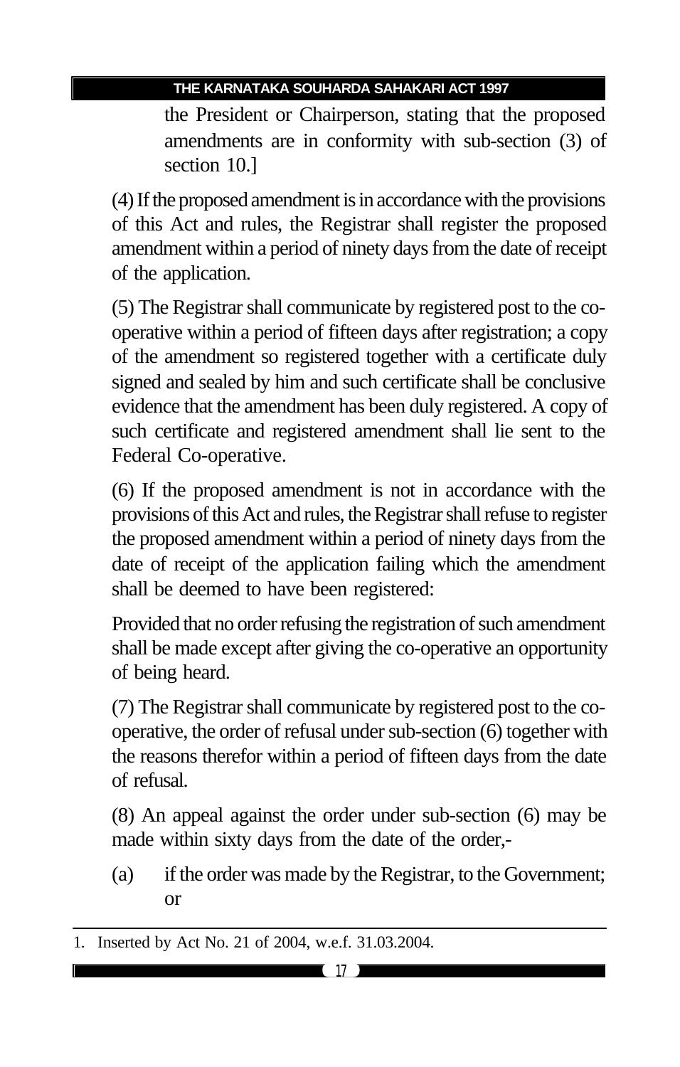the President or Chairperson, stating that the proposed amendments are in conformity with sub-section (3) of section 10.]

(4) If the proposed amendment is in accordance with the provisions of this Act and rules, the Registrar shall register the proposed amendment within a period of ninety days from the date of receipt of the application.

(5) The Registrar shall communicate by registered post to the co-operative within a period of fifteen days after registration; a copy of the amendment so registered together with a certificate duly signed and sealed by him and such certificate shall be conclusive evidence that the amendment has been duly registered. A copy of such certificate and registered amendment shall lie sent to the Federal Co-operative.

(6) If the proposed amendment is not in accordance with the provisions of this Act and rules, the Registrar shall refuse to register the proposed amendment within a period of ninety days from the date of receipt of the application failing which the amendment shall be deemed to have been registered:

Provided that no order refusing the registration of such amendment shall be made except after giving the co-operative an opportunity of being heard.

(7) The Registrar shall communicate by registered post to the co-operative, the order of refusal under sub-section (6) together with the reasons therefor within a period of fifteen days from the date of refusal.

(8) An appeal against the order under sub-section (6) may be made within sixty days from the date of the order,-

(a) if the order was made by the Registrar, to the Government; or

---

1. Inserted by Act No. 21 of 2004, w.e.f. 31.03.2004.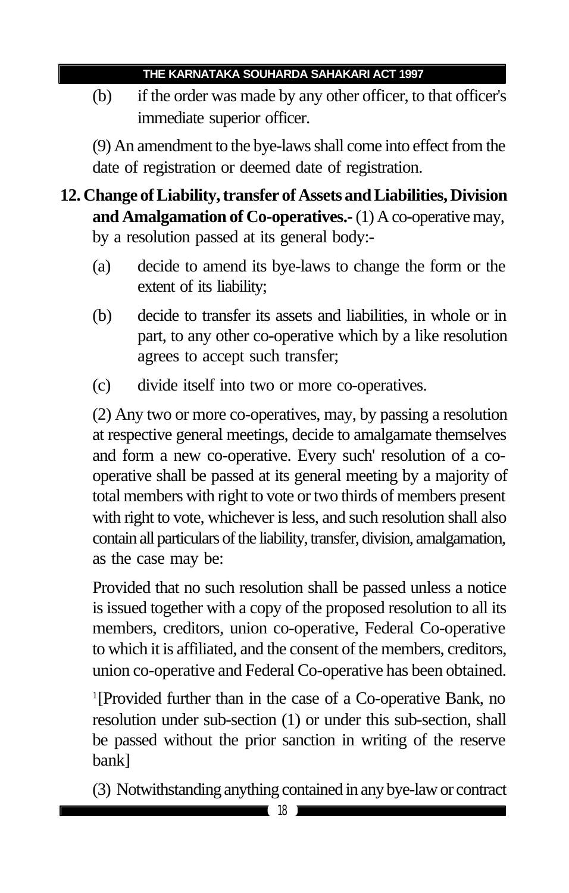(b) if the order was made by any other officer, to that officer's immediate superior officer.

(9) An amendment to the bye-laws shall come into effect from the date of registration or deemed date of registration.

**12. Change of Liability, transfer of Assets and Liabilities, Division and Amalgamation of Co-operatives.-** (1) A co-operative may, by a resolution passed at its general body:-

(a) decide to amend its bye-laws to change the form or the extent of its liability;

(b) decide to transfer its assets and liabilities, in whole or in part, to any other co-operative which by a like resolution agrees to accept such transfer;

(c) divide itself into two or more co-operatives.

(2) Any two or more co-operatives, may, by passing a resolution at respective general meetings, decide to amalgamate themselves and form a new co-operative. Every such' resolution of a co-operative shall be passed at its general meeting by a majority of total members with right to vote or two thirds of members present with right to vote, whichever is less, and such resolution shall also contain all particulars of the liability, transfer, division, amalgamation, as the case may be:

Provided that no such resolution shall be passed unless a notice is issued together with a copy of the proposed resolution to all its members, creditors, union co-operative, Federal Co-operative to which it is affiliated, and the consent of the members, creditors, union co-operative and Federal Co-operative has been obtained.

[1][Provided further than in the case of a Co-operative Bank, no resolution under sub-section (1) or under this sub-section, shall be passed without the prior sanction in writing of the reserve bank]

(3) Notwithstanding anything contained in any bye-law or contract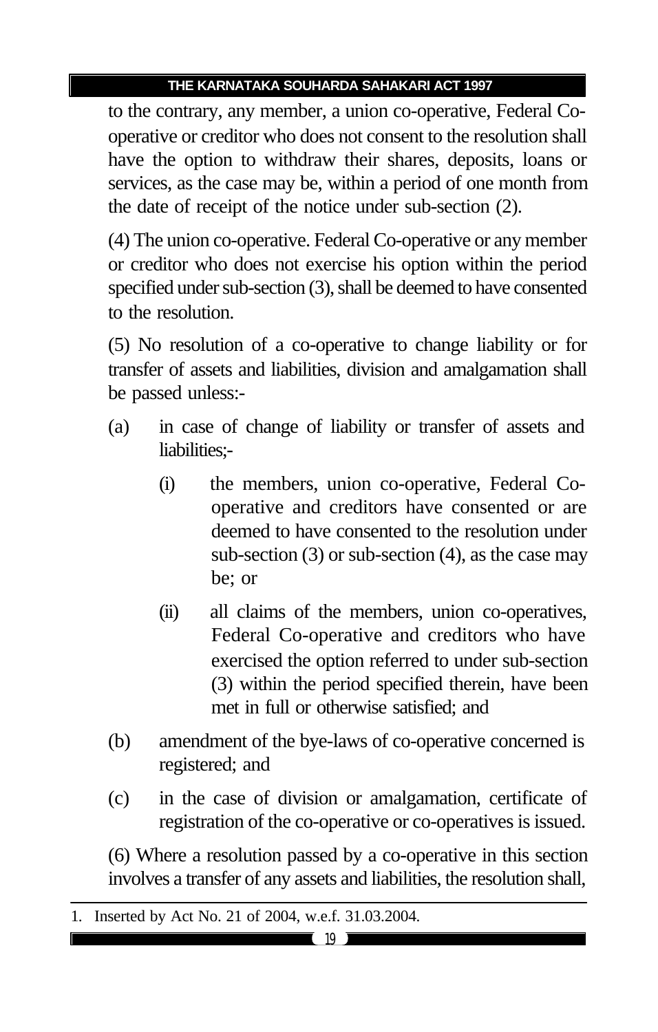to the contrary, any member, a union co-operative, Federal Co-operative or creditor who does not consent to the resolution shall have the option to withdraw their shares, deposits, loans or services, as the case may be, within a period of one month from the date of receipt of the notice under sub-section (2).

(4) The union co-operative. Federal Co-operative or any member or creditor who does not exercise his option within the period specified under sub-section (3), shall be deemed to have consented to the resolution.

(5) No resolution of a co-operative to change liability or for transfer of assets and liabilities, division and amalgamation shall be passed unless:-

(a) in case of change of liability or transfer of assets and liabilities;-

 (i) the members, union co-operative, Federal Co-operative and creditors have consented or are deemed to have consented to the resolution under sub-section (3) or sub-section (4), as the case may be; or

 (ii) all claims of the members, union co-operatives, Federal Co-operative and creditors who have exercised the option referred to under sub-section (3) within the period specified therein, have been met in full or otherwise satisfied; and

(b) amendment of the bye-laws of co-operative concerned is registered; and

(c) in the case of division or amalgamation, certificate of registration of the co-operative or co-operatives is issued.

(6) Where a resolution passed by a co-operative in this section involves a transfer of any assets and liabilities, the resolution shall,

---

1. Inserted by Act No. 21 of 2004, w.e.f. 31.03.2004.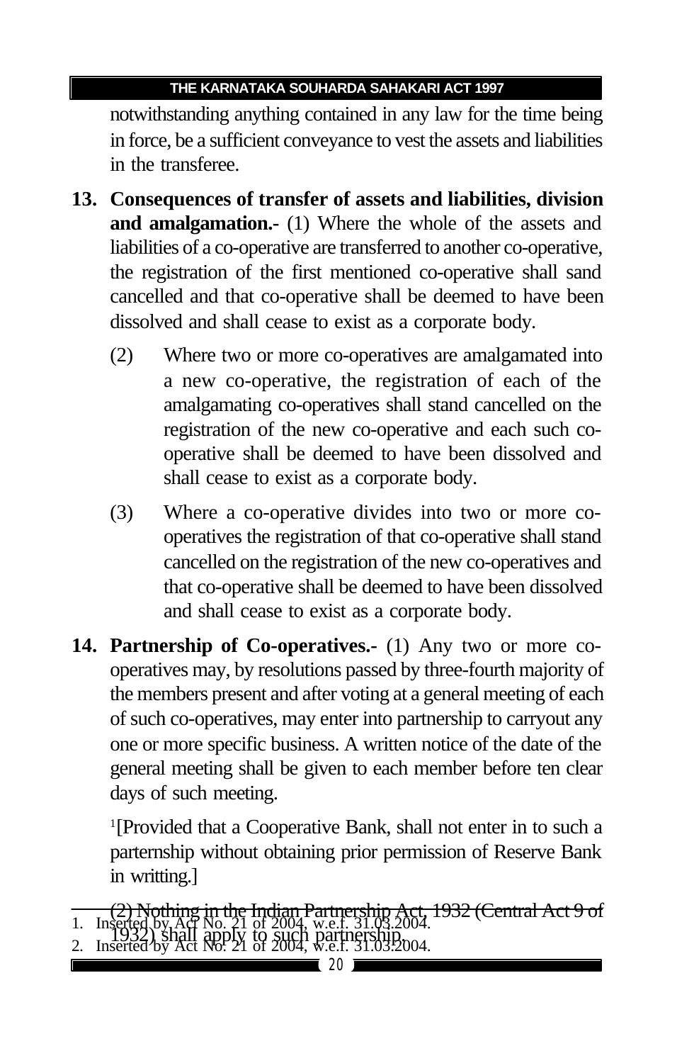notwithstanding anything contained in any law for the time being in force, be a sufficient conveyance to vest the assets and liabilities in the transferee.

**13. Consequences of transfer of assets and liabilities, division and amalgamation.-** (1) Where the whole of the assets and liabilities of a co-operative are transferred to another co-operative, the registration of the first mentioned co-operative shall sand cancelled and that co-operative shall be deemed to have been dissolved and shall cease to exist as a corporate body.

(2) Where two or more co-operatives are amalgamated into a new co-operative, the registration of each of the amalgamating co-operatives shall stand cancelled on the registration of the new co-operative and each such co-operative shall be deemed to have been dissolved and shall cease to exist as a corporate body.

(3) Where a co-operative divides into two or more co-operatives the registration of that co-operative shall stand cancelled on the registration of the new co-operatives and that co-operative shall be deemed to have been dissolved and shall cease to exist as a corporate body.

**14. Partnership of Co-operatives.-** (1) Any two or more co-operatives may, by resolutions passed by three-fourth majority of the members present and after voting at a general meeting of each of such co-operatives, may enter into partnership to carryout any one or more specific business. A written notice of the date of the general meeting shall be given to each member before ten clear days of such meeting.

[1][Provided that a Cooperative Bank, shall not enter in to such a parternship without obtaining prior permission of Reserve Bank in writting.]

(2) Nothing in the Indian Partnership Act, 1932 (Central Act 9 of 1932) shall apply to such partnership.

1. Inserted by Act No. 21 of 2004, w.e.f. 31.03.2004.
2. Inserted by Act No. 21 of 2004, w.e.f. 31.03.2004.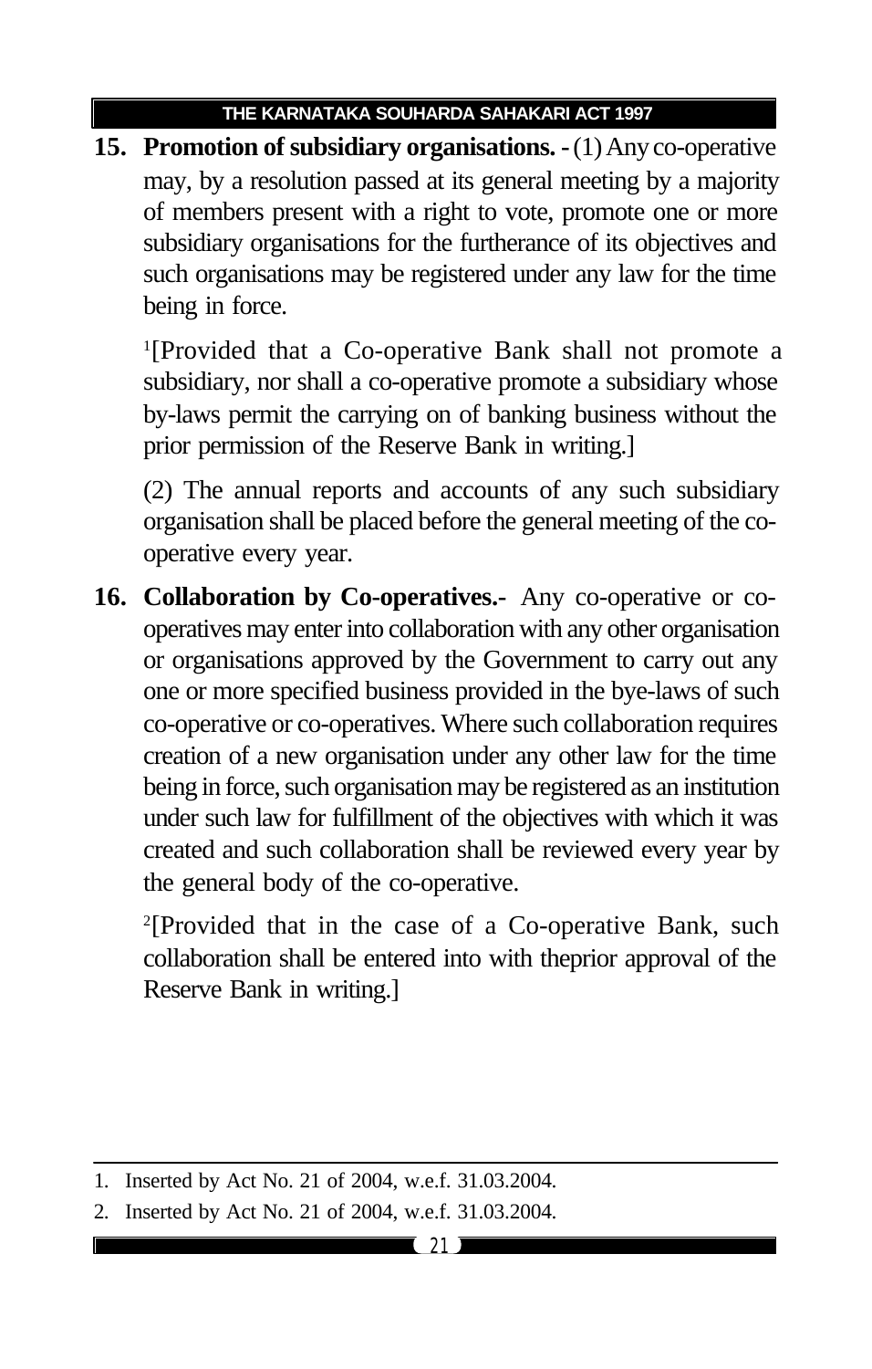**15. Promotion of subsidiary organisations. -** (1) Any co-operative may, by a resolution passed at its general meeting by a majority of members present with a right to vote, promote one or more subsidiary organisations for the furtherance of its objectives and such organisations may be registered under any law for the time being in force.

[1][Provided that a Co-operative Bank shall not promote a subsidiary, nor shall a co-operative promote a subsidiary whose by-laws permit the carrying on of banking business without the prior permission of the Reserve Bank in writing.]

(2) The annual reports and accounts of any such subsidiary organisation shall be placed before the general meeting of the co-operative every year.

**16. Collaboration by Co-operatives.-** Any co-operative or co-operatives may enter into collaboration with any other organisation or organisations approved by the Government to carry out any one or more specified business provided in the bye-laws of such co-operative or co-operatives. Where such collaboration requires creation of a new organisation under any other law for the time being in force, such organisation may be registered as an institution under such law for fulfillment of the objectives with which it was created and such collaboration shall be reviewed every year by the general body of the co-operative.

[2][Provided that in the case of a Co-operative Bank, such collaboration shall be entered into with theprior approval of the Reserve Bank in writing.]

---

1. Inserted by Act No. 21 of 2004, w.e.f. 31.03.2004.
2. Inserted by Act No. 21 of 2004, w.e.f. 31.03.2004.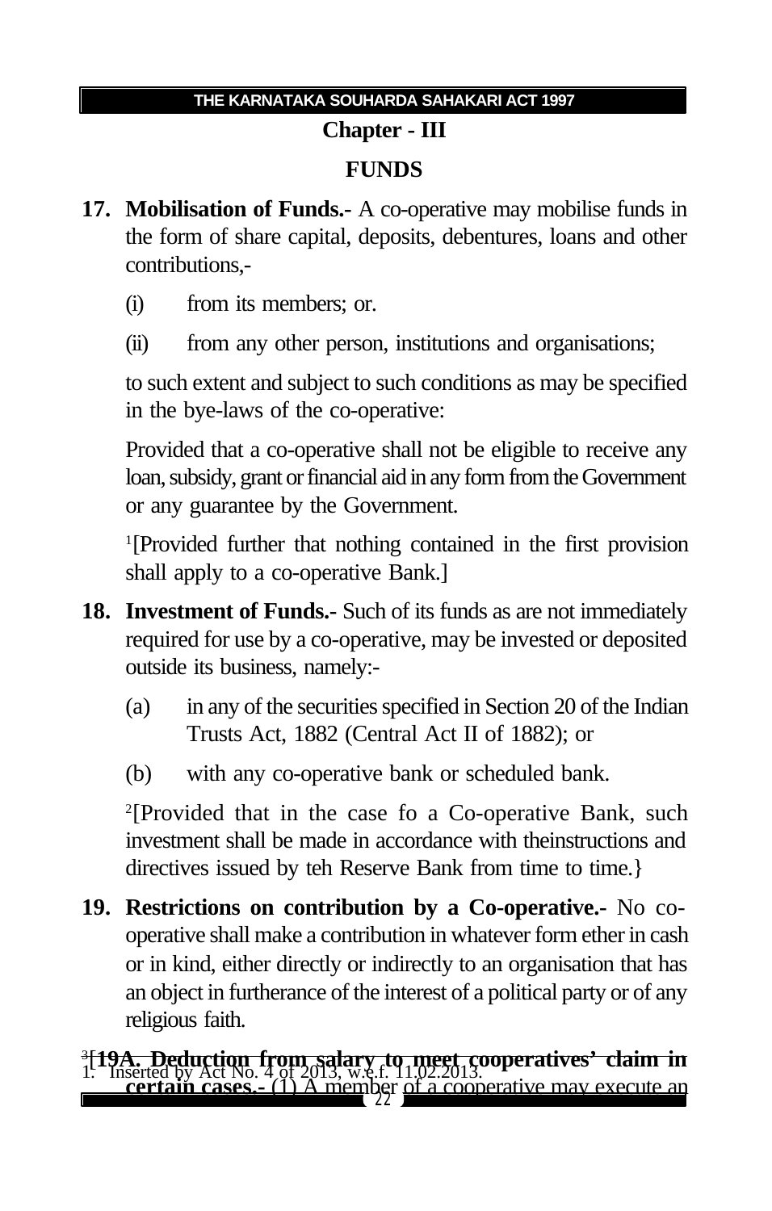## Chapter - III

## FUNDS

**17. Mobilisation of Funds.-** A co-operative may mobilise funds in the form of share capital, deposits, debentures, loans and other contributions,-

(i) from its members; or.

(ii) from any other person, institutions and organisations;

to such extent and subject to such conditions as may be specified in the bye-laws of the co-operative:

Provided that a co-operative shall not be eligible to receive any loan, subsidy, grant or financial aid in any form from the Government or any guarantee by the Government.

[1][Provided further that nothing contained in the first provision shall apply to a co-operative Bank.]

**18. Investment of Funds.-** Such of its funds as are not immediately required for use by a co-operative, may be invested or deposited outside its business, namely:-

(a) in any of the securities specified in Section 20 of the Indian Trusts Act, 1882 (Central Act II of 1882); or

(b) with any co-operative bank or scheduled bank.

[2][Provided that in the case fo a Co-operative Bank, such investment shall be made in accordance with theinstructions and directives issued by teh Reserve Bank from time to time.}

**19. Restrictions on contribution by a Co-operative.-** No co-operative shall make a contribution in whatever form ether in cash or in kind, either directly or indirectly to an organisation that has an object in furtherance of the interest of a political party or of any religious faith.

[3][**19A. Deduction from salary to meet cooperatives' claim in certain cases.-** (1) A member of a cooperative may execute an

1. Inserted by Act No. 4 of 2013, w.e.f. 11.02.2013.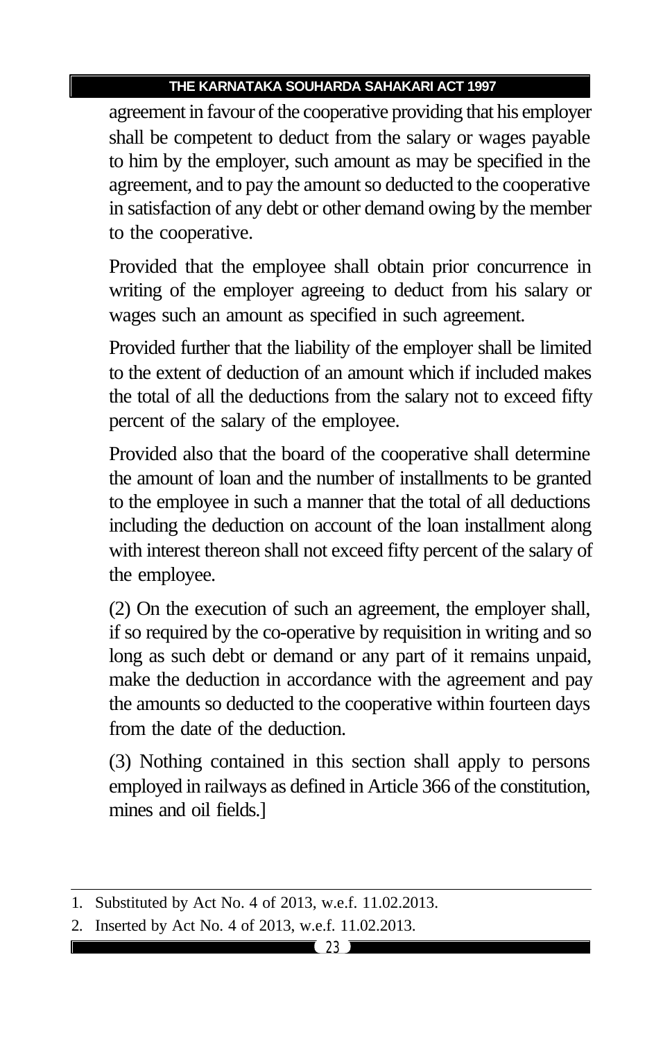agreement in favour of the cooperative providing that his employer shall be competent to deduct from the salary or wages payable to him by the employer, such amount as may be specified in the agreement, and to pay the amount so deducted to the cooperative in satisfaction of any debt or other demand owing by the member to the cooperative.

Provided that the employee shall obtain prior concurrence in writing of the employer agreeing to deduct from his salary or wages such an amount as specified in such agreement.

Provided further that the liability of the employer shall be limited to the extent of deduction of an amount which if included makes the total of all the deductions from the salary not to exceed fifty percent of the salary of the employee.

Provided also that the board of the cooperative shall determine the amount of loan and the number of installments to be granted to the employee in such a manner that the total of all deductions including the deduction on account of the loan installment along with interest thereon shall not exceed fifty percent of the salary of the employee.

(2) On the execution of such an agreement, the employer shall, if so required by the co-operative by requisition in writing and so long as such debt or demand or any part of it remains unpaid, make the deduction in accordance with the agreement and pay the amounts so deducted to the cooperative within fourteen days from the date of the deduction.

(3) Nothing contained in this section shall apply to persons employed in railways as defined in Article 366 of the constitution, mines and oil fields.]

---

1. Substituted by Act No. 4 of 2013, w.e.f. 11.02.2013.
2. Inserted by Act No. 4 of 2013, w.e.f. 11.02.2013.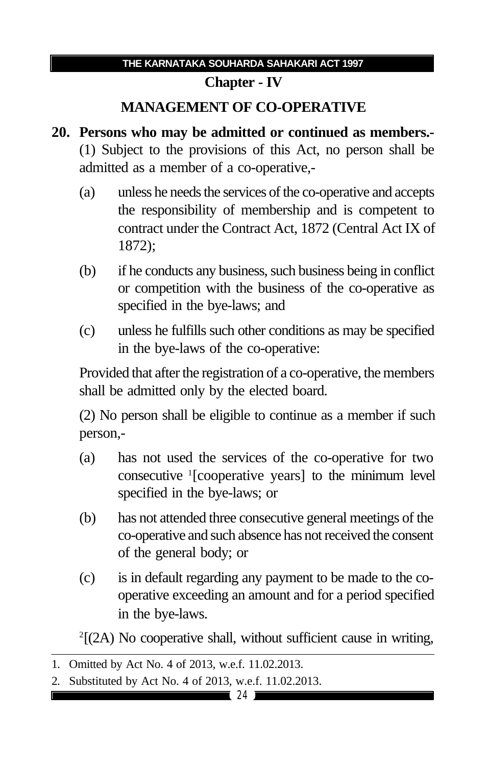## Chapter - IV

## MANAGEMENT OF CO-OPERATIVE

**20. Persons who may be admitted or continued as members.-** (1) Subject to the provisions of this Act, no person shall be admitted as a member of a co-operative,-

(a) unless he needs the services of the co-operative and accepts the responsibility of membership and is competent to contract under the Contract Act, 1872 (Central Act IX of 1872);

(b) if he conducts any business, such business being in conflict or competition with the business of the co-operative as specified in the bye-laws; and

(c) unless he fulfills such other conditions as may be specified in the bye-laws of the co-operative:

Provided that after the registration of a co-operative, the members shall be admitted only by the elected board.

(2) No person shall be eligible to continue as a member if such person,-

(a) has not used the services of the co-operative for two consecutive [1][cooperative years] to the minimum level specified in the bye-laws; or

(b) has not attended three consecutive general meetings of the co-operative and such absence has not received the consent of the general body; or

(c) is in default regarding any payment to be made to the co-operative exceeding an amount and for a period specified in the bye-laws.

[2][(2A) No cooperative shall, without sufficient cause in writing,

---

1. Omitted by Act No. 4 of 2013, w.e.f. 11.02.2013.
2. Substituted by Act No. 4 of 2013, w.e.f. 11.02.2013.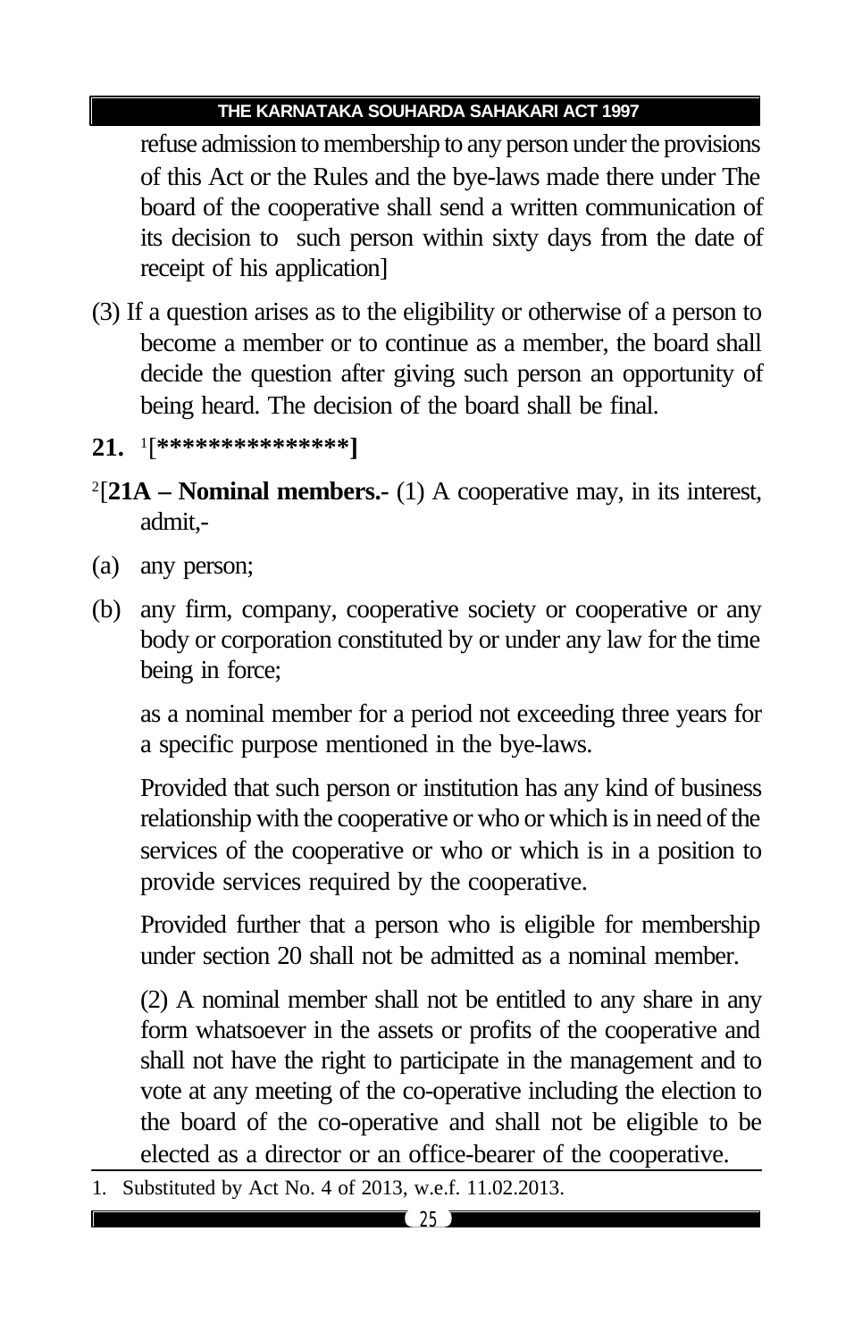refuse admission to membership to any person under the provisions of this Act or the Rules and the bye-laws made there under The board of the cooperative shall send a written communication of its decision to such person within sixty days from the date of receipt of his application]

(3) If a question arises as to the eligibility or otherwise of a person to become a member or to continue as a member, the board shall decide the question after giving such person an opportunity of being heard. The decision of the board shall be final.

**21.** [1][***************]

[2][**21A – Nominal members.-** (1) A cooperative may, in its interest, admit,-

(a) any person;

(b) any firm, company, cooperative society or cooperative or any body or corporation constituted by or under any law for the time being in force;

as a nominal member for a period not exceeding three years for a specific purpose mentioned in the bye-laws.

Provided that such person or institution has any kind of business relationship with the cooperative or who or which is in need of the services of the cooperative or who or which is in a position to provide services required by the cooperative.

Provided further that a person who is eligible for membership under section 20 shall not be admitted as a nominal member.

(2) A nominal member shall not be entitled to any share in any form whatsoever in the assets or profits of the cooperative and shall not have the right to participate in the management and to vote at any meeting of the co-operative including the election to the board of the co-operative and shall not be eligible to be elected as a director or an office-bearer of the cooperative.

---

1. Substituted by Act No. 4 of 2013, w.e.f. 11.02.2013.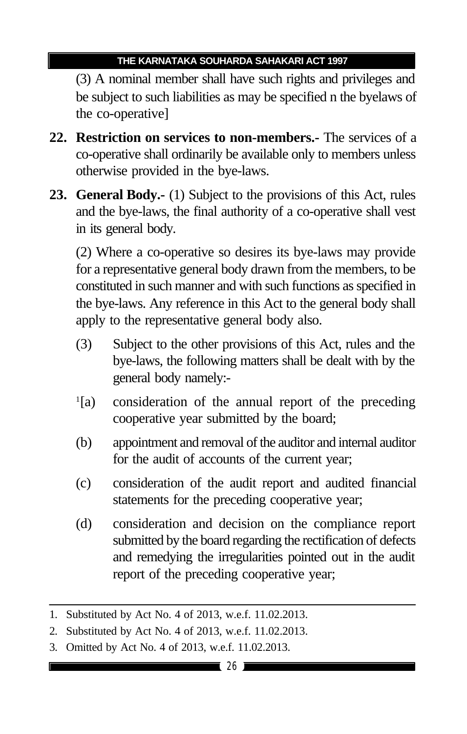(3) A nominal member shall have such rights and privileges and be subject to such liabilities as may be specified n the byelaws of the co-operative]

**22. Restriction on services to non-members.-** The services of a co-operative shall ordinarily be available only to members unless otherwise provided in the bye-laws.

**23. General Body.-** (1) Subject to the provisions of this Act, rules and the bye-laws, the final authority of a co-operative shall vest in its general body.

(2) Where a co-operative so desires its bye-laws may provide for a representative general body drawn from the members, to be constituted in such manner and with such functions as specified in the bye-laws. Any reference in this Act to the general body shall apply to the representative general body also.

(3) Subject to the other provisions of this Act, rules and the bye-laws, the following matters shall be dealt with by the general body namely:-

[1][a) consideration of the annual report of the preceding cooperative year submitted by the board;

(b) appointment and removal of the auditor and internal auditor for the audit of accounts of the current year;

(c) consideration of the audit report and audited financial statements for the preceding cooperative year;

(d) consideration and decision on the compliance report submitted by the board regarding the rectification of defects and remedying the irregularities pointed out in the audit report of the preceding cooperative year;

---

1. Substituted by Act No. 4 of 2013, w.e.f. 11.02.2013.
2. Substituted by Act No. 4 of 2013, w.e.f. 11.02.2013.
3. Omitted by Act No. 4 of 2013, w.e.f. 11.02.2013.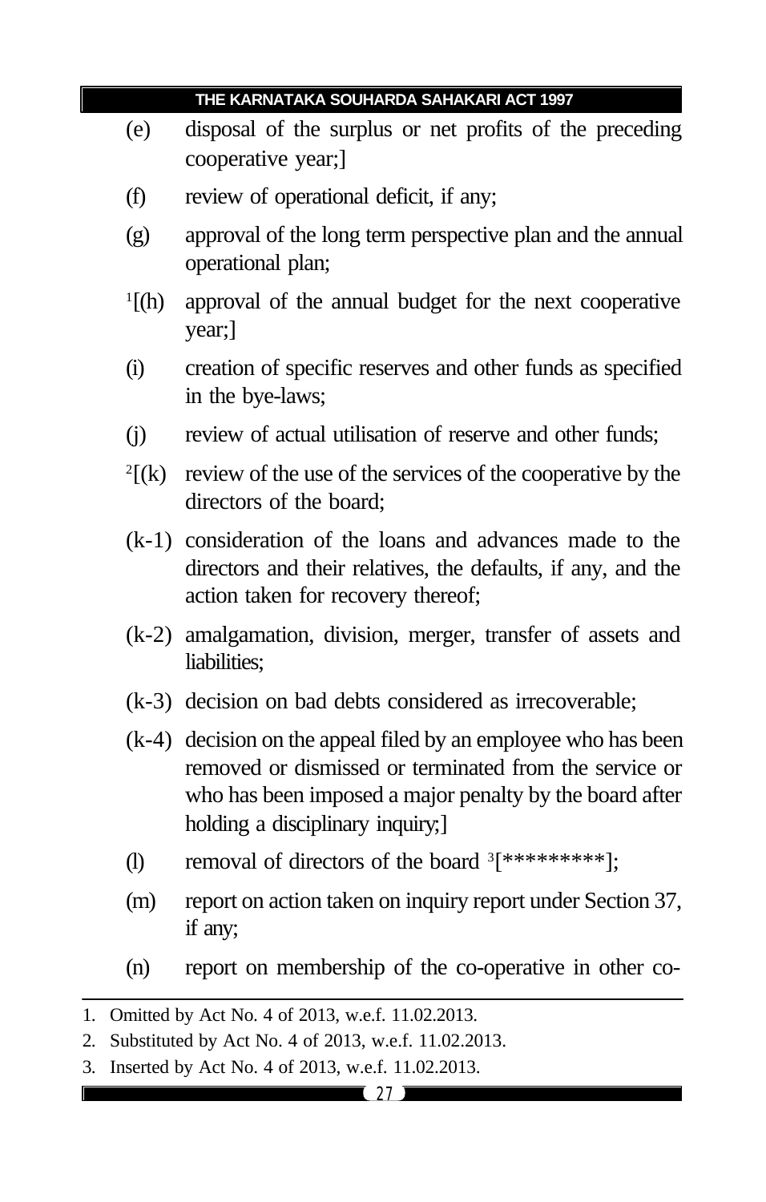(e) disposal of the surplus or net profits of the preceding cooperative year;]

(f) review of operational deficit, if any;

(g) approval of the long term perspective plan and the annual operational plan;

[1][(h) approval of the annual budget for the next cooperative year;]

(i) creation of specific reserves and other funds as specified in the bye-laws;

(j) review of actual utilisation of reserve and other funds;

[2][(k) review of the use of the services of the cooperative by the directors of the board;

(k-1) consideration of the loans and advances made to the directors and their relatives, the defaults, if any, and the action taken for recovery thereof;

(k-2) amalgamation, division, merger, transfer of assets and liabilities;

(k-3) decision on bad debts considered as irrecoverable;

(k-4) decision on the appeal filed by an employee who has been removed or dismissed or terminated from the service or who has been imposed a major penalty by the board after holding a disciplinary inquiry;]

(l) removal of directors of the board [3][*********];

(m) report on action taken on inquiry report under Section 37, if any;

(n) report on membership of the co-operative in other co-

---

1. Omitted by Act No. 4 of 2013, w.e.f. 11.02.2013.
2. Substituted by Act No. 4 of 2013, w.e.f. 11.02.2013.
3. Inserted by Act No. 4 of 2013, w.e.f. 11.02.2013.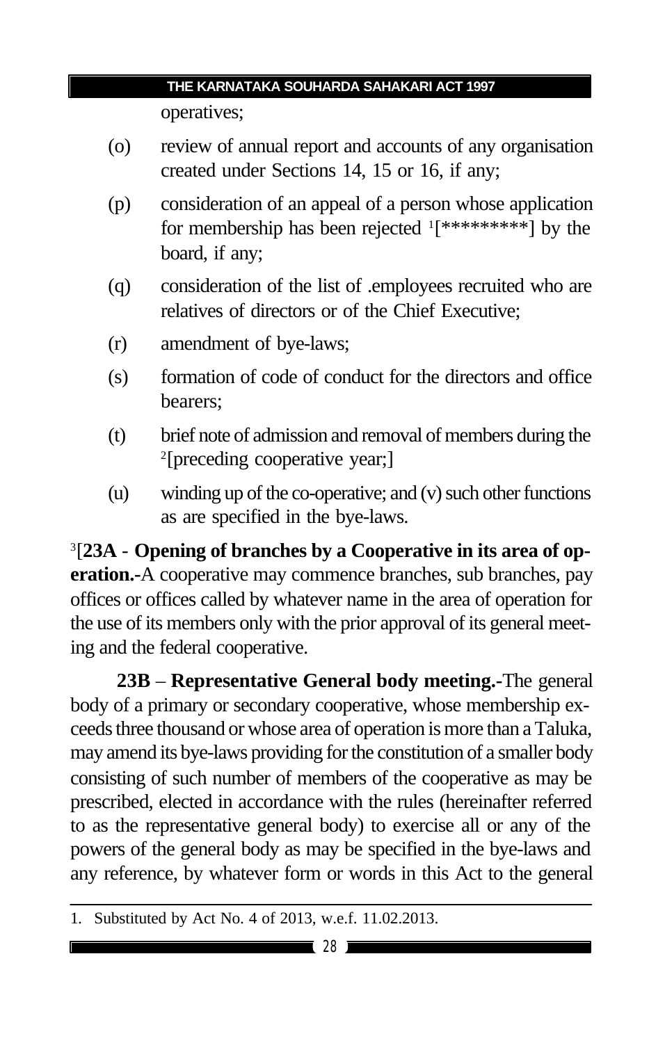operatives;

(o) review of annual report and accounts of any organisation created under Sections 14, 15 or 16, if any;

(p) consideration of an appeal of a person whose application for membership has been rejected [1][*********] by the board, if any;

(q) consideration of the list of .employees recruited who are relatives of directors or of the Chief Executive;

(r) amendment of bye-laws;

(s) formation of code of conduct for the directors and office bearers;

(t) brief note of admission and removal of members during the [2][preceding cooperative year;]

(u) winding up of the co-operative; and (v) such other functions as are specified in the bye-laws.

[3][**23A - Opening of branches by a Cooperative in its area of operation.-**A cooperative may commence branches, sub branches, pay offices or offices called by whatever name in the area of operation for the use of its members only with the prior approval of its general meeting and the federal cooperative.

**23B** – **Representative General body meeting.-**The general body of a primary or secondary cooperative, whose membership exceeds three thousand or whose area of operation is more than a Taluka, may amend its bye-laws providing for the constitution of a smaller body consisting of such number of members of the cooperative as may be prescribed, elected in accordance with the rules (hereinafter referred to as the representative general body) to exercise all or any of the powers of the general body as may be specified in the bye-laws and any reference, by whatever form or words in this Act to the general

---

1. Substituted by Act No. 4 of 2013, w.e.f. 11.02.2013.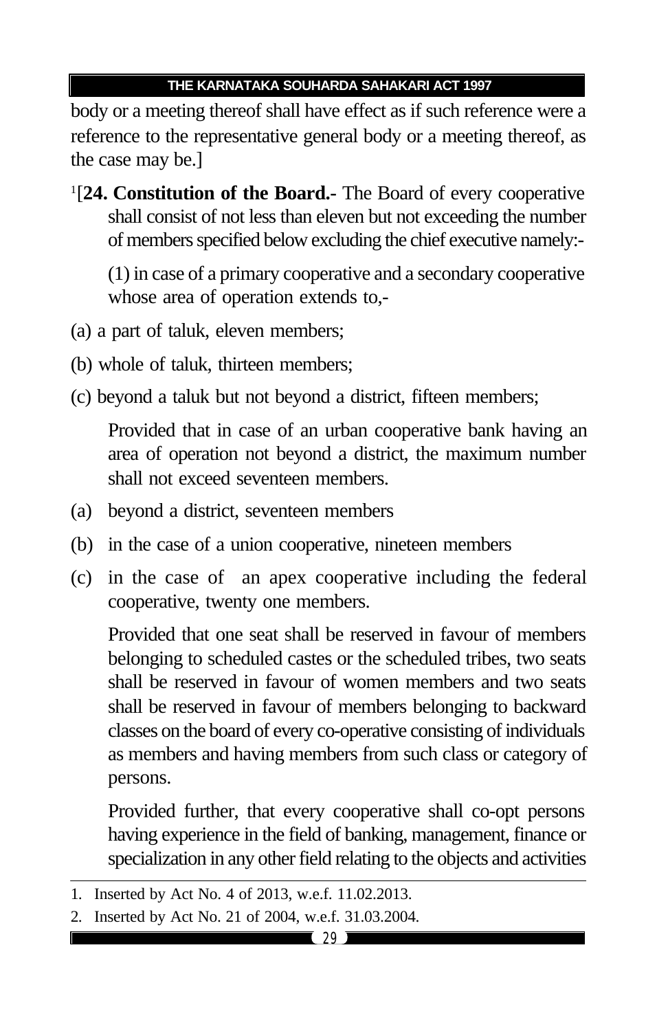body or a meeting thereof shall have effect as if such reference were a reference to the representative general body or a meeting thereof, as the case may be.]

[1][**24. Constitution of the Board.-** The Board of every cooperative shall consist of not less than eleven but not exceeding the number of members specified below excluding the chief executive namely:-

(1) in case of a primary cooperative and a secondary cooperative whose area of operation extends to,-

(a) a part of taluk, eleven members;

(b) whole of taluk, thirteen members;

(c) beyond a taluk but not beyond a district, fifteen members;

Provided that in case of an urban cooperative bank having an area of operation not beyond a district, the maximum number shall not exceed seventeen members.

(a) beyond a district, seventeen members

(b) in the case of a union cooperative, nineteen members

(c) in the case of an apex cooperative including the federal cooperative, twenty one members.

Provided that one seat shall be reserved in favour of members belonging to scheduled castes or the scheduled tribes, two seats shall be reserved in favour of women members and two seats shall be reserved in favour of members belonging to backward classes on the board of every co-operative consisting of individuals as members and having members from such class or category of persons.

Provided further, that every cooperative shall co-opt persons having experience in the field of banking, management, finance or specialization in any other field relating to the objects and activities

---

1. Inserted by Act No. 4 of 2013, w.e.f. 11.02.2013.
2. Inserted by Act No. 21 of 2004, w.e.f. 31.03.2004.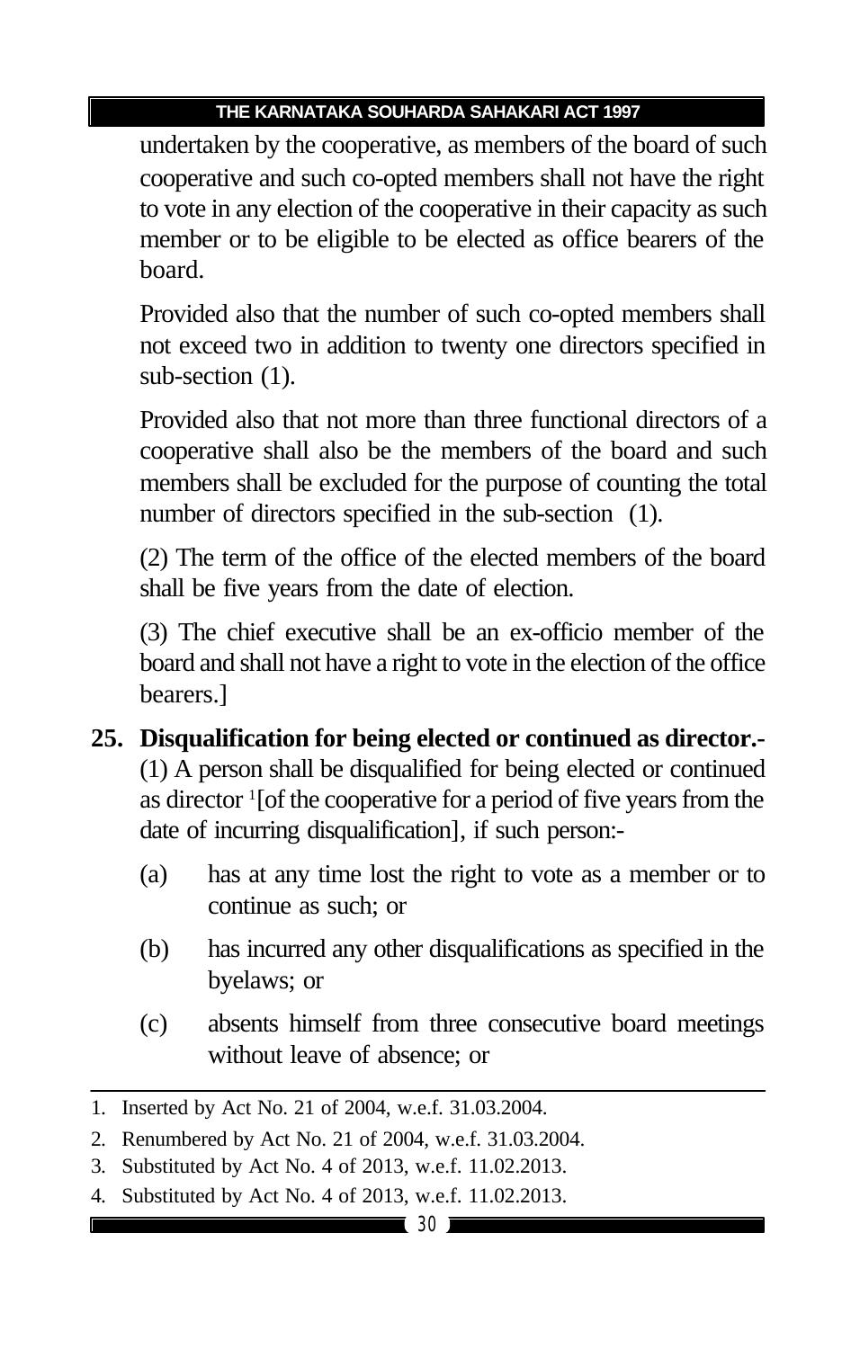undertaken by the cooperative, as members of the board of such cooperative and such co-opted members shall not have the right to vote in any election of the cooperative in their capacity as such member or to be eligible to be elected as office bearers of the board.

Provided also that the number of such co-opted members shall not exceed two in addition to twenty one directors specified in sub-section (1).

Provided also that not more than three functional directors of a cooperative shall also be the members of the board and such members shall be excluded for the purpose of counting the total number of directors specified in the sub-section (1).

(2) The term of the office of the elected members of the board shall be five years from the date of election.

(3) The chief executive shall be an ex-officio member of the board and shall not have a right to vote in the election of the office bearers.]

**25. Disqualification for being elected or continued as director.-** (1) A person shall be disqualified for being elected or continued as director [1][of the cooperative for a period of five years from the date of incurring disqualification], if such person:-

(a) has at any time lost the right to vote as a member or to continue as such; or

(b) has incurred any other disqualifications as specified in the byelaws; or

(c) absents himself from three consecutive board meetings without leave of absence; or

---

1. Inserted by Act No. 21 of 2004, w.e.f. 31.03.2004.
2. Renumbered by Act No. 21 of 2004, w.e.f. 31.03.2004.
3. Substituted by Act No. 4 of 2013, w.e.f. 11.02.2013.
4. Substituted by Act No. 4 of 2013, w.e.f. 11.02.2013.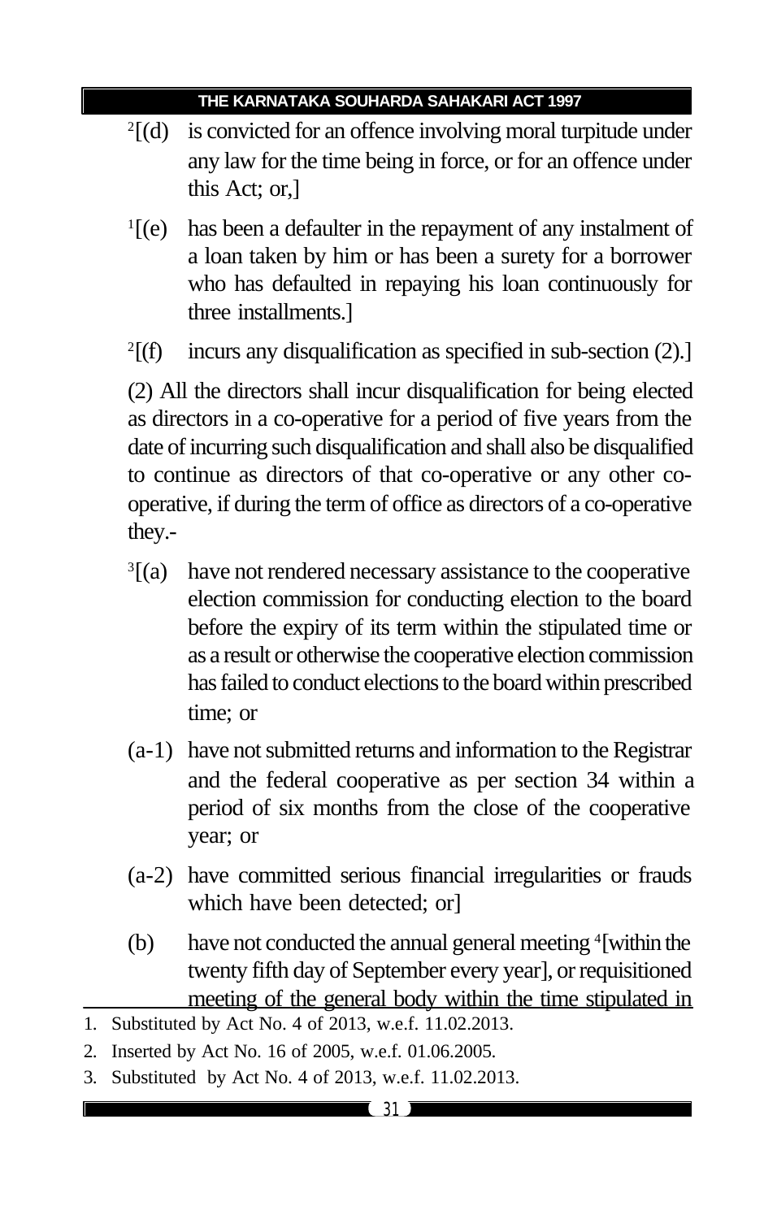[2][(d) is convicted for an offence involving moral turpitude under any law for the time being in force, or for an offence under this Act; or,]

[1][(e) has been a defaulter in the repayment of any instalment of a loan taken by him or has been a surety for a borrower who has defaulted in repaying his loan continuously for three installments.]

[2][(f) incurs any disqualification as specified in sub-section (2).]

(2) All the directors shall incur disqualification for being elected as directors in a co-operative for a period of five years from the date of incurring such disqualification and shall also be disqualified to continue as directors of that co-operative or any other co-operative, if during the term of office as directors of a co-operative they.-

[3][(a) have not rendered necessary assistance to the cooperative election commission for conducting election to the board before the expiry of its term within the stipulated time or as a result or otherwise the cooperative election commission has failed to conduct elections to the board within prescribed time; or

(a-1) have not submitted returns and information to the Registrar and the federal cooperative as per section 34 within a period of six months from the close of the cooperative year; or

(a-2) have committed serious financial irregularities or frauds which have been detected; or]

(b) have not conducted the annual general meeting [4][within the twenty fifth day of September every year], or requisitioned meeting of the general body within the time stipulated in

---

1. Substituted by Act No. 4 of 2013, w.e.f. 11.02.2013.
2. Inserted by Act No. 16 of 2005, w.e.f. 01.06.2005.
3. Substituted by Act No. 4 of 2013, w.e.f. 11.02.2013.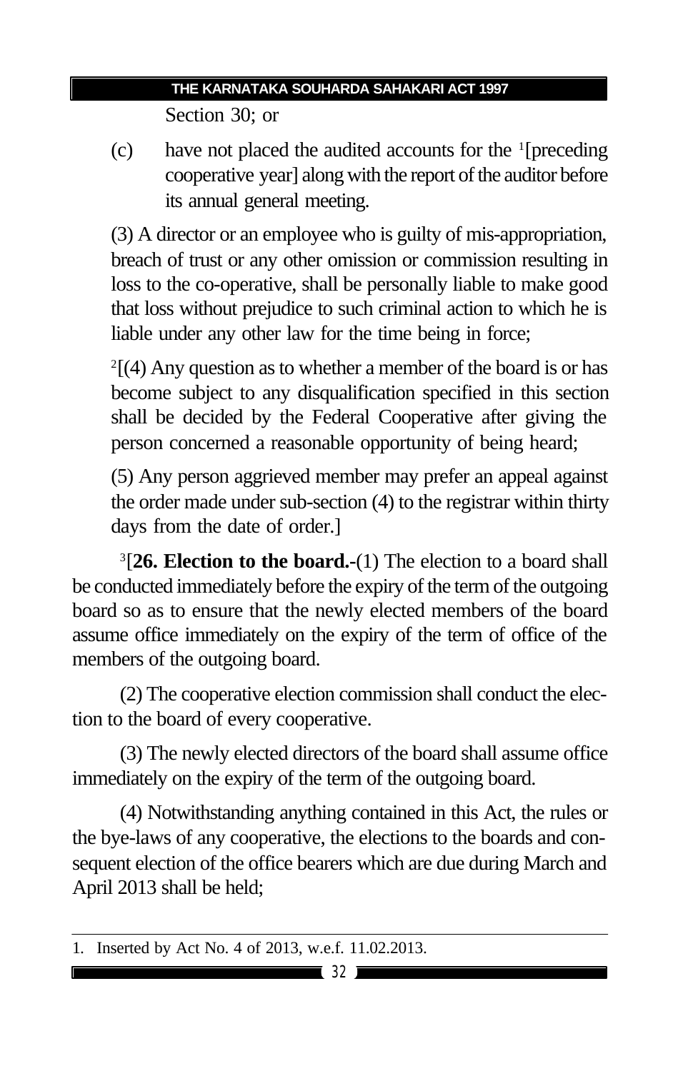Section 30; or

(c) have not placed the audited accounts for the [1][preceding cooperative year] along with the report of the auditor before its annual general meeting.

(3) A director or an employee who is guilty of mis-appropriation, breach of trust or any other omission or commission resulting in loss to the co-operative, shall be personally liable to make good that loss without prejudice to such criminal action to which he is liable under any other law for the time being in force;

[2][(4) Any question as to whether a member of the board is or has become subject to any disqualification specified in this section shall be decided by the Federal Cooperative after giving the person concerned a reasonable opportunity of being heard;

(5) Any person aggrieved member may prefer an appeal against the order made under sub-section (4) to the registrar within thirty days from the date of order.]

[3][**26. Election to the board.-**(1) The election to a board shall be conducted immediately before the expiry of the term of the outgoing board so as to ensure that the newly elected members of the board assume office immediately on the expiry of the term of office of the members of the outgoing board.

(2) The cooperative election commission shall conduct the election to the board of every cooperative.

(3) The newly elected directors of the board shall assume office immediately on the expiry of the term of the outgoing board.

(4) Notwithstanding anything contained in this Act, the rules or the bye-laws of any cooperative, the elections to the boards and consequent election of the office bearers which are due during March and April 2013 shall be held;

---

1. Inserted by Act No. 4 of 2013, w.e.f. 11.02.2013.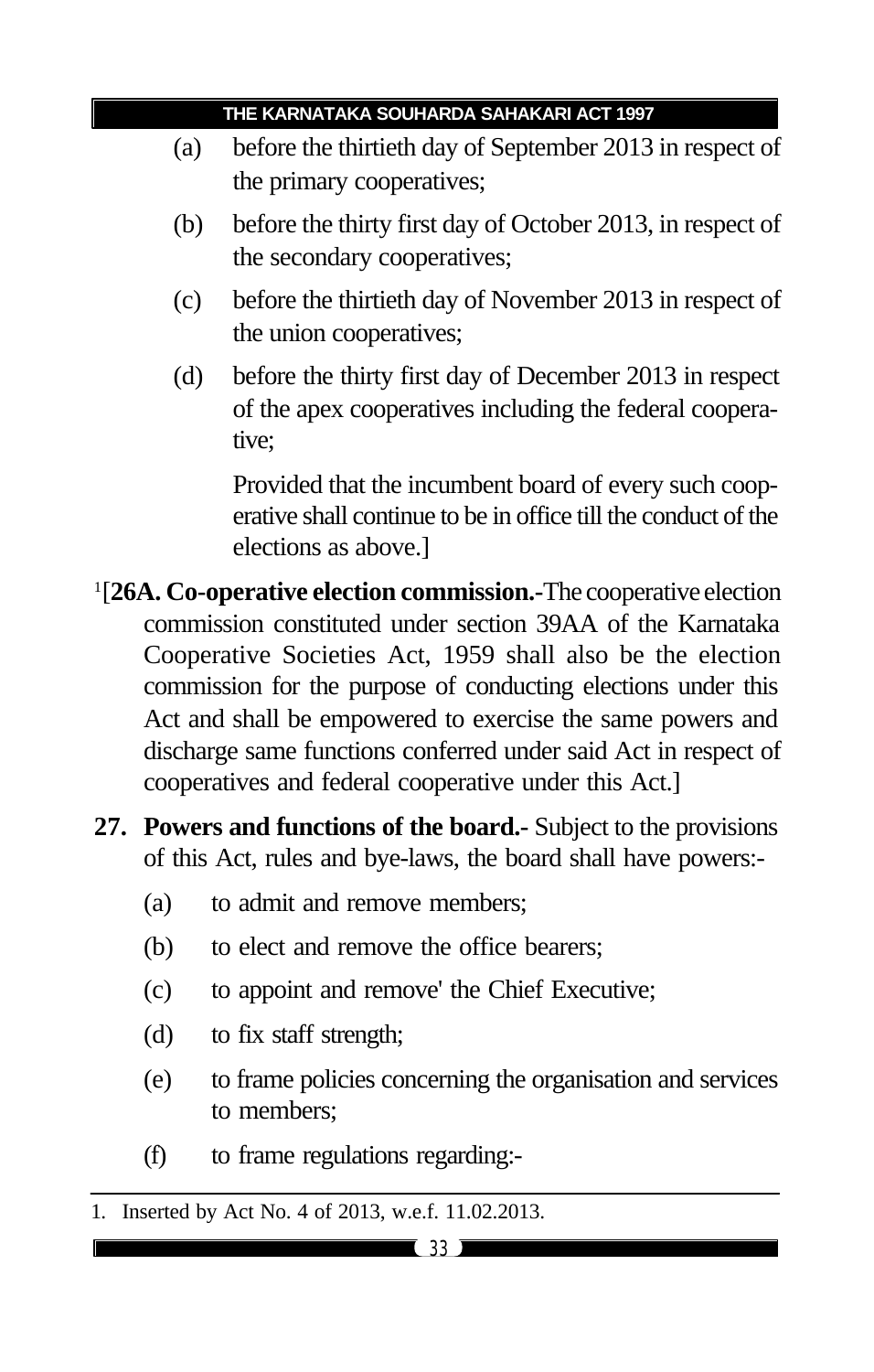(a) before the thirtieth day of September 2013 in respect of the primary cooperatives;

(b) before the thirty first day of October 2013, in respect of the secondary cooperatives;

(c) before the thirtieth day of November 2013 in respect of the union cooperatives;

(d) before the thirty first day of December 2013 in respect of the apex cooperatives including the federal cooperative;

Provided that the incumbent board of every such cooperative shall continue to be in office till the conduct of the elections as above.]

[1][**26A. Co-operative election commission.-**The cooperative election commission constituted under section 39AA of the Karnataka Cooperative Societies Act, 1959 shall also be the election commission for the purpose of conducting elections under this Act and shall be empowered to exercise the same powers and discharge same functions conferred under said Act in respect of cooperatives and federal cooperative under this Act.]

**27. Powers and functions of the board.-** Subject to the provisions of this Act, rules and bye-laws, the board shall have powers:-

(a) to admit and remove members;

(b) to elect and remove the office bearers;

(c) to appoint and remove' the Chief Executive;

(d) to fix staff strength;

(e) to frame policies concerning the organisation and services to members;

(f) to frame regulations regarding:-

---

1. Inserted by Act No. 4 of 2013, w.e.f. 11.02.2013.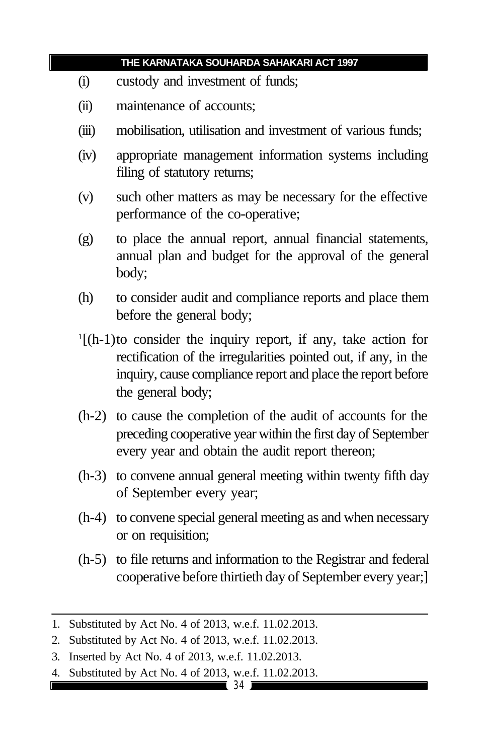(i) custody and investment of funds;

(ii) maintenance of accounts;

(iii) mobilisation, utilisation and investment of various funds;

(iv) appropriate management information systems including filing of statutory returns;

(v) such other matters as may be necessary for the effective performance of the co-operative;

(g) to place the annual report, annual financial statements, annual plan and budget for the approval of the general body;

(h) to consider audit and compliance reports and place them before the general body;

[1][(h-1) to consider the inquiry report, if any, take action for rectification of the irregularities pointed out, if any, in the inquiry, cause compliance report and place the report before the general body;

(h-2) to cause the completion of the audit of accounts for the preceding cooperative year within the first day of September every year and obtain the audit report thereon;

(h-3) to convene annual general meeting within twenty fifth day of September every year;

(h-4) to convene special general meeting as and when necessary or on requisition;

(h-5) to file returns and information to the Registrar and federal cooperative before thirtieth day of September every year;]

---

1. Substituted by Act No. 4 of 2013, w.e.f. 11.02.2013.
2. Substituted by Act No. 4 of 2013, w.e.f. 11.02.2013.
3. Inserted by Act No. 4 of 2013, w.e.f. 11.02.2013.
4. Substituted by Act No. 4 of 2013, w.e.f. 11.02.2013.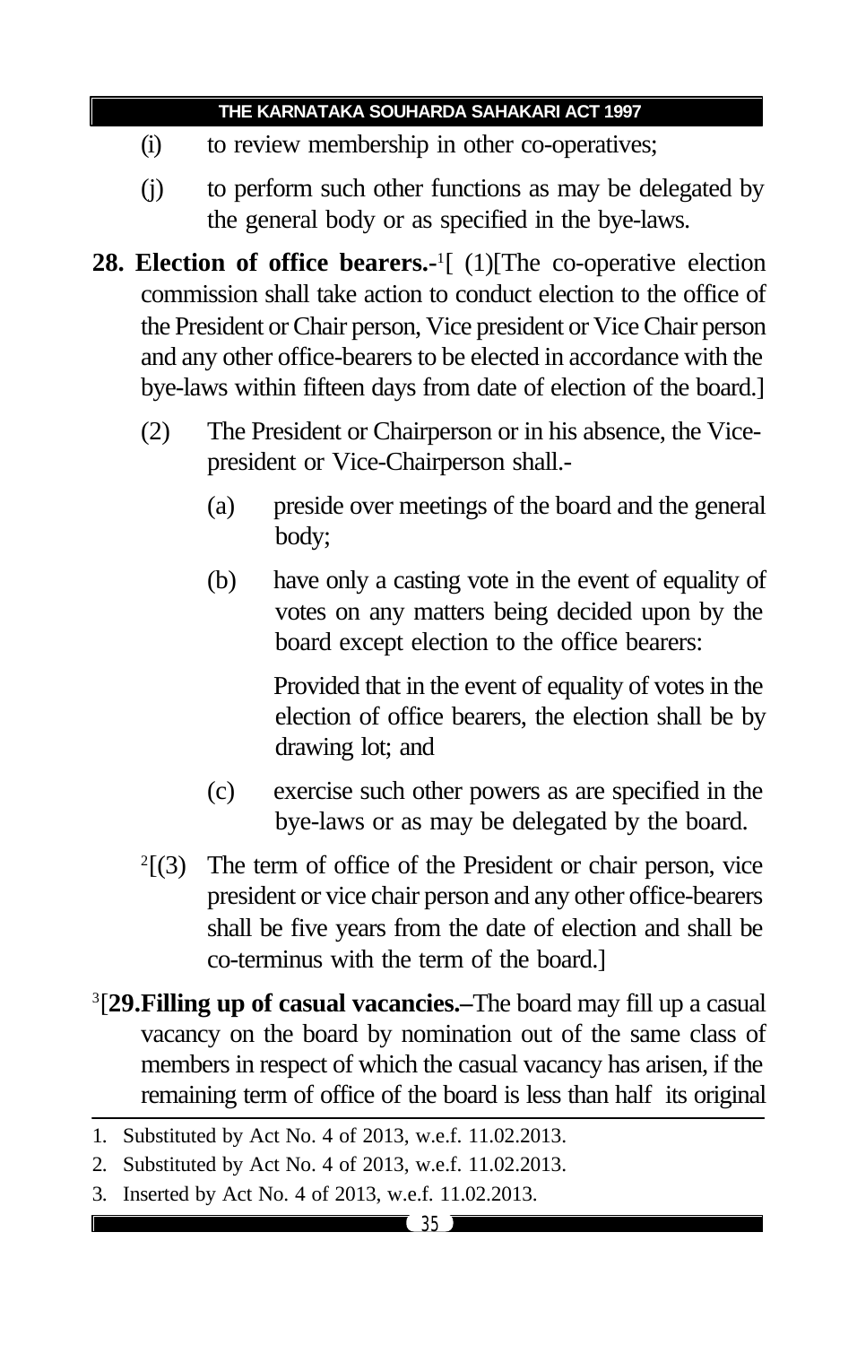(i) to review membership in other co-operatives;

(j) to perform such other functions as may be delegated by the general body or as specified in the bye-laws.

**28. Election of office bearers.-**[1][ (1)[The co-operative election commission shall take action to conduct election to the office of the President or Chair person, Vice president or Vice Chair person and any other office-bearers to be elected in accordance with the bye-laws within fifteen days from date of election of the board.]

(2) The President or Chairperson or in his absence, the Vice-president or Vice-Chairperson shall.-

(a) preside over meetings of the board and the general body;

(b) have only a casting vote in the event of equality of votes on any matters being decided upon by the board except election to the office bearers:

Provided that in the event of equality of votes in the election of office bearers, the election shall be by drawing lot; and

(c) exercise such other powers as are specified in the bye-laws or as may be delegated by the board.

[2][(3) The term of office of the President or chair person, vice president or vice chair person and any other office-bearers shall be five years from the date of election and shall be co-terminus with the term of the board.]

[3][**29.Filling up of casual vacancies.–**The board may fill up a casual vacancy on the board by nomination out of the same class of members in respect of which the casual vacancy has arisen, if the remaining term of office of the board is less than half its original

---

1. Substituted by Act No. 4 of 2013, w.e.f. 11.02.2013.
2. Substituted by Act No. 4 of 2013, w.e.f. 11.02.2013.
3. Inserted by Act No. 4 of 2013, w.e.f. 11.02.2013.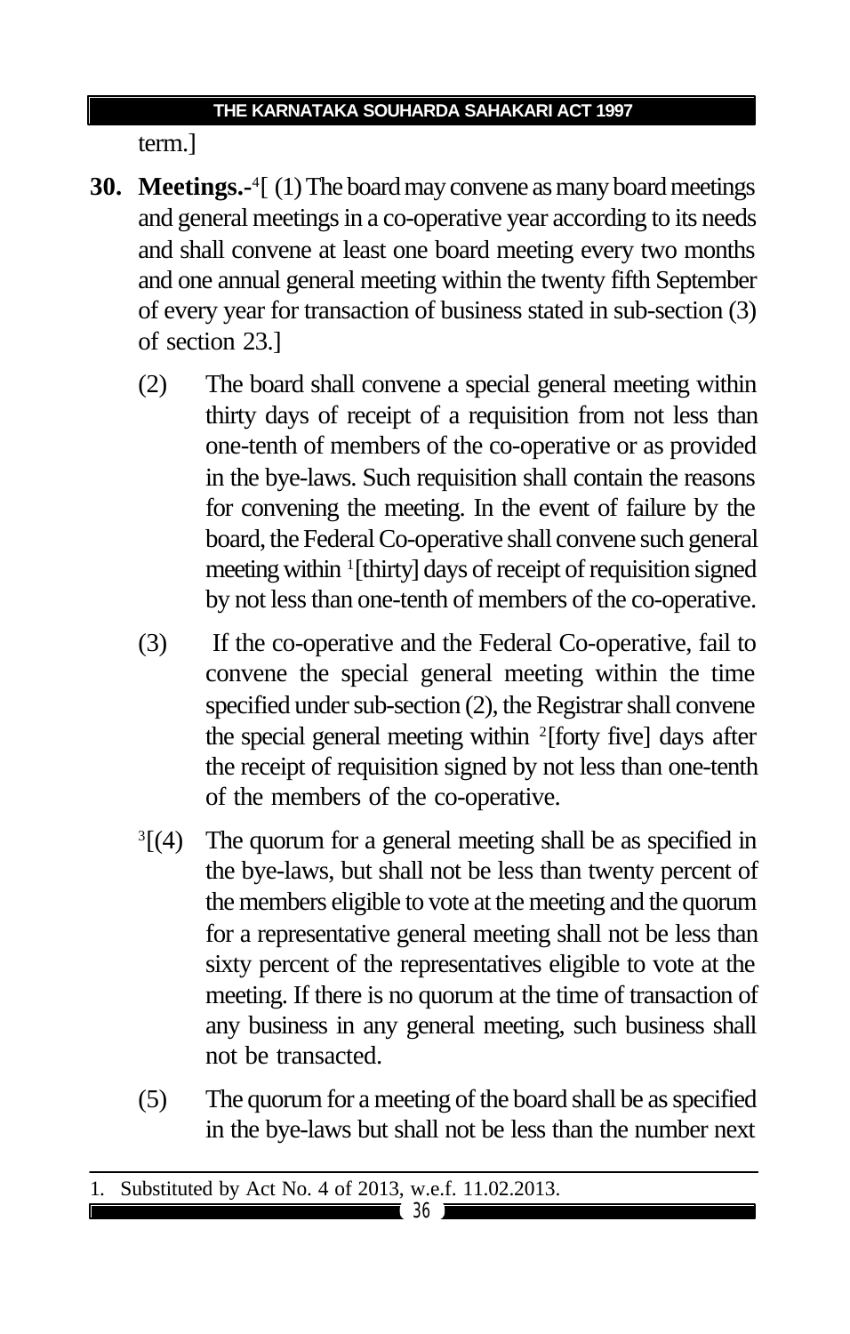term.]

**30. Meetings.-**[4][ (1) The board may convene as many board meetings and general meetings in a co-operative year according to its needs and shall convene at least one board meeting every two months and one annual general meeting within the twenty fifth September of every year for transaction of business stated in sub-section (3) of section 23.]

(2) The board shall convene a special general meeting within thirty days of receipt of a requisition from not less than one-tenth of members of the co-operative or as provided in the bye-laws. Such requisition shall contain the reasons for convening the meeting. In the event of failure by the board, the Federal Co-operative shall convene such general meeting within [1][thirty] days of receipt of requisition signed by not less than one-tenth of members of the co-operative.

(3) If the co-operative and the Federal Co-operative, fail to convene the special general meeting within the time specified under sub-section (2), the Registrar shall convene the special general meeting within [2][forty five] days after the receipt of requisition signed by not less than one-tenth of the members of the co-operative.

[3][(4) The quorum for a general meeting shall be as specified in the bye-laws, but shall not be less than twenty percent of the members eligible to vote at the meeting and the quorum for a representative general meeting shall not be less than sixty percent of the representatives eligible to vote at the meeting. If there is no quorum at the time of transaction of any business in any general meeting, such business shall not be transacted.

(5) The quorum for a meeting of the board shall be as specified in the bye-laws but shall not be less than the number next

1. Substituted by Act No. 4 of 2013, w.e.f. 11.02.2013.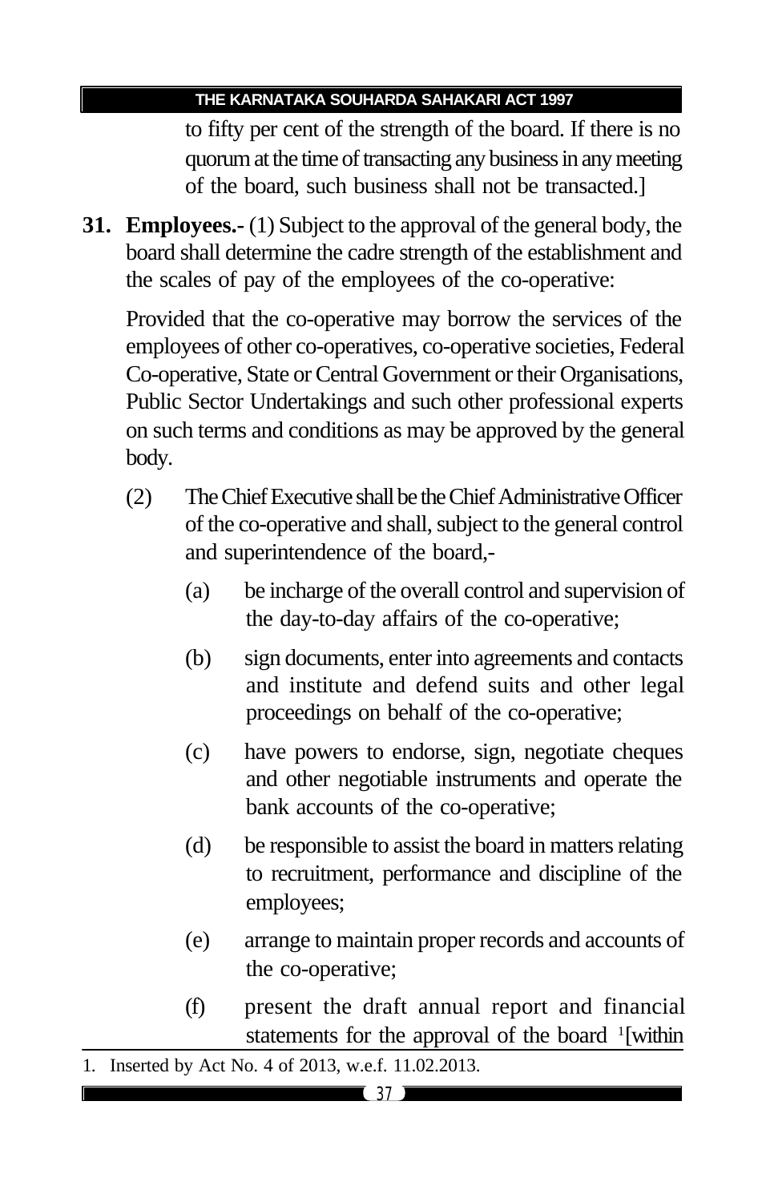to fifty per cent of the strength of the board. If there is no quorum at the time of transacting any business in any meeting of the board, such business shall not be transacted.]

**31. Employees.-** (1) Subject to the approval of the general body, the board shall determine the cadre strength of the establishment and the scales of pay of the employees of the co-operative:

Provided that the co-operative may borrow the services of the employees of other co-operatives, co-operative societies, Federal Co-operative, State or Central Government or their Organisations, Public Sector Undertakings and such other professional experts on such terms and conditions as may be approved by the general body.

(2) The Chief Executive shall be the Chief Administrative Officer of the co-operative and shall, subject to the general control and superintendence of the board,-

(a) be incharge of the overall control and supervision of the day-to-day affairs of the co-operative;

(b) sign documents, enter into agreements and contacts and institute and defend suits and other legal proceedings on behalf of the co-operative;

(c) have powers to endorse, sign, negotiate cheques and other negotiable instruments and operate the bank accounts of the co-operative;

(d) be responsible to assist the board in matters relating to recruitment, performance and discipline of the employees;

(e) arrange to maintain proper records and accounts of the co-operative;

(f) present the draft annual report and financial statements for the approval of the board [1][within

1. Inserted by Act No. 4 of 2013, w.e.f. 11.02.2013.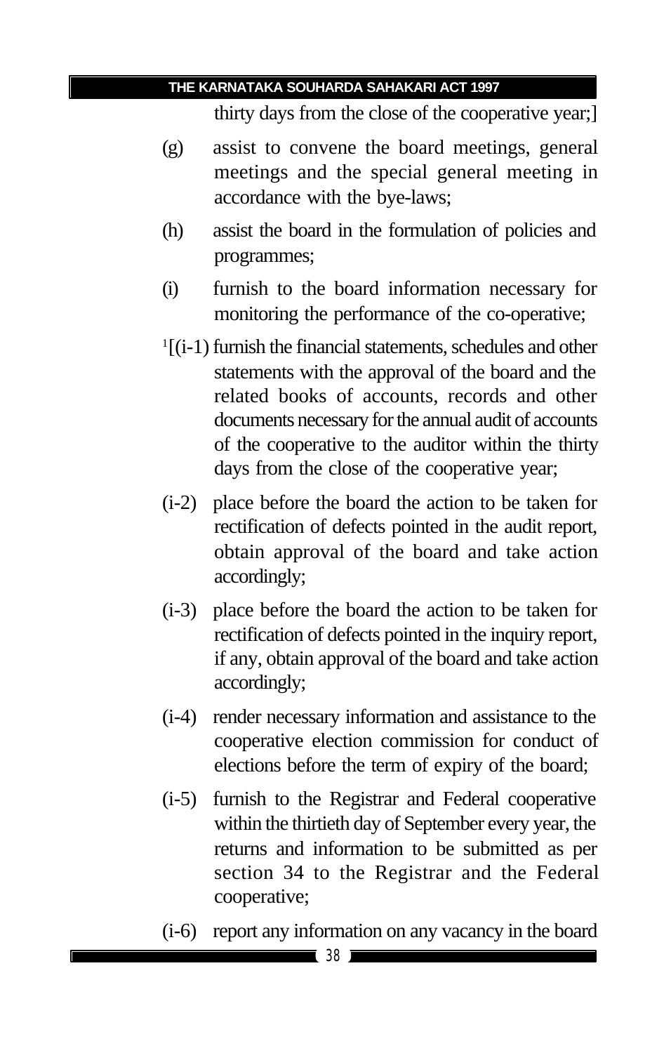thirty days from the close of the cooperative year;]

(g) assist to convene the board meetings, general meetings and the special general meeting in accordance with the bye-laws;

(h) assist the board in the formulation of policies and programmes;

(i) furnish to the board information necessary for monitoring the performance of the co-operative;

[1][(i-1) furnish the financial statements, schedules and other statements with the approval of the board and the related books of accounts, records and other documents necessary for the annual audit of accounts of the cooperative to the auditor within the thirty days from the close of the cooperative year;

(i-2) place before the board the action to be taken for rectification of defects pointed in the audit report, obtain approval of the board and take action accordingly;

(i-3) place before the board the action to be taken for rectification of defects pointed in the inquiry report, if any, obtain approval of the board and take action accordingly;

(i-4) render necessary information and assistance to the cooperative election commission for conduct of elections before the term of expiry of the board;

(i-5) furnish to the Registrar and Federal cooperative within the thirtieth day of September every year, the returns and information to be submitted as per section 34 to the Registrar and the Federal cooperative;

(i-6) report any information on any vacancy in the board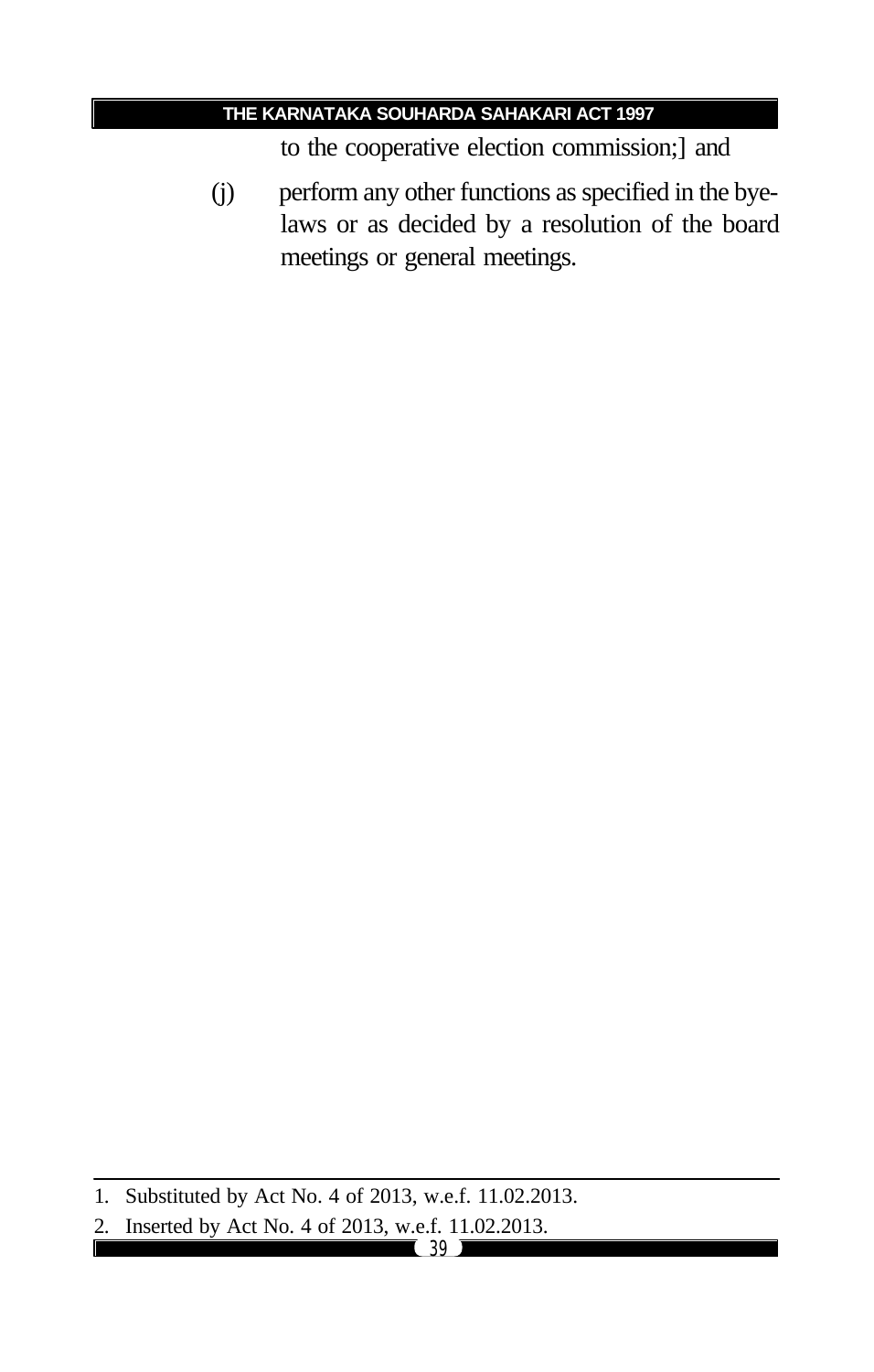to the cooperative election commission;] and

(j) perform any other functions as specified in the bye-laws or as decided by a resolution of the board meetings or general meetings.

---

1. Substituted by Act No. 4 of 2013, w.e.f. 11.02.2013.
2. Inserted by Act No. 4 of 2013, w.e.f. 11.02.2013.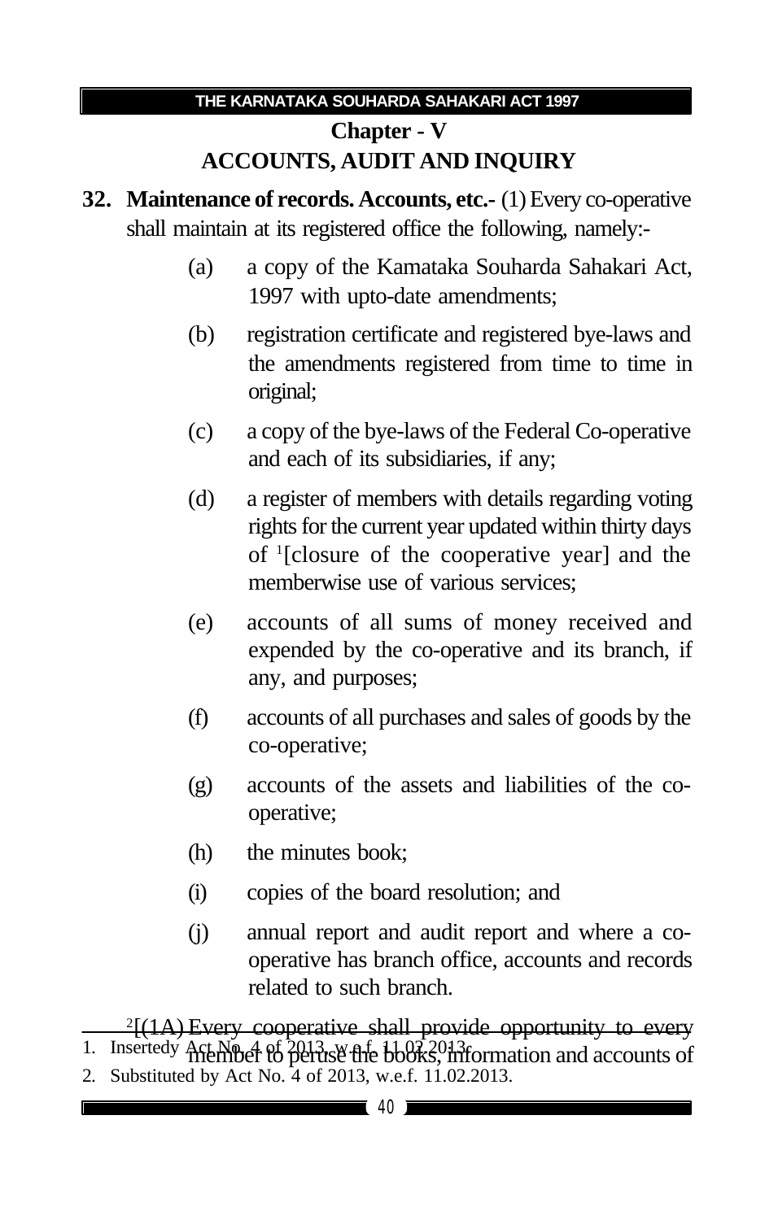## Chapter - V

## ACCOUNTS, AUDIT AND INQUIRY

**32. Maintenance of records. Accounts, etc.-** (1) Every co-operative shall maintain at its registered office the following, namely:-

(a) a copy of the Kamataka Souharda Sahakari Act, 1997 with upto-date amendments;

(b) registration certificate and registered bye-laws and the amendments registered from time to time in original;

(c) a copy of the bye-laws of the Federal Co-operative and each of its subsidiaries, if any;

(d) a register of members with details regarding voting rights for the current year updated within thirty days of [1][closure of the cooperative year] and the memberwise use of various services;

(e) accounts of all sums of money received and expended by the co-operative and its branch, if any, and purposes;

(f) accounts of all purchases and sales of goods by the co-operative;

(g) accounts of the assets and liabilities of the co-operative;

(h) the minutes book;

(i) copies of the board resolution; and

(j) annual report and audit report and where a co-operative has branch office, accounts and records related to such branch.

[2][(1A) Every cooperative shall provide opportunity to every member to peruse the books, information and accounts of

---

1. Insertedy Act No. 4 of 2013, w.e.f. 11.02.2013.
2. Substituted by Act No. 4 of 2013, w.e.f. 11.02.2013.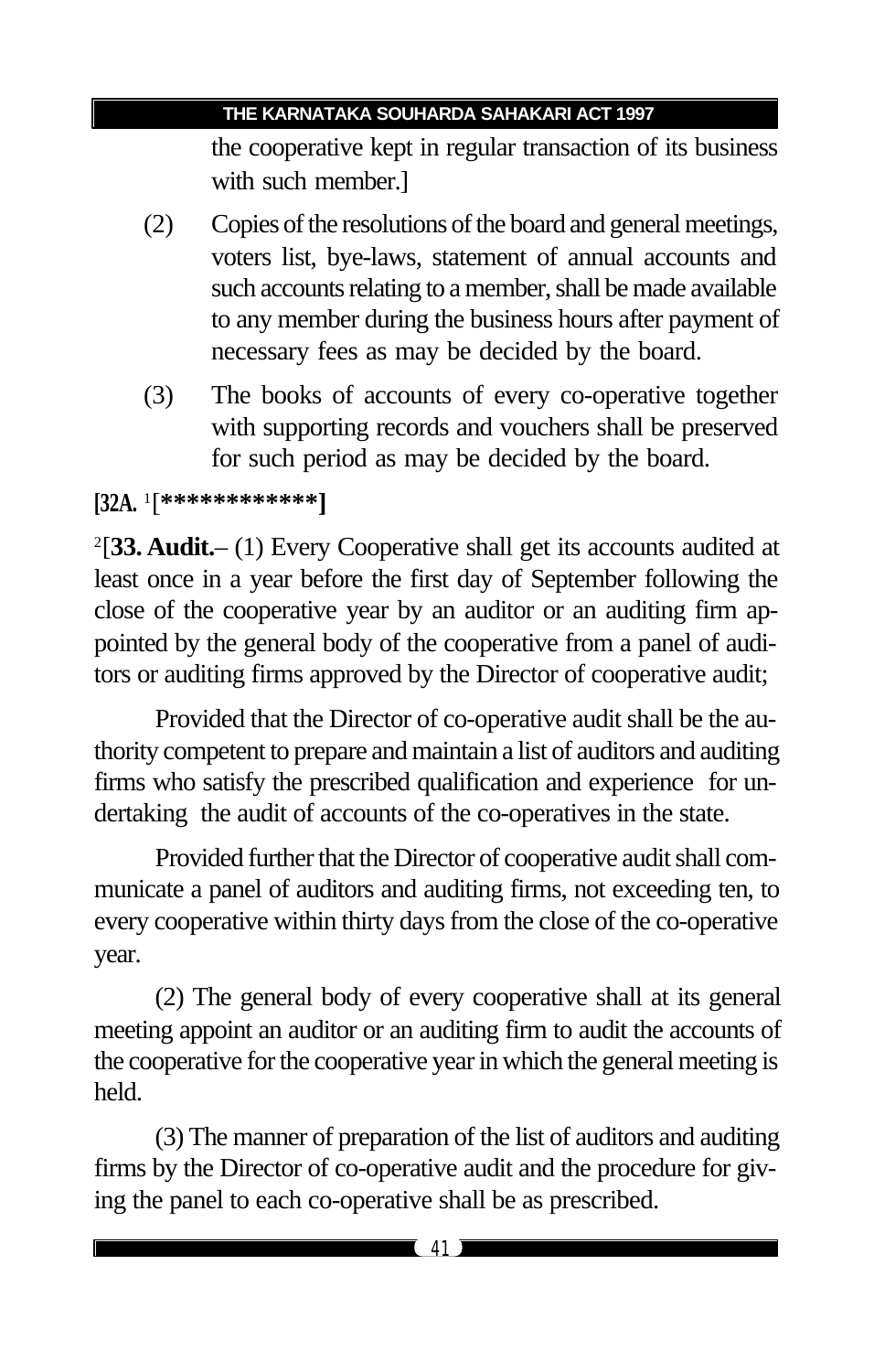the cooperative kept in regular transaction of its business with such member.]

(2) Copies of the resolutions of the board and general meetings, voters list, bye-laws, statement of annual accounts and such accounts relating to a member, shall be made available to any member during the business hours after payment of necessary fees as may be decided by the board.

(3) The books of accounts of every co-operative together with supporting records and vouchers shall be preserved for such period as may be decided by the board.

**[32A.** [1]**[************]**

[2][**33. Audit.**– (1) Every Cooperative shall get its accounts audited at least once in a year before the first day of September following the close of the cooperative year by an auditor or an auditing firm appointed by the general body of the cooperative from a panel of auditors or auditing firms approved by the Director of cooperative audit;

Provided that the Director of co-operative audit shall be the authority competent to prepare and maintain a list of auditors and auditing firms who satisfy the prescribed qualification and experience for undertaking the audit of accounts of the co-operatives in the state.

Provided further that the Director of cooperative audit shall communicate a panel of auditors and auditing firms, not exceeding ten, to every cooperative within thirty days from the close of the co-operative year.

(2) The general body of every cooperative shall at its general meeting appoint an auditor or an auditing firm to audit the accounts of the cooperative for the cooperative year in which the general meeting is held.

(3) The manner of preparation of the list of auditors and auditing firms by the Director of co-operative audit and the procedure for giving the panel to each co-operative shall be as prescribed.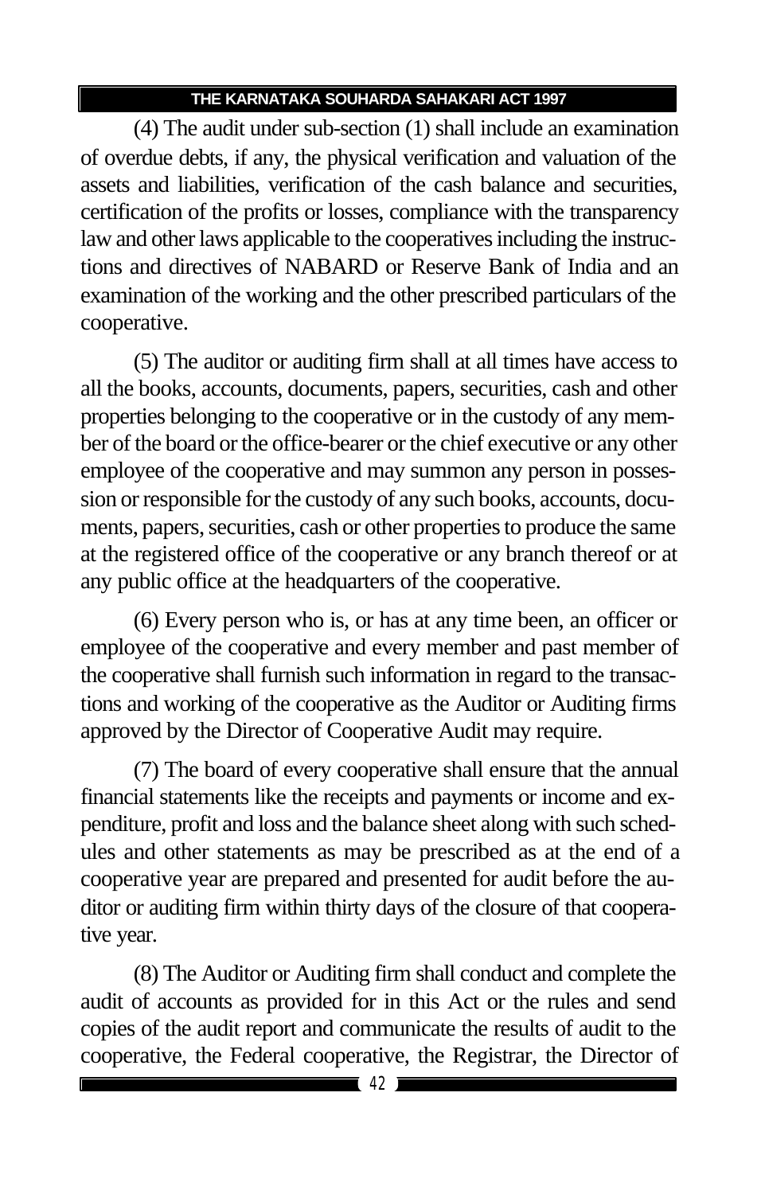(4) The audit under sub-section (1) shall include an examination of overdue debts, if any, the physical verification and valuation of the assets and liabilities, verification of the cash balance and securities, certification of the profits or losses, compliance with the transparency law and other laws applicable to the cooperatives including the instructions and directives of NABARD or Reserve Bank of India and an examination of the working and the other prescribed particulars of the cooperative.

(5) The auditor or auditing firm shall at all times have access to all the books, accounts, documents, papers, securities, cash and other properties belonging to the cooperative or in the custody of any member of the board or the office-bearer or the chief executive or any other employee of the cooperative and may summon any person in possession or responsible for the custody of any such books, accounts, documents, papers, securities, cash or other properties to produce the same at the registered office of the cooperative or any branch thereof or at any public office at the headquarters of the cooperative.

(6) Every person who is, or has at any time been, an officer or employee of the cooperative and every member and past member of the cooperative shall furnish such information in regard to the transactions and working of the cooperative as the Auditor or Auditing firms approved by the Director of Cooperative Audit may require.

(7) The board of every cooperative shall ensure that the annual financial statements like the receipts and payments or income and expenditure, profit and loss and the balance sheet along with such schedules and other statements as may be prescribed as at the end of a cooperative year are prepared and presented for audit before the auditor or auditing firm within thirty days of the closure of that cooperative year.

(8) The Auditor or Auditing firm shall conduct and complete the audit of accounts as provided for in this Act or the rules and send copies of the audit report and communicate the results of audit to the cooperative, the Federal cooperative, the Registrar, the Director of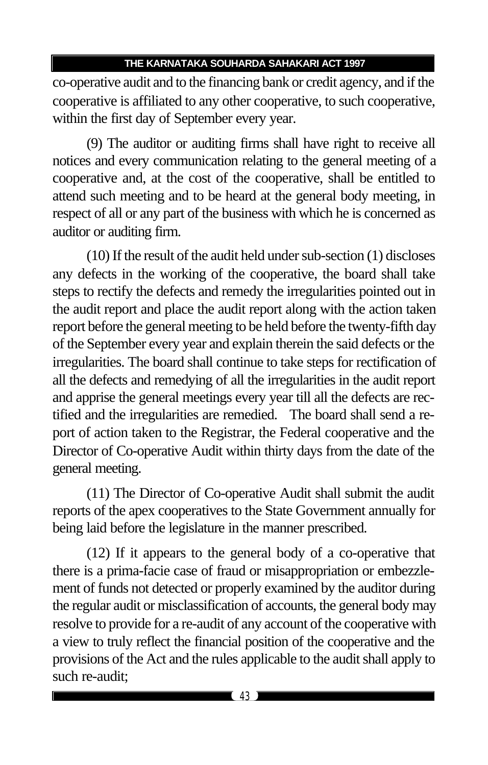co-operative audit and to the financing bank or credit agency, and if the cooperative is affiliated to any other cooperative, to such cooperative, within the first day of September every year.

(9) The auditor or auditing firms shall have right to receive all notices and every communication relating to the general meeting of a cooperative and, at the cost of the cooperative, shall be entitled to attend such meeting and to be heard at the general body meeting, in respect of all or any part of the business with which he is concerned as auditor or auditing firm.

(10) If the result of the audit held under sub-section (1) discloses any defects in the working of the cooperative, the board shall take steps to rectify the defects and remedy the irregularities pointed out in the audit report and place the audit report along with the action taken report before the general meeting to be held before the twenty-fifth day of the September every year and explain therein the said defects or the irregularities. The board shall continue to take steps for rectification of all the defects and remedying of all the irregularities in the audit report and apprise the general meetings every year till all the defects are rectified and the irregularities are remedied. The board shall send a report of action taken to the Registrar, the Federal cooperative and the Director of Co-operative Audit within thirty days from the date of the general meeting.

(11) The Director of Co-operative Audit shall submit the audit reports of the apex cooperatives to the State Government annually for being laid before the legislature in the manner prescribed.

(12) If it appears to the general body of a co-operative that there is a prima-facie case of fraud or misappropriation or embezzlement of funds not detected or properly examined by the auditor during the regular audit or misclassification of accounts, the general body may resolve to provide for a re-audit of any account of the cooperative with a view to truly reflect the financial position of the cooperative and the provisions of the Act and the rules applicable to the audit shall apply to such re-audit;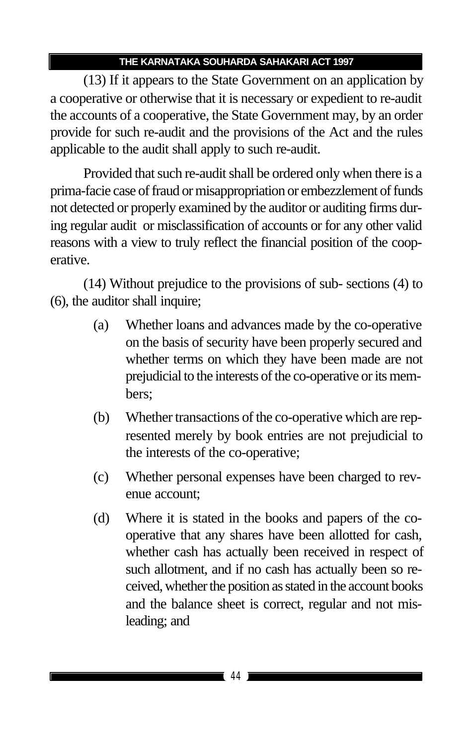(13) If it appears to the State Government on an application by a cooperative or otherwise that it is necessary or expedient to re-audit the accounts of a cooperative, the State Government may, by an order provide for such re-audit and the provisions of the Act and the rules applicable to the audit shall apply to such re-audit.

Provided that such re-audit shall be ordered only when there is a prima-facie case of fraud or misappropriation or embezzlement of funds not detected or properly examined by the auditor or auditing firms during regular audit or misclassification of accounts or for any other valid reasons with a view to truly reflect the financial position of the cooperative.

(14) Without prejudice to the provisions of sub- sections (4) to (6), the auditor shall inquire;

(a) Whether loans and advances made by the co-operative on the basis of security have been properly secured and whether terms on which they have been made are not prejudicial to the interests of the co-operative or its members;

(b) Whether transactions of the co-operative which are represented merely by book entries are not prejudicial to the interests of the co-operative;

(c) Whether personal expenses have been charged to revenue account;

(d) Where it is stated in the books and papers of the co-operative that any shares have been allotted for cash, whether cash has actually been received in respect of such allotment, and if no cash has actually been so received, whether the position as stated in the account books and the balance sheet is correct, regular and not misleading; and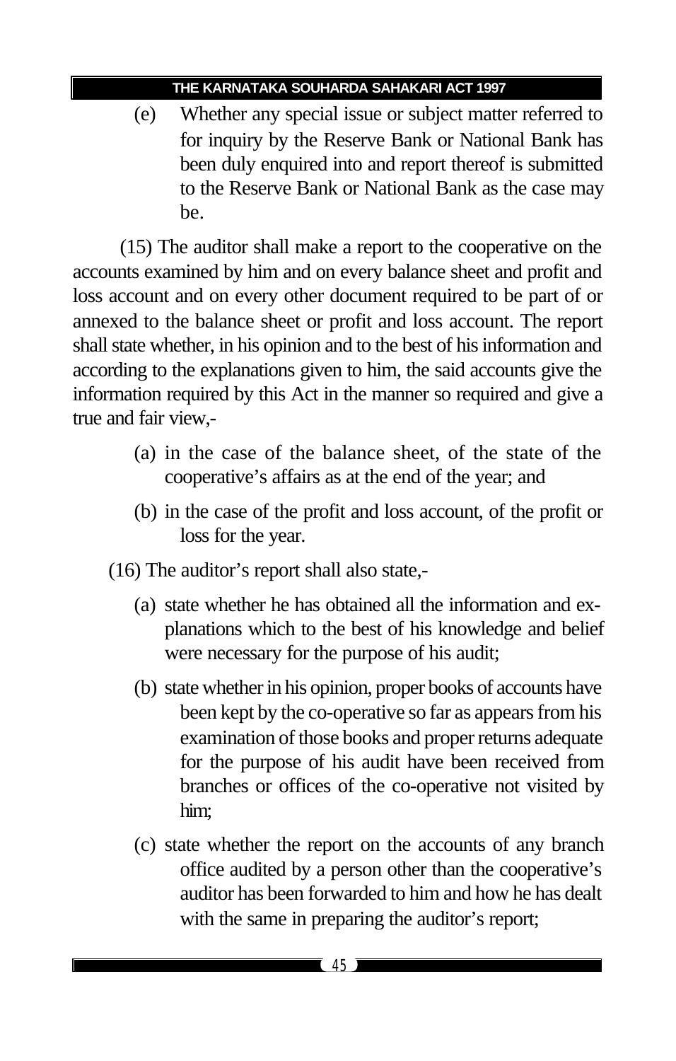(e) Whether any special issue or subject matter referred to for inquiry by the Reserve Bank or National Bank has been duly enquired into and report thereof is submitted to the Reserve Bank or National Bank as the case may be.

(15) The auditor shall make a report to the cooperative on the accounts examined by him and on every balance sheet and profit and loss account and on every other document required to be part of or annexed to the balance sheet or profit and loss account. The report shall state whether, in his opinion and to the best of his information and according to the explanations given to him, the said accounts give the information required by this Act in the manner so required and give a true and fair view,-

(a) in the case of the balance sheet, of the state of the cooperative's affairs as at the end of the year; and

(b) in the case of the profit and loss account, of the profit or loss for the year.

(16) The auditor's report shall also state,-

(a) state whether he has obtained all the information and explanations which to the best of his knowledge and belief were necessary for the purpose of his audit;

(b) state whether in his opinion, proper books of accounts have been kept by the co-operative so far as appears from his examination of those books and proper returns adequate for the purpose of his audit have been received from branches or offices of the co-operative not visited by him;

(c) state whether the report on the accounts of any branch office audited by a person other than the cooperative's auditor has been forwarded to him and how he has dealt with the same in preparing the auditor's report;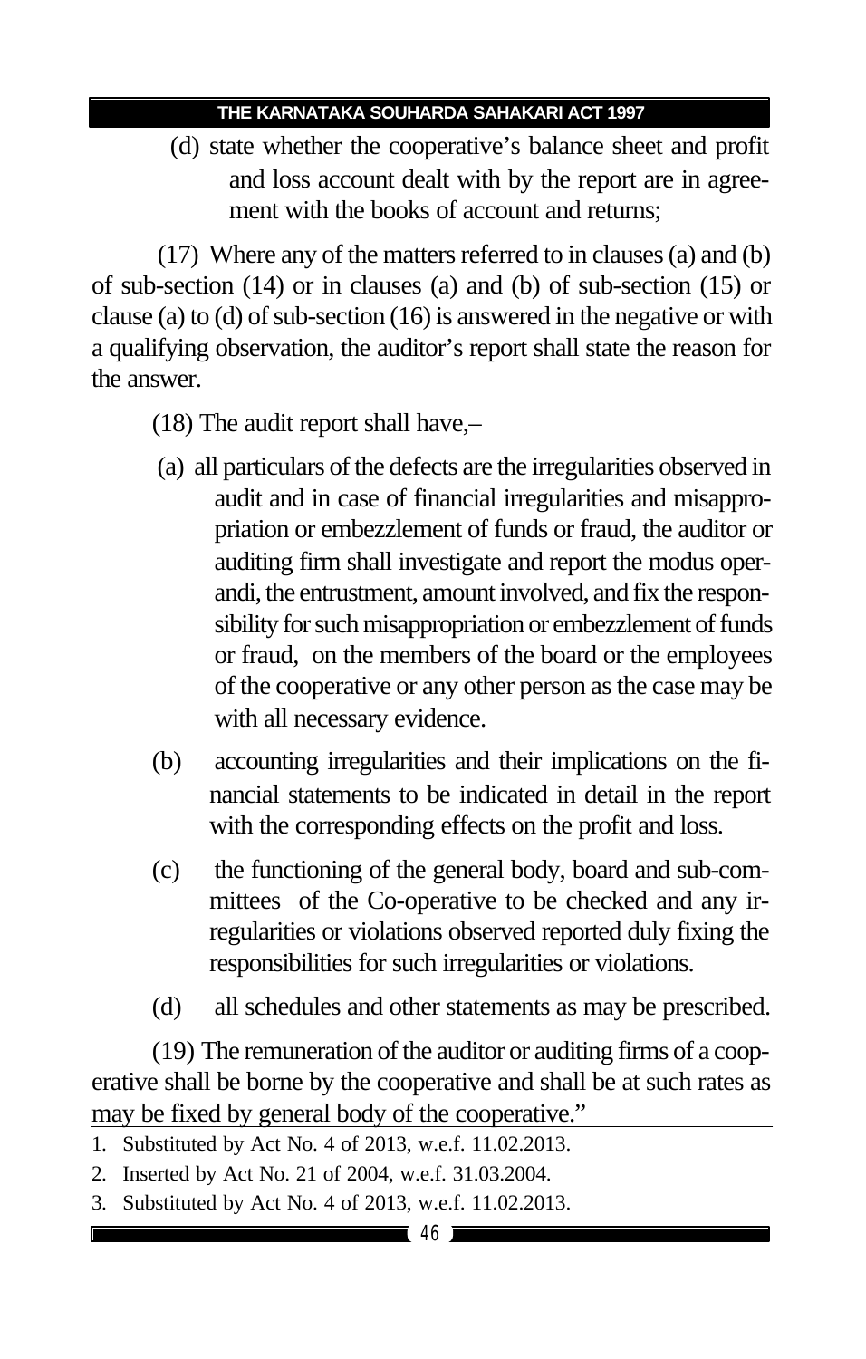(d) state whether the cooperative's balance sheet and profit and loss account dealt with by the report are in agreement with the books of account and returns;

(17) Where any of the matters referred to in clauses (a) and (b) of sub-section (14) or in clauses (a) and (b) of sub-section (15) or clause (a) to (d) of sub-section (16) is answered in the negative or with a qualifying observation, the auditor's report shall state the reason for the answer.

(18) The audit report shall have,–

(a) all particulars of the defects are the irregularities observed in audit and in case of financial irregularities and misappropriation or embezzlement of funds or fraud, the auditor or auditing firm shall investigate and report the modus operandi, the entrustment, amount involved, and fix the responsibility for such misappropriation or embezzlement of funds or fraud, on the members of the board or the employees of the cooperative or any other person as the case may be with all necessary evidence.

(b) accounting irregularities and their implications on the financial statements to be indicated in detail in the report with the corresponding effects on the profit and loss.

(c) the functioning of the general body, board and sub-committees of the Co-operative to be checked and any irregularities or violations observed reported duly fixing the responsibilities for such irregularities or violations.

(d) all schedules and other statements as may be prescribed.

(19) The remuneration of the auditor or auditing firms of a cooperative shall be borne by the cooperative and shall be at such rates as may be fixed by general body of the cooperative."

---

1. Substituted by Act No. 4 of 2013, w.e.f. 11.02.2013.
2. Inserted by Act No. 21 of 2004, w.e.f. 31.03.2004.
3. Substituted by Act No. 4 of 2013, w.e.f. 11.02.2013.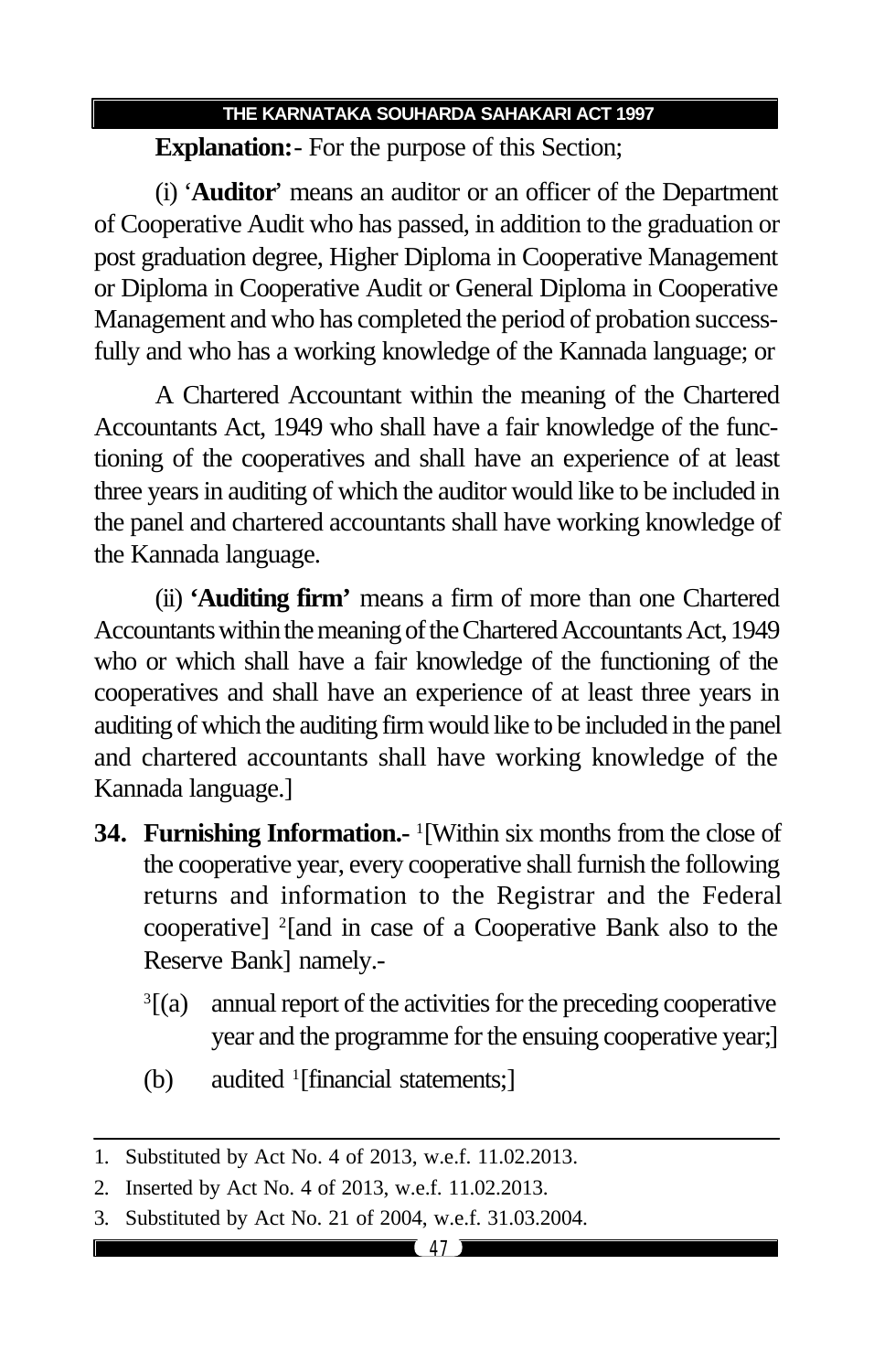**Explanation:**- For the purpose of this Section;

(i) '**Auditor**' means an auditor or an officer of the Department of Cooperative Audit who has passed, in addition to the graduation or post graduation degree, Higher Diploma in Cooperative Management or Diploma in Cooperative Audit or General Diploma in Cooperative Management and who has completed the period of probation successfully and who has a working knowledge of the Kannada language; or

A Chartered Accountant within the meaning of the Chartered Accountants Act, 1949 who shall have a fair knowledge of the functioning of the cooperatives and shall have an experience of at least three years in auditing of which the auditor would like to be included in the panel and chartered accountants shall have working knowledge of the Kannada language.

(ii) **'Auditing firm'** means a firm of more than one Chartered Accountants within the meaning of the Chartered Accountants Act, 1949 who or which shall have a fair knowledge of the functioning of the cooperatives and shall have an experience of at least three years in auditing of which the auditing firm would like to be included in the panel and chartered accountants shall have working knowledge of the Kannada language.]

**34. Furnishing Information.-** [1][Within six months from the close of the cooperative year, every cooperative shall furnish the following returns and information to the Registrar and the Federal cooperative] [2][and in case of a Cooperative Bank also to the Reserve Bank] namely.-

[3][(a) annual report of the activities for the preceding cooperative year and the programme for the ensuing cooperative year;]

(b) audited [1][financial statements;]

---

1. Substituted by Act No. 4 of 2013, w.e.f. 11.02.2013.
2. Inserted by Act No. 4 of 2013, w.e.f. 11.02.2013.
3. Substituted by Act No. 21 of 2004, w.e.f. 31.03.2004.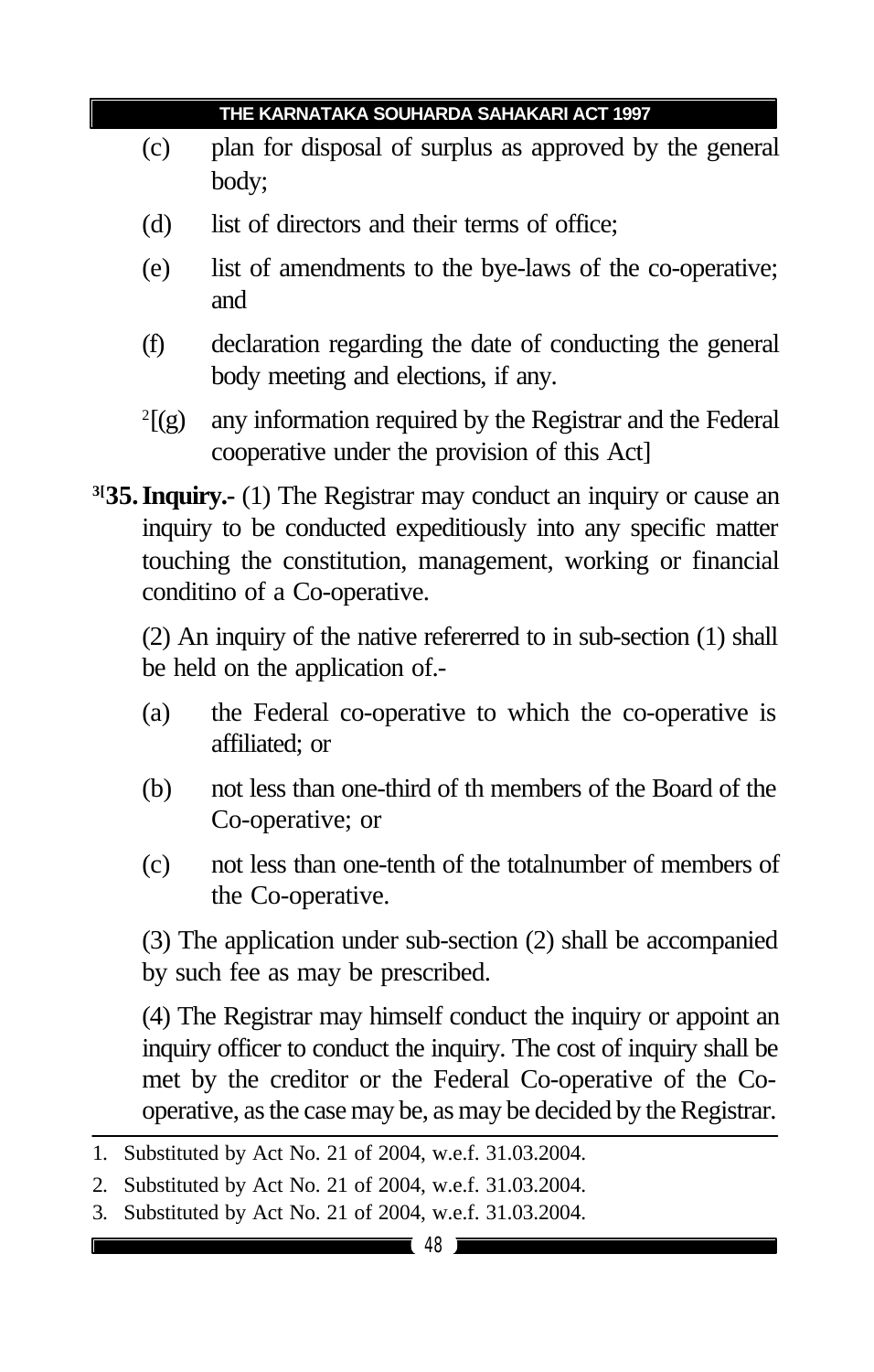(c) plan for disposal of surplus as approved by the general body;

(d) list of directors and their terms of office;

(e) list of amendments to the bye-laws of the co-operative; and

(f) declaration regarding the date of conducting the general body meeting and elections, if any.

[2][(g) any information required by the Registrar and the Federal cooperative under the provision of this Act]

[3][**35. Inquiry.-** (1) The Registrar may conduct an inquiry or cause an inquiry to be conducted expeditiously into any specific matter touching the constitution, management, working or financial conditino of a Co-operative.

(2) An inquiry of the native refererred to in sub-section (1) shall be held on the application of.-

(a) the Federal co-operative to which the co-operative is affiliated; or

(b) not less than one-third of th members of the Board of the Co-operative; or

(c) not less than one-tenth of the totalnumber of members of the Co-operative.

(3) The application under sub-section (2) shall be accompanied by such fee as may be prescribed.

(4) The Registrar may himself conduct the inquiry or appoint an inquiry officer to conduct the inquiry. The cost of inquiry shall be met by the creditor or the Federal Co-operative of the Co-operative, as the case may be, as may be decided by the Registrar.

---

1. Substituted by Act No. 21 of 2004, w.e.f. 31.03.2004.
2. Substituted by Act No. 21 of 2004, w.e.f. 31.03.2004.
3. Substituted by Act No. 21 of 2004, w.e.f. 31.03.2004.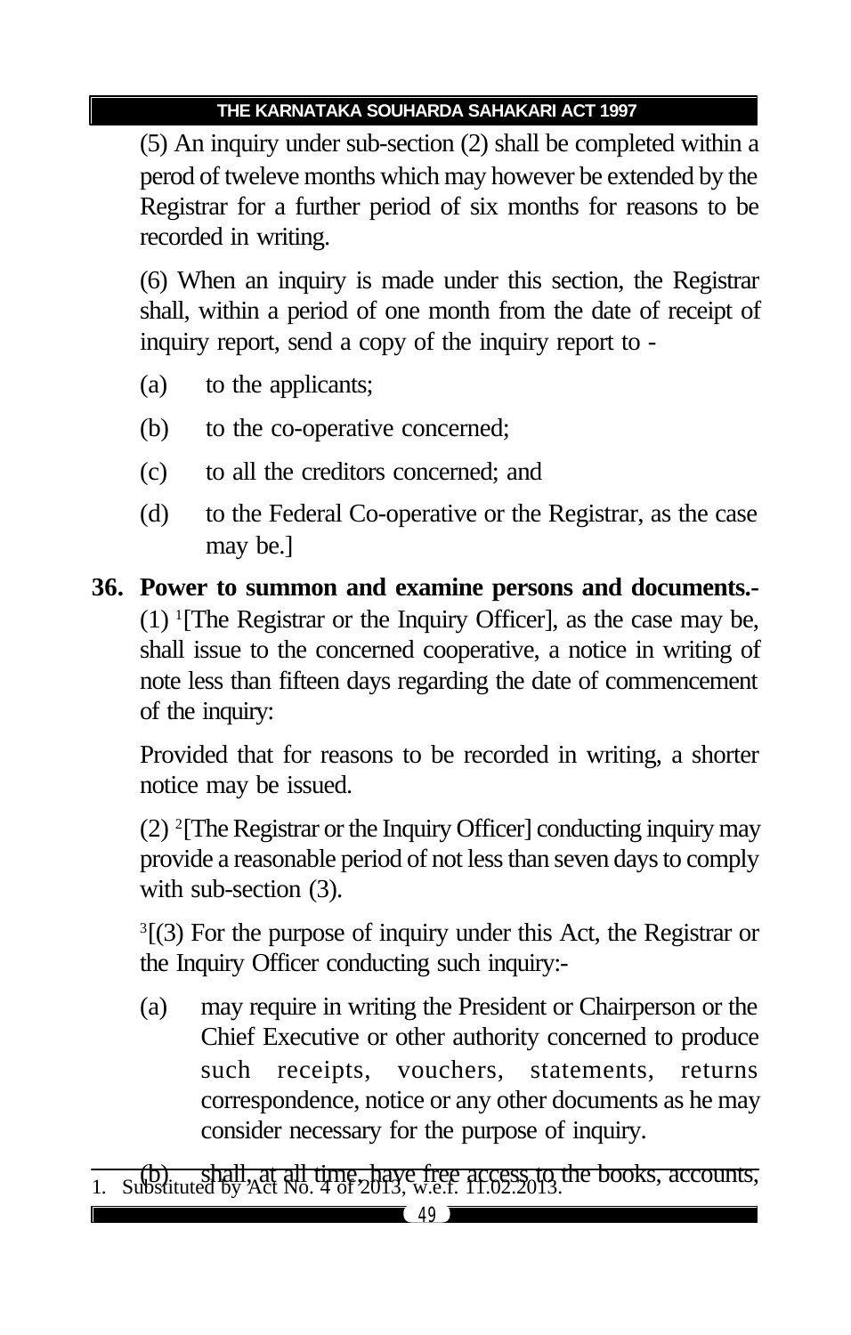(5) An inquiry under sub-section (2) shall be completed within a perod of tweleve months which may however be extended by the Registrar for a further period of six months for reasons to be recorded in writing.

(6) When an inquiry is made under this section, the Registrar shall, within a period of one month from the date of receipt of inquiry report, send a copy of the inquiry report to -

(a) to the applicants;

(b) to the co-operative concerned;

(c) to all the creditors concerned; and

(d) to the Federal Co-operative or the Registrar, as the case may be.]

**36. Power to summon and examine persons and documents.-** (1) [1][The Registrar or the Inquiry Officer], as the case may be, shall issue to the concerned cooperative, a notice in writing of note less than fifteen days regarding the date of commencement of the inquiry:

Provided that for reasons to be recorded in writing, a shorter notice may be issued.

(2) [2][The Registrar or the Inquiry Officer] conducting inquiry may provide a reasonable period of not less than seven days to comply with sub-section (3).

[3][(3) For the purpose of inquiry under this Act, the Registrar or the Inquiry Officer conducting such inquiry:-

(a) may require in writing the President or Chairperson or the Chief Executive or other authority concerned to produce such receipts, vouchers, statements, returns correspondence, notice or any other documents as he may consider necessary for the purpose of inquiry.

(b) shall, at all time, have free access to the books, accounts,

1. Substituted by Act No. 4 of 2013, w.e.f. 11.02.2013.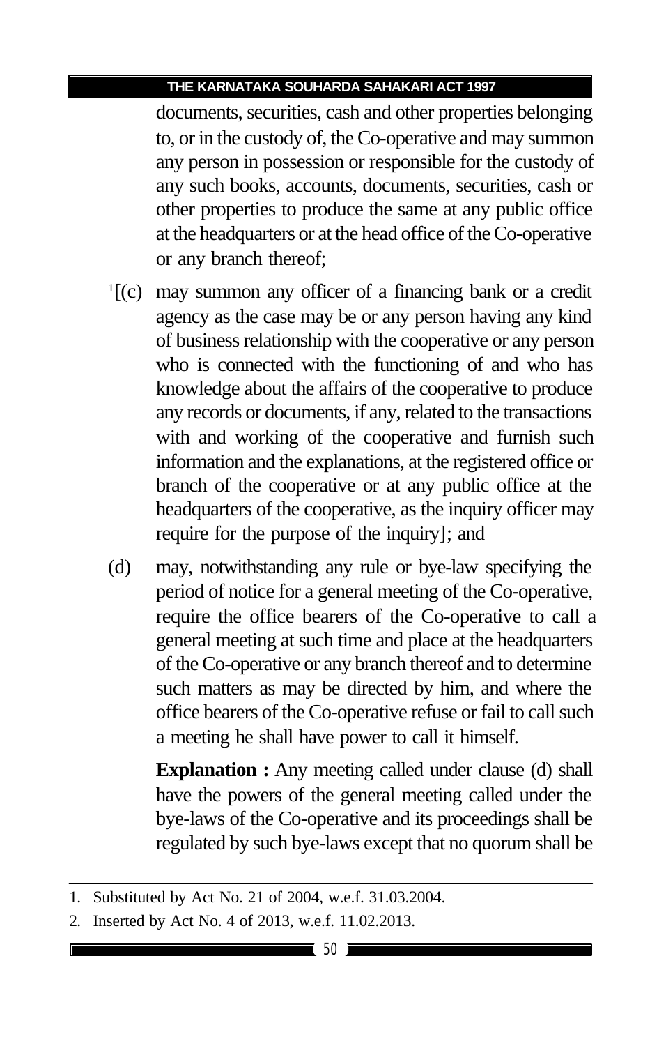documents, securities, cash and other properties belonging to, or in the custody of, the Co-operative and may summon any person in possession or responsible for the custody of any such books, accounts, documents, securities, cash or other properties to produce the same at any public office at the headquarters or at the head office of the Co-operative or any branch thereof;

[1][(c) may summon any officer of a financing bank or a credit agency as the case may be or any person having any kind of business relationship with the cooperative or any person who is connected with the functioning of and who has knowledge about the affairs of the cooperative to produce any records or documents, if any, related to the transactions with and working of the cooperative and furnish such information and the explanations, at the registered office or branch of the cooperative or at any public office at the headquarters of the cooperative, as the inquiry officer may require for the purpose of the inquiry]; and

(d) may, notwithstanding any rule or bye-law specifying the period of notice for a general meeting of the Co-operative, require the office bearers of the Co-operative to call a general meeting at such time and place at the headquarters of the Co-operative or any branch thereof and to determine such matters as may be directed by him, and where the office bearers of the Co-operative refuse or fail to call such a meeting he shall have power to call it himself.

**Explanation :** Any meeting called under clause (d) shall have the powers of the general meeting called under the bye-laws of the Co-operative and its proceedings shall be regulated by such bye-laws except that no quorum shall be

---

1. Substituted by Act No. 21 of 2004, w.e.f. 31.03.2004.
2. Inserted by Act No. 4 of 2013, w.e.f. 11.02.2013.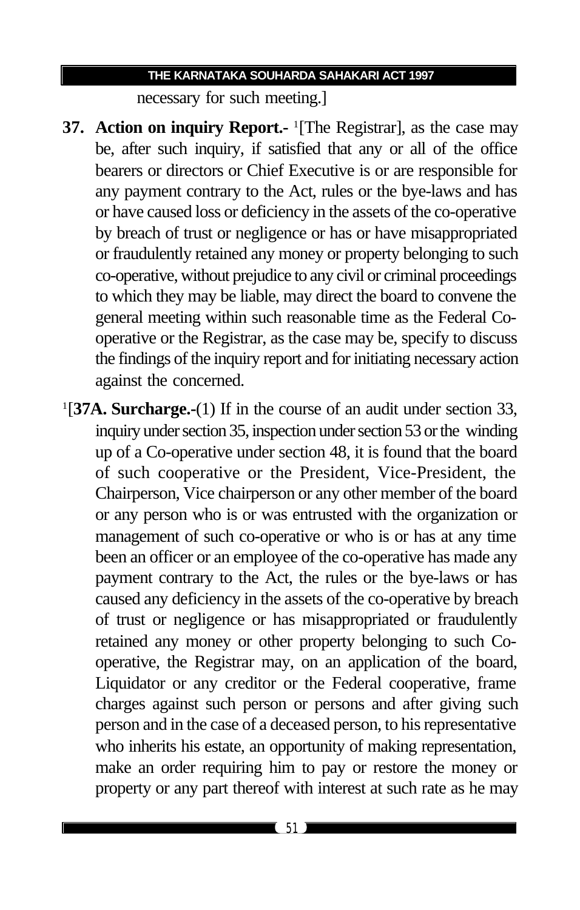necessary for such meeting.]

**37. Action on inquiry Report.-** [1][The Registrar], as the case may be, after such inquiry, if satisfied that any or all of the office bearers or directors or Chief Executive is or are responsible for any payment contrary to the Act, rules or the bye-laws and has or have caused loss or deficiency in the assets of the co-operative by breach of trust or negligence or has or have misappropriated or fraudulently retained any money or property belonging to such co-operative, without prejudice to any civil or criminal proceedings to which they may be liable, may direct the board to convene the general meeting within such reasonable time as the Federal Co-operative or the Registrar, as the case may be, specify to discuss the findings of the inquiry report and for initiating necessary action against the concerned.

[1][**37A. Surcharge.-**(1) If in the course of an audit under section 33, inquiry under section 35, inspection under section 53 or the winding up of a Co-operative under section 48, it is found that the board of such cooperative or the President, Vice-President, the Chairperson, Vice chairperson or any other member of the board or any person who is or was entrusted with the organization or management of such co-operative or who is or has at any time been an officer or an employee of the co-operative has made any payment contrary to the Act, the rules or the bye-laws or has caused any deficiency in the assets of the co-operative by breach of trust or negligence or has misappropriated or fraudulently retained any money or other property belonging to such Co-operative, the Registrar may, on an application of the board, Liquidator or any creditor or the Federal cooperative, frame charges against such person or persons and after giving such person and in the case of a deceased person, to his representative who inherits his estate, an opportunity of making representation, make an order requiring him to pay or restore the money or property or any part thereof with interest at such rate as he may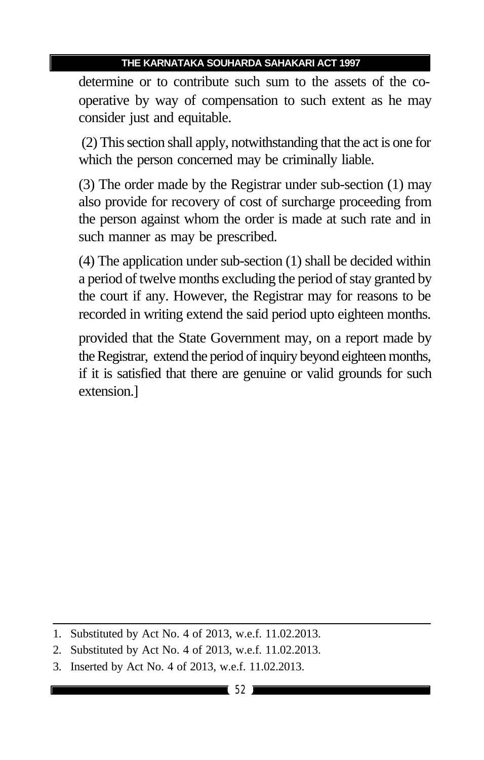determine or to contribute such sum to the assets of the co-operative by way of compensation to such extent as he may consider just and equitable.

(2) This section shall apply, notwithstanding that the act is one for which the person concerned may be criminally liable.

(3) The order made by the Registrar under sub-section (1) may also provide for recovery of cost of surcharge proceeding from the person against whom the order is made at such rate and in such manner as may be prescribed.

(4) The application under sub-section (1) shall be decided within a period of twelve months excluding the period of stay granted by the court if any. However, the Registrar may for reasons to be recorded in writing extend the said period upto eighteen months.

provided that the State Government may, on a report made by the Registrar, extend the period of inquiry beyond eighteen months, if it is satisfied that there are genuine or valid grounds for such extension.]

---

1. Substituted by Act No. 4 of 2013, w.e.f. 11.02.2013.
2. Substituted by Act No. 4 of 2013, w.e.f. 11.02.2013.
3. Inserted by Act No. 4 of 2013, w.e.f. 11.02.2013.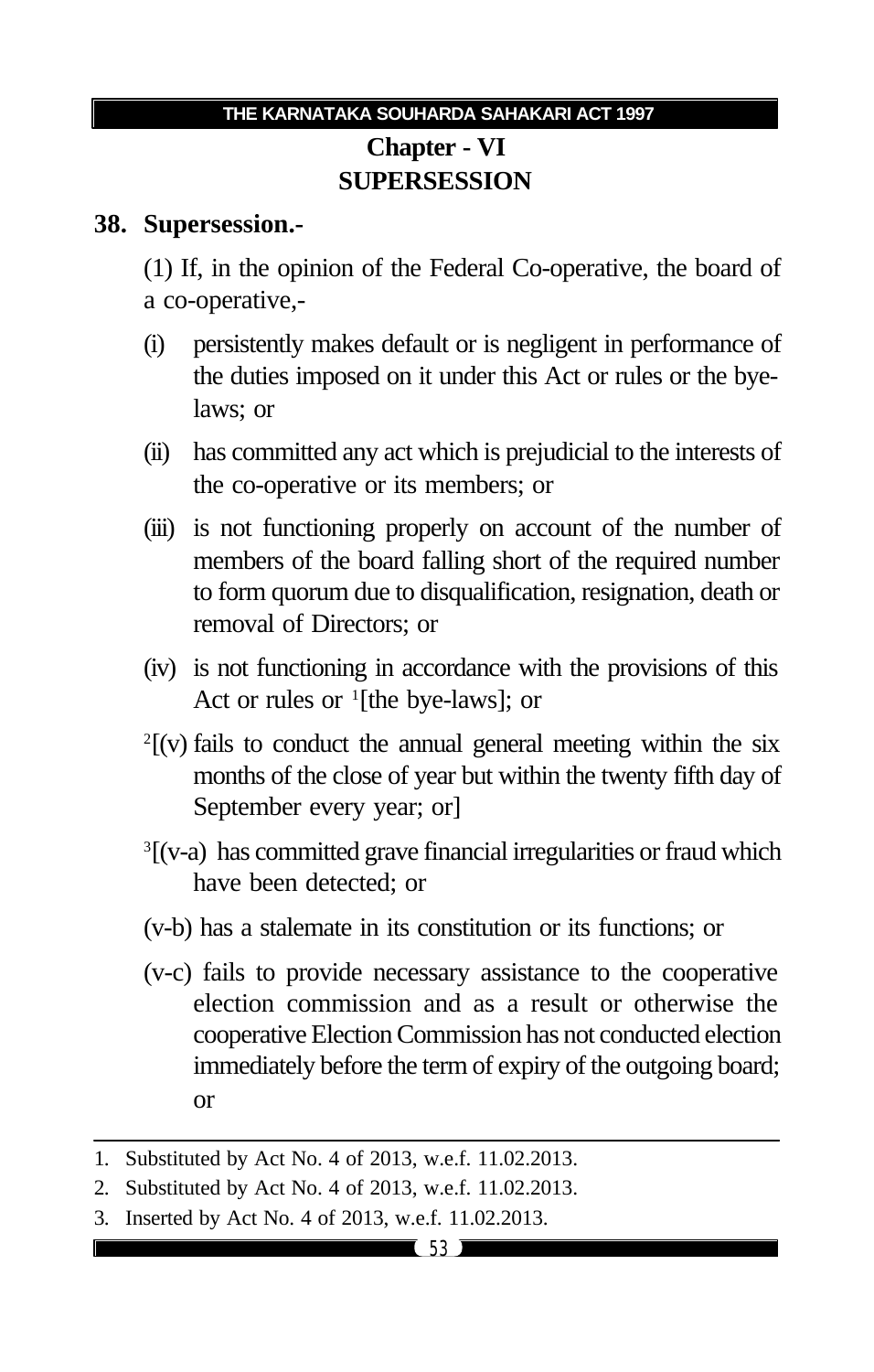## Chapter - VI
## SUPERSESSION

### 38. Supersession.-

(1) If, in the opinion of the Federal Co-operative, the board of a co-operative,-

(i) persistently makes default or is negligent in performance of the duties imposed on it under this Act or rules or the bye-laws; or

(ii) has committed any act which is prejudicial to the interests of the co-operative or its members; or

(iii) is not functioning properly on account of the number of members of the board falling short of the required number to form quorum due to disqualification, resignation, death or removal of Directors; or

(iv) is not functioning in accordance with the provisions of this Act or rules or [1][the bye-laws]; or

[2][(v) fails to conduct the annual general meeting within the six months of the close of year but within the twenty fifth day of September every year; or]

[3][(v-a) has committed grave financial irregularities or fraud which have been detected; or

(v-b) has a stalemate in its constitution or its functions; or

(v-c) fails to provide necessary assistance to the cooperative election commission and as a result or otherwise the cooperative Election Commission has not conducted election immediately before the term of expiry of the outgoing board; or

---

1. Substituted by Act No. 4 of 2013, w.e.f. 11.02.2013.
2. Substituted by Act No. 4 of 2013, w.e.f. 11.02.2013.
3. Inserted by Act No. 4 of 2013, w.e.f. 11.02.2013.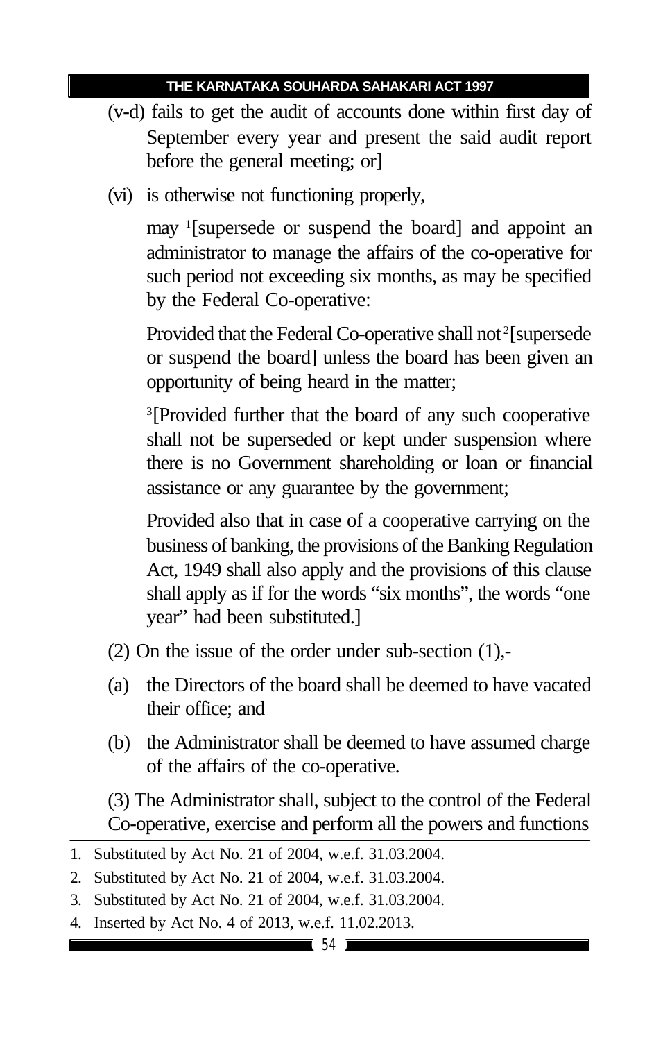(v-d) fails to get the audit of accounts done within first day of September every year and present the said audit report before the general meeting; or]

(vi) is otherwise not functioning properly,

may [1][supersede or suspend the board] and appoint an administrator to manage the affairs of the co-operative for such period not exceeding six months, as may be specified by the Federal Co-operative:

Provided that the Federal Co-operative shall not [2][supersede or suspend the board] unless the board has been given an opportunity of being heard in the matter;

[3][Provided further that the board of any such cooperative shall not be superseded or kept under suspension where there is no Government shareholding or loan or financial assistance or any guarantee by the government;

Provided also that in case of a cooperative carrying on the business of banking, the provisions of the Banking Regulation Act, 1949 shall also apply and the provisions of this clause shall apply as if for the words "six months", the words "one year" had been substituted.]

(2) On the issue of the order under sub-section (1),-

(a) the Directors of the board shall be deemed to have vacated their office; and

(b) the Administrator shall be deemed to have assumed charge of the affairs of the co-operative.

(3) The Administrator shall, subject to the control of the Federal Co-operative, exercise and perform all the powers and functions

---

1. Substituted by Act No. 21 of 2004, w.e.f. 31.03.2004.
2. Substituted by Act No. 21 of 2004, w.e.f. 31.03.2004.
3. Substituted by Act No. 21 of 2004, w.e.f. 31.03.2004.
4. Inserted by Act No. 4 of 2013, w.e.f. 11.02.2013.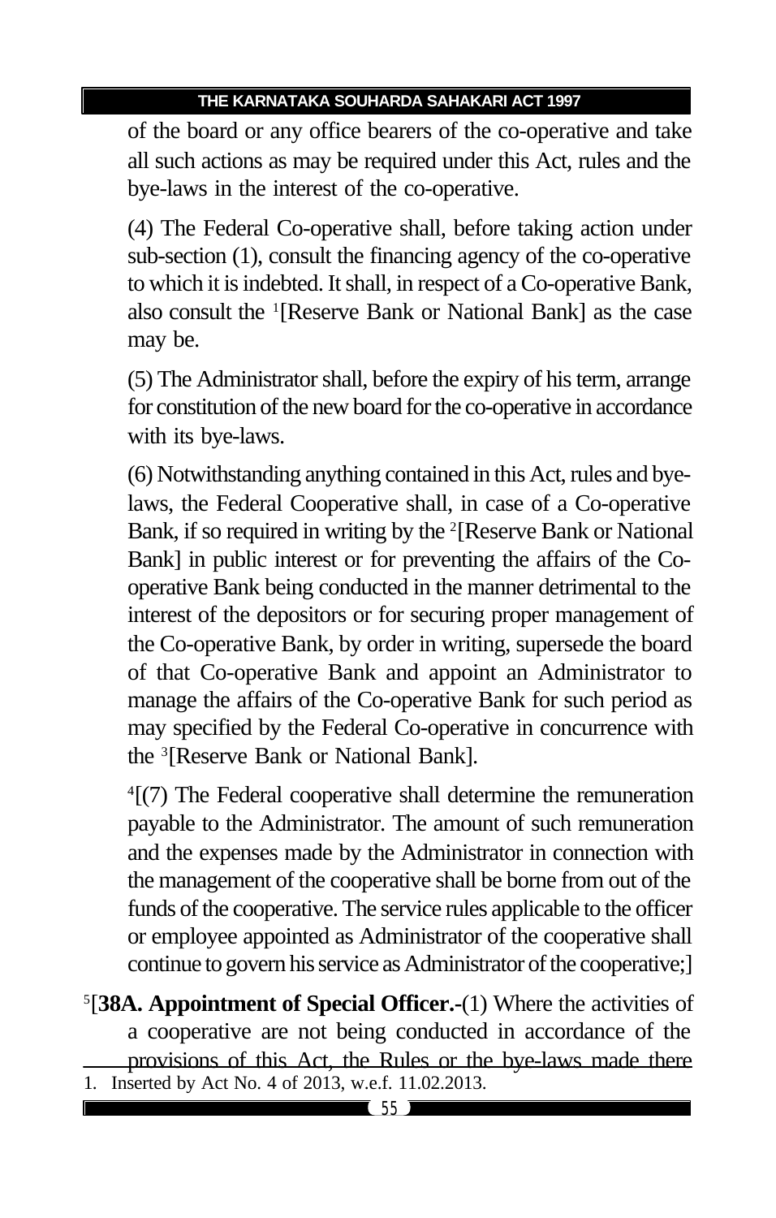of the board or any office bearers of the co-operative and take all such actions as may be required under this Act, rules and the bye-laws in the interest of the co-operative.

(4) The Federal Co-operative shall, before taking action under sub-section (1), consult the financing agency of the co-operative to which it is indebted. It shall, in respect of a Co-operative Bank, also consult the [1][Reserve Bank or National Bank] as the case may be.

(5) The Administrator shall, before the expiry of his term, arrange for constitution of the new board for the co-operative in accordance with its bye-laws.

(6) Notwithstanding anything contained in this Act, rules and bye-laws, the Federal Cooperative shall, in case of a Co-operative Bank, if so required in writing by the [2][Reserve Bank or National Bank] in public interest or for preventing the affairs of the Co-operative Bank being conducted in the manner detrimental to the interest of the depositors or for securing proper management of the Co-operative Bank, by order in writing, supersede the board of that Co-operative Bank and appoint an Administrator to manage the affairs of the Co-operative Bank for such period as may specified by the Federal Co-operative in concurrence with the [3][Reserve Bank or National Bank].

[4][(7) The Federal cooperative shall determine the remuneration payable to the Administrator. The amount of such remuneration and the expenses made by the Administrator in connection with the management of the cooperative shall be borne from out of the funds of the cooperative. The service rules applicable to the officer or employee appointed as Administrator of the cooperative shall continue to govern his service as Administrator of the cooperative;]

[5][**38A. Appointment of Special Officer.-**(1) Where the activities of a cooperative are not being conducted in accordance of the provisions of this Act, the Rules or the bye-laws made there

---

1. Inserted by Act No. 4 of 2013, w.e.f. 11.02.2013.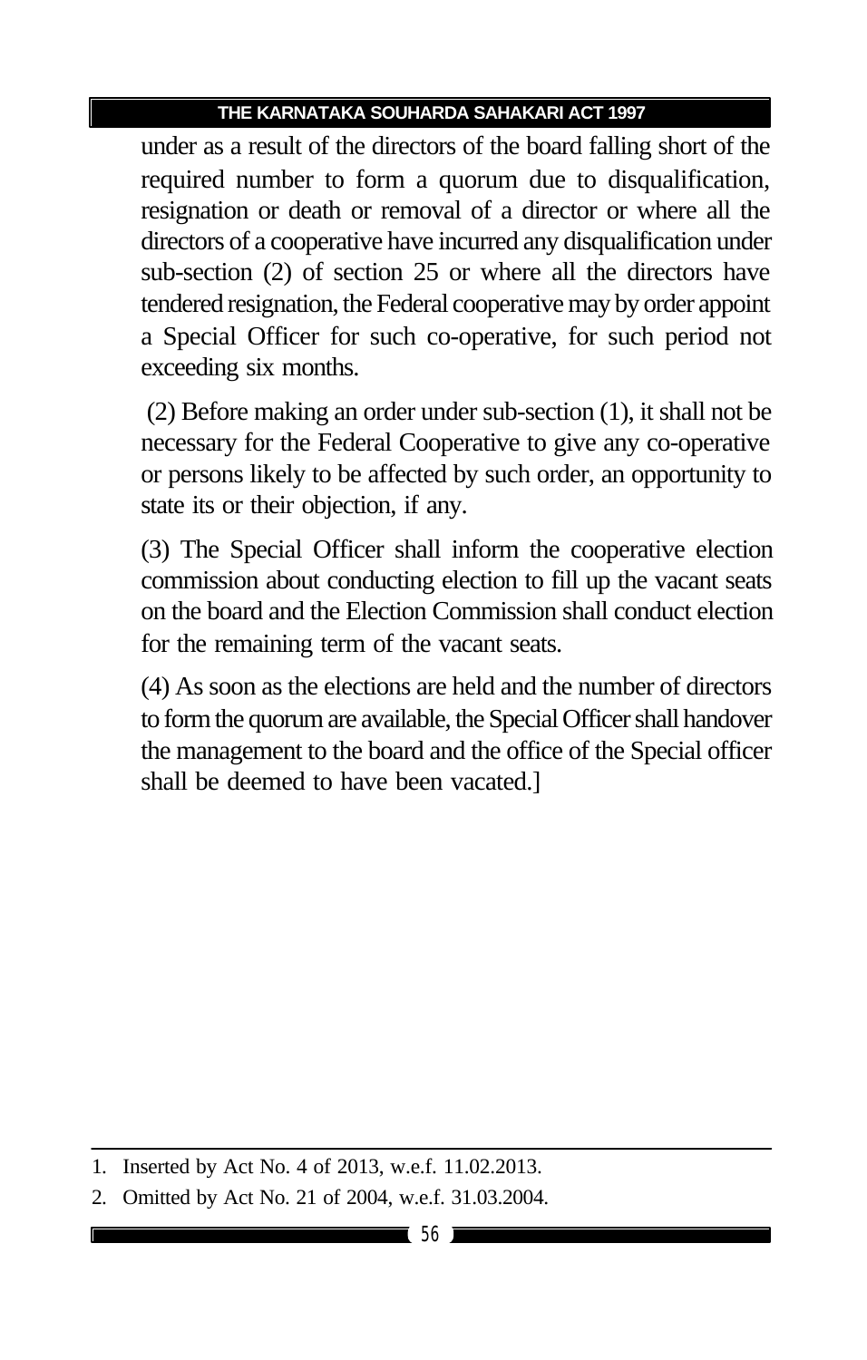under as a result of the directors of the board falling short of the required number to form a quorum due to disqualification, resignation or death or removal of a director or where all the directors of a cooperative have incurred any disqualification under sub-section (2) of section 25 or where all the directors have tendered resignation, the Federal cooperative may by order appoint a Special Officer for such co-operative, for such period not exceeding six months.

(2) Before making an order under sub-section (1), it shall not be necessary for the Federal Cooperative to give any co-operative or persons likely to be affected by such order, an opportunity to state its or their objection, if any.

(3) The Special Officer shall inform the cooperative election commission about conducting election to fill up the vacant seats on the board and the Election Commission shall conduct election for the remaining term of the vacant seats.

(4) As soon as the elections are held and the number of directors to form the quorum are available, the Special Officer shall handover the management to the board and the office of the Special officer shall be deemed to have been vacated.]

---

1. Inserted by Act No. 4 of 2013, w.e.f. 11.02.2013.
2. Omitted by Act No. 21 of 2004, w.e.f. 31.03.2004.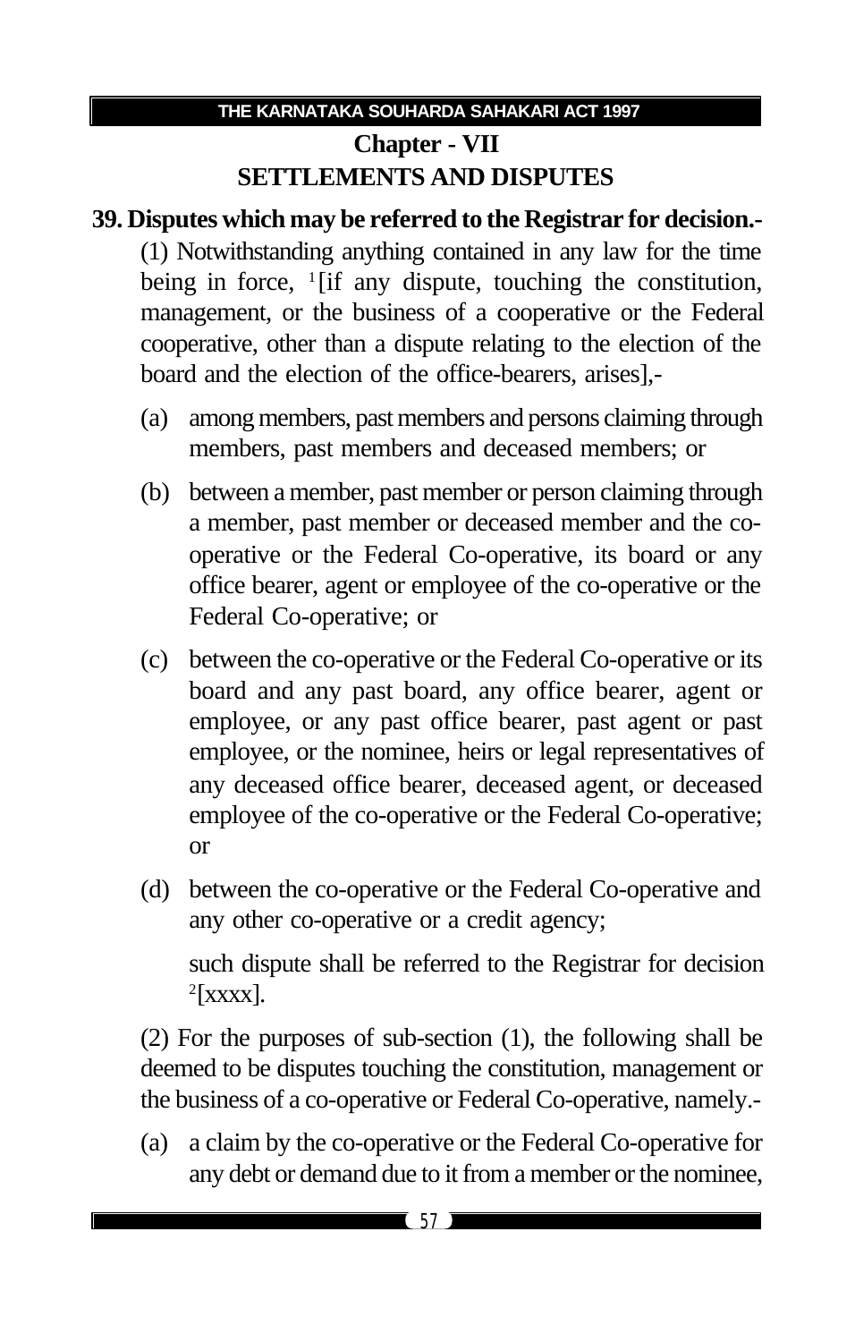## Chapter - VII
## SETTLEMENTS AND DISPUTES

**39. Disputes which may be referred to the Registrar for decision.-**

(1) Notwithstanding anything contained in any law for the time being in force, [1][if any dispute, touching the constitution, management, or the business of a cooperative or the Federal cooperative, other than a dispute relating to the election of the board and the election of the office-bearers, arises],-

(a) among members, past members and persons claiming through members, past members and deceased members; or

(b) between a member, past member or person claiming through a member, past member or deceased member and the co-operative or the Federal Co-operative, its board or any office bearer, agent or employee of the co-operative or the Federal Co-operative; or

(c) between the co-operative or the Federal Co-operative or its board and any past board, any office bearer, agent or employee, or any past office bearer, past agent or past employee, or the nominee, heirs or legal representatives of any deceased office bearer, deceased agent, or deceased employee of the co-operative or the Federal Co-operative; or

(d) between the co-operative or the Federal Co-operative and any other co-operative or a credit agency;

such dispute shall be referred to the Registrar for decision [2][xxxx].

(2) For the purposes of sub-section (1), the following shall be deemed to be disputes touching the constitution, management or the business of a co-operative or Federal Co-operative, namely.-

(a) a claim by the co-operative or the Federal Co-operative for any debt or demand due to it from a member or the nominee,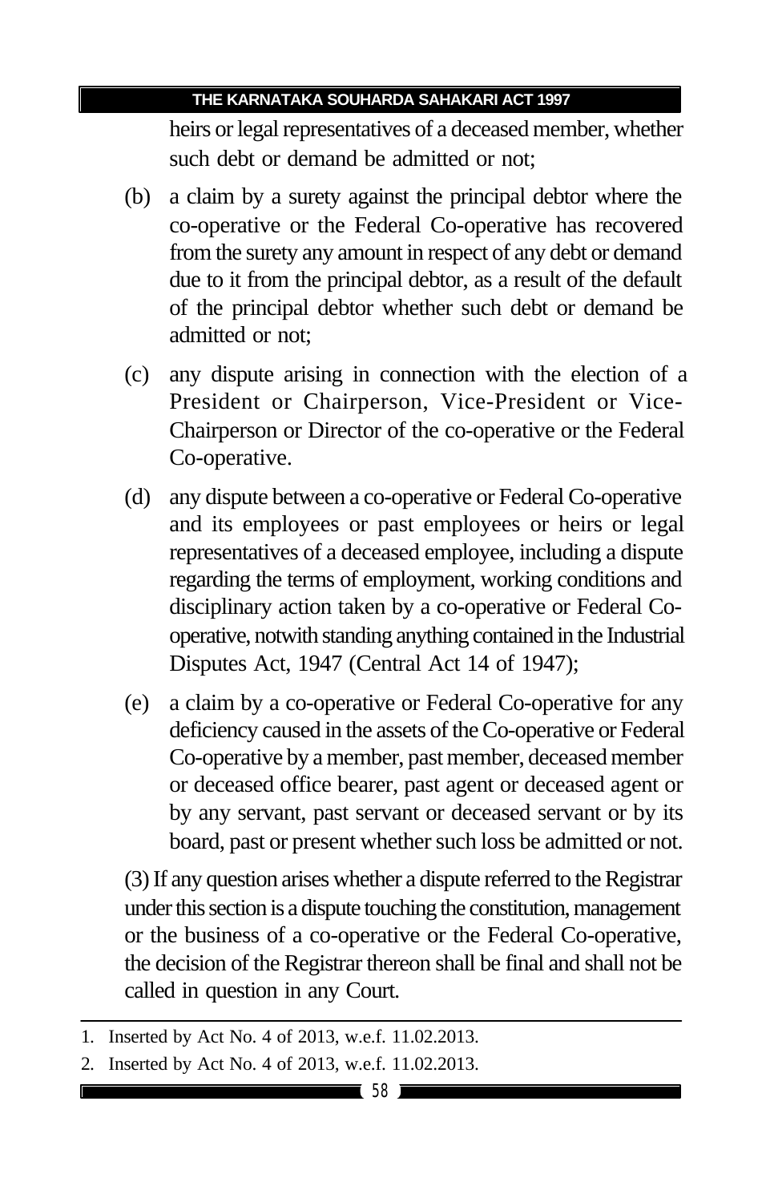heirs or legal representatives of a deceased member, whether such debt or demand be admitted or not;

(b) a claim by a surety against the principal debtor where the co-operative or the Federal Co-operative has recovered from the surety any amount in respect of any debt or demand due to it from the principal debtor, as a result of the default of the principal debtor whether such debt or demand be admitted or not;

(c) any dispute arising in connection with the election of a President or Chairperson, Vice-President or Vice-Chairperson or Director of the co-operative or the Federal Co-operative.

(d) any dispute between a co-operative or Federal Co-operative and its employees or past employees or heirs or legal representatives of a deceased employee, including a dispute regarding the terms of employment, working conditions and disciplinary action taken by a co-operative or Federal Co-operative, notwith standing anything contained in the Industrial Disputes Act, 1947 (Central Act 14 of 1947);

(e) a claim by a co-operative or Federal Co-operative for any deficiency caused in the assets of the Co-operative or Federal Co-operative by a member, past member, deceased member or deceased office bearer, past agent or deceased agent or by any servant, past servant or deceased servant or by its board, past or present whether such loss be admitted or not.

(3) If any question arises whether a dispute referred to the Registrar under this section is a dispute touching the constitution, management or the business of a co-operative or the Federal Co-operative, the decision of the Registrar thereon shall be final and shall not be called in question in any Court.

---

1. Inserted by Act No. 4 of 2013, w.e.f. 11.02.2013.
2. Inserted by Act No. 4 of 2013, w.e.f. 11.02.2013.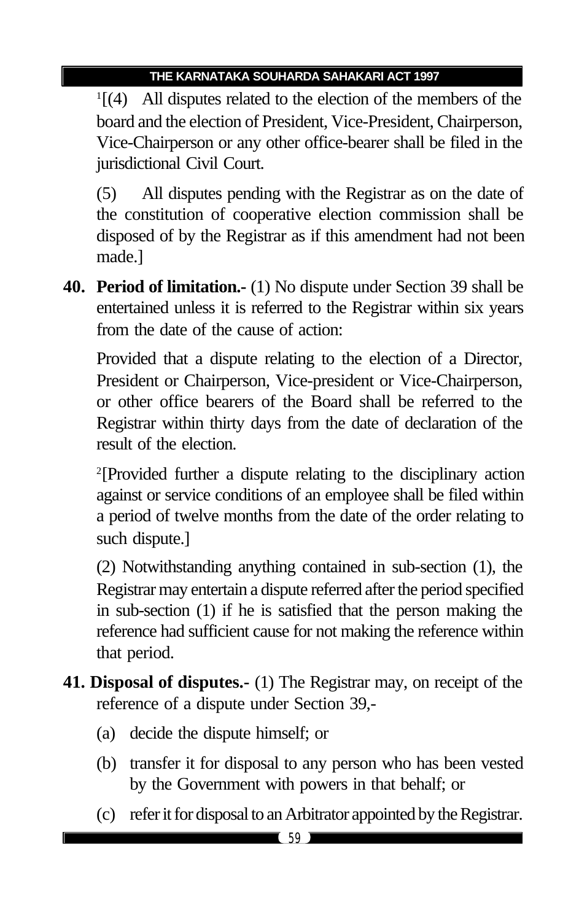[1][(4) All disputes related to the election of the members of the board and the election of President, Vice-President, Chairperson, Vice-Chairperson or any other office-bearer shall be filed in the jurisdictional Civil Court.

(5) All disputes pending with the Registrar as on the date of the constitution of cooperative election commission shall be disposed of by the Registrar as if this amendment had not been made.]

**40. Period of limitation.-** (1) No dispute under Section 39 shall be entertained unless it is referred to the Registrar within six years from the date of the cause of action:

Provided that a dispute relating to the election of a Director, President or Chairperson, Vice-president or Vice-Chairperson, or other office bearers of the Board shall be referred to the Registrar within thirty days from the date of declaration of the result of the election.

[2][Provided further a dispute relating to the disciplinary action against or service conditions of an employee shall be filed within a period of twelve months from the date of the order relating to such dispute.]

(2) Notwithstanding anything contained in sub-section (1), the Registrar may entertain a dispute referred after the period specified in sub-section (1) if he is satisfied that the person making the reference had sufficient cause for not making the reference within that period.

**41. Disposal of disputes.-** (1) The Registrar may, on receipt of the reference of a dispute under Section 39,-

(a) decide the dispute himself; or

(b) transfer it for disposal to any person who has been vested by the Government with powers in that behalf; or

(c) refer it for disposal to an Arbitrator appointed by the Registrar.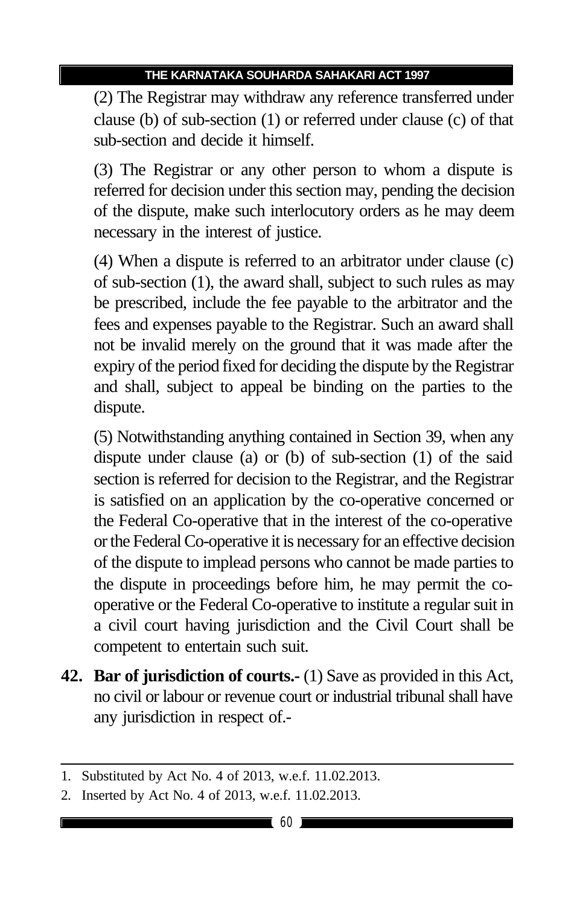(2) The Registrar may withdraw any reference transferred under clause (b) of sub-section (1) or referred under clause (c) of that sub-section and decide it himself.

(3) The Registrar or any other person to whom a dispute is referred for decision under this section may, pending the decision of the dispute, make such interlocutory orders as he may deem necessary in the interest of justice.

(4) When a dispute is referred to an arbitrator under clause (c) of sub-section (1), the award shall, subject to such rules as may be prescribed, include the fee payable to the arbitrator and the fees and expenses payable to the Registrar. Such an award shall not be invalid merely on the ground that it was made after the expiry of the period fixed for deciding the dispute by the Registrar and shall, subject to appeal be binding on the parties to the dispute.

(5) Notwithstanding anything contained in Section 39, when any dispute under clause (a) or (b) of sub-section (1) of the said section is referred for decision to the Registrar, and the Registrar is satisfied on an application by the co-operative concerned or the Federal Co-operative that in the interest of the co-operative or the Federal Co-operative it is necessary for an effective decision of the dispute to implead persons who cannot be made parties to the dispute in proceedings before him, he may permit the co-operative or the Federal Co-operative to institute a regular suit in a civil court having jurisdiction and the Civil Court shall be competent to entertain such suit.

**42. Bar of jurisdiction of courts.-** (1) Save as provided in this Act, no civil or labour or revenue court or industrial tribunal shall have any jurisdiction in respect of.-

---

1. Substituted by Act No. 4 of 2013, w.e.f. 11.02.2013.
2. Inserted by Act No. 4 of 2013, w.e.f. 11.02.2013.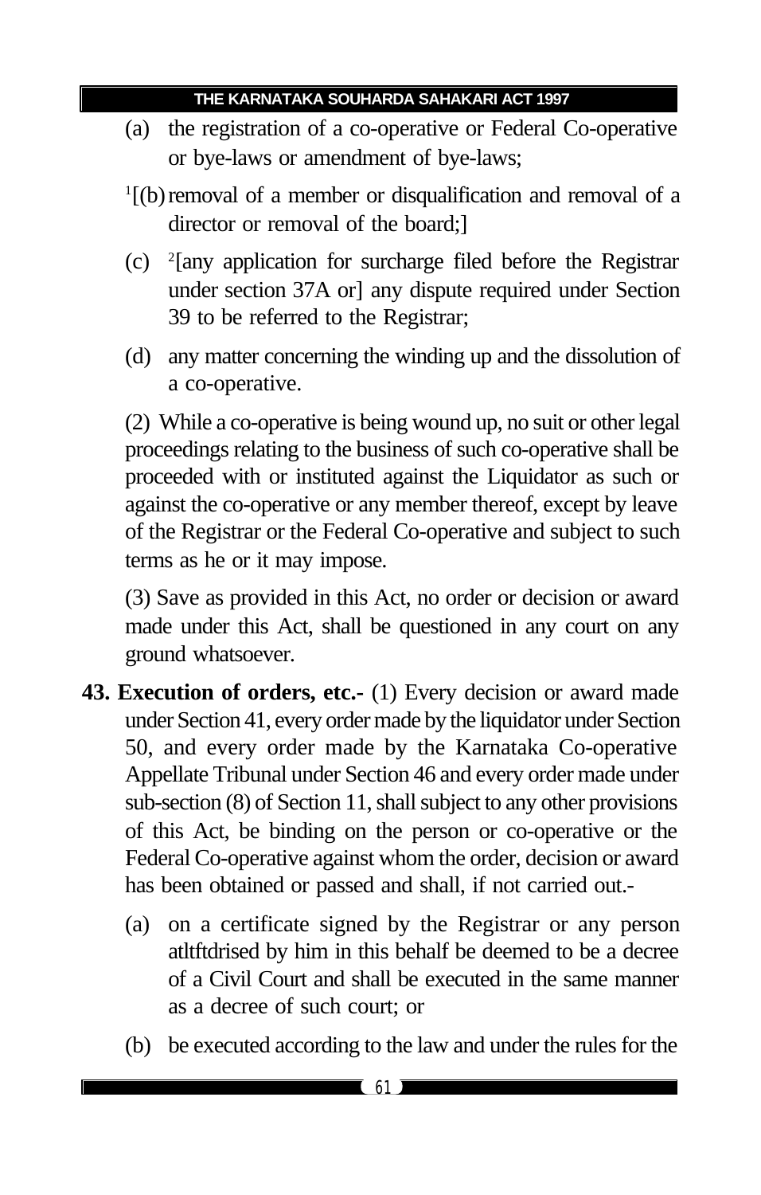(a) the registration of a co-operative or Federal Co-operative or bye-laws or amendment of bye-laws;

[1][(b) removal of a member or disqualification and removal of a director or removal of the board;]

(c) [2][any application for surcharge filed before the Registrar under section 37A or] any dispute required under Section 39 to be referred to the Registrar;

(d) any matter concerning the winding up and the dissolution of a co-operative.

(2) While a co-operative is being wound up, no suit or other legal proceedings relating to the business of such co-operative shall be proceeded with or instituted against the Liquidator as such or against the co-operative or any member thereof, except by leave of the Registrar or the Federal Co-operative and subject to such terms as he or it may impose.

(3) Save as provided in this Act, no order or decision or award made under this Act, shall be questioned in any court on any ground whatsoever.

**43. Execution of orders, etc.-** (1) Every decision or award made under Section 41, every order made by the liquidator under Section 50, and every order made by the Karnataka Co-operative Appellate Tribunal under Section 46 and every order made under sub-section (8) of Section 11, shall subject to any other provisions of this Act, be binding on the person or co-operative or the Federal Co-operative against whom the order, decision or award has been obtained or passed and shall, if not carried out.-

(a) on a certificate signed by the Registrar or any person atltftdrised by him in this behalf be deemed to be a decree of a Civil Court and shall be executed in the same manner as a decree of such court; or

(b) be executed according to the law and under the rules for the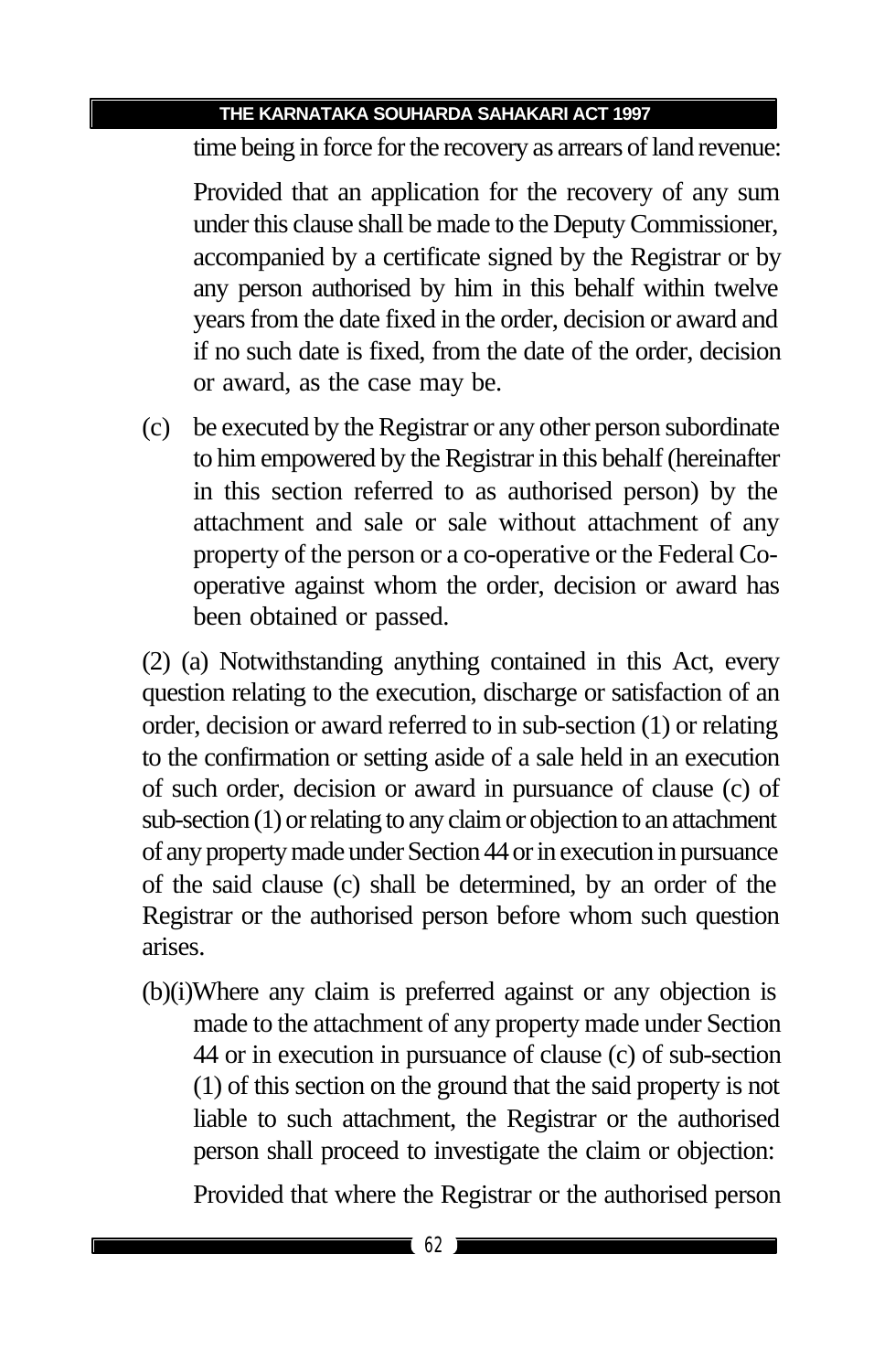time being in force for the recovery as arrears of land revenue:

Provided that an application for the recovery of any sum under this clause shall be made to the Deputy Commissioner, accompanied by a certificate signed by the Registrar or by any person authorised by him in this behalf within twelve years from the date fixed in the order, decision or award and if no such date is fixed, from the date of the order, decision or award, as the case may be.

(c) be executed by the Registrar or any other person subordinate to him empowered by the Registrar in this behalf (hereinafter in this section referred to as authorised person) by the attachment and sale or sale without attachment of any property of the person or a co-operative or the Federal Co-operative against whom the order, decision or award has been obtained or passed.

(2) (a) Notwithstanding anything contained in this Act, every question relating to the execution, discharge or satisfaction of an order, decision or award referred to in sub-section (1) or relating to the confirmation or setting aside of a sale held in an execution of such order, decision or award in pursuance of clause (c) of sub-section (1) or relating to any claim or objection to an attachment of any property made under Section 44 or in execution in pursuance of the said clause (c) shall be determined, by an order of the Registrar or the authorised person before whom such question arises.

(b)(i)Where any claim is preferred against or any objection is made to the attachment of any property made under Section 44 or in execution in pursuance of clause (c) of sub-section (1) of this section on the ground that the said property is not liable to such attachment, the Registrar or the authorised person shall proceed to investigate the claim or objection:

Provided that where the Registrar or the authorised person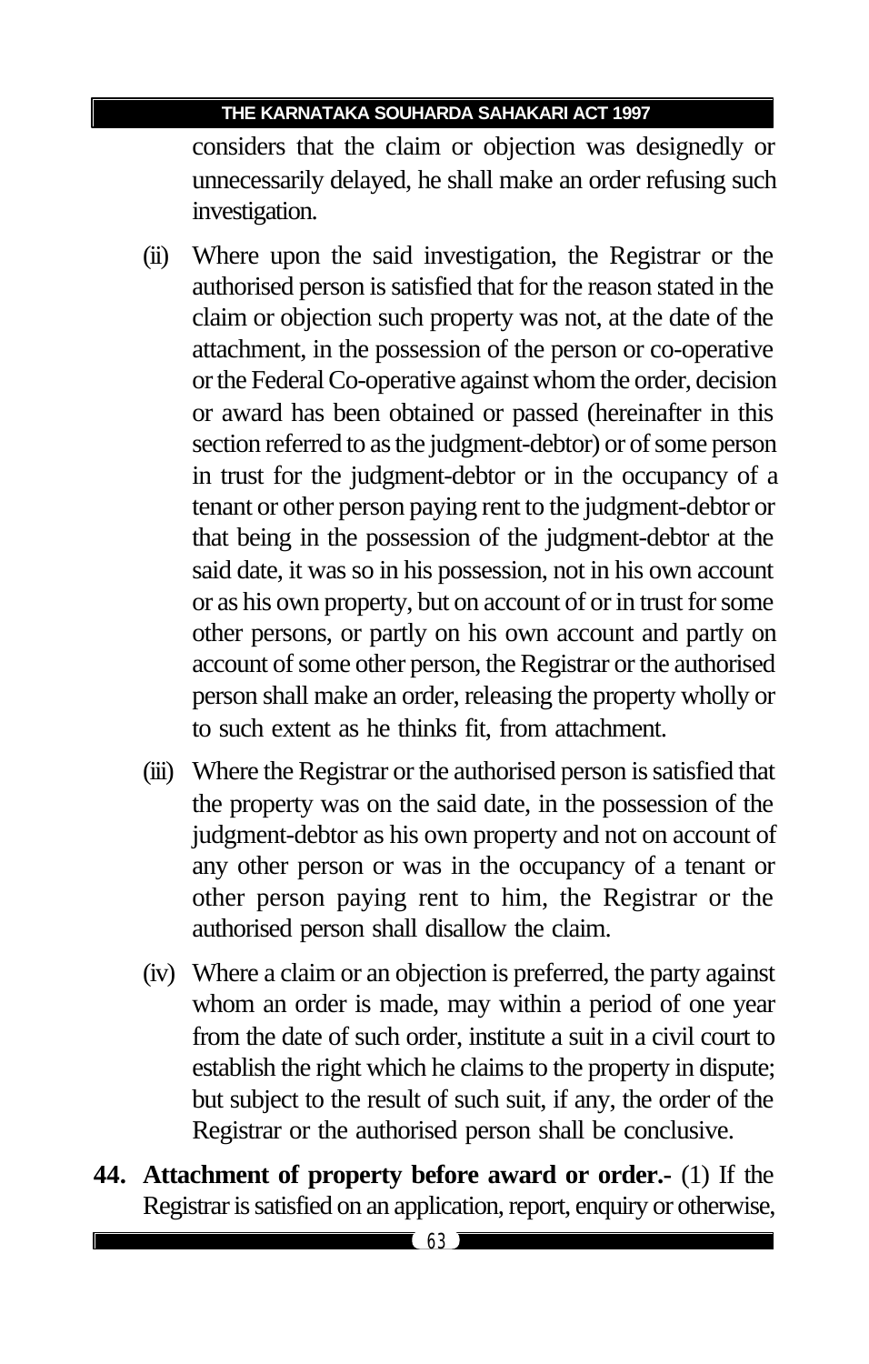considers that the claim or objection was designedly or unnecessarily delayed, he shall make an order refusing such investigation.

(ii) Where upon the said investigation, the Registrar or the authorised person is satisfied that for the reason stated in the claim or objection such property was not, at the date of the attachment, in the possession of the person or co-operative or the Federal Co-operative against whom the order, decision or award has been obtained or passed (hereinafter in this section referred to as the judgment-debtor) or of some person in trust for the judgment-debtor or in the occupancy of a tenant or other person paying rent to the judgment-debtor or that being in the possession of the judgment-debtor at the said date, it was so in his possession, not in his own account or as his own property, but on account of or in trust for some other persons, or partly on his own account and partly on account of some other person, the Registrar or the authorised person shall make an order, releasing the property wholly or to such extent as he thinks fit, from attachment.

(iii) Where the Registrar or the authorised person is satisfied that the property was on the said date, in the possession of the judgment-debtor as his own property and not on account of any other person or was in the occupancy of a tenant or other person paying rent to him, the Registrar or the authorised person shall disallow the claim.

(iv) Where a claim or an objection is preferred, the party against whom an order is made, may within a period of one year from the date of such order, institute a suit in a civil court to establish the right which he claims to the property in dispute; but subject to the result of such suit, if any, the order of the Registrar or the authorised person shall be conclusive.

**44. Attachment of property before award or order.-** (1) If the Registrar is satisfied on an application, report, enquiry or otherwise,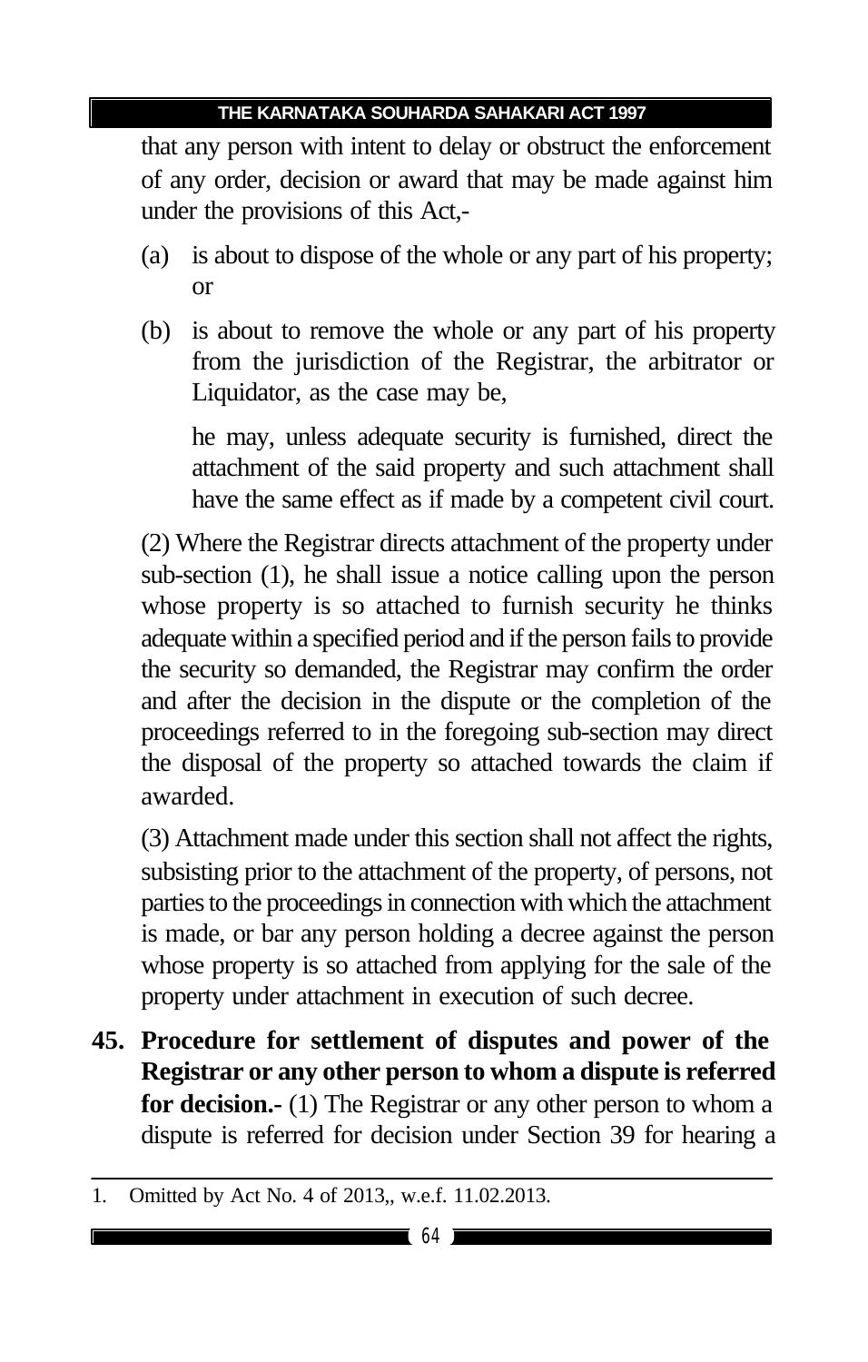that any person with intent to delay or obstruct the enforcement of any order, decision or award that may be made against him under the provisions of this Act,-

(a) is about to dispose of the whole or any part of his property; or

(b) is about to remove the whole or any part of his property from the jurisdiction of the Registrar, the arbitrator or Liquidator, as the case may be,

he may, unless adequate security is furnished, direct the attachment of the said property and such attachment shall have the same effect as if made by a competent civil court.

(2) Where the Registrar directs attachment of the property under sub-section (1), he shall issue a notice calling upon the person whose property is so attached to furnish security he thinks adequate within a specified period and if the person fails to provide the security so demanded, the Registrar may confirm the order and after the decision in the dispute or the completion of the proceedings referred to in the foregoing sub-section may direct the disposal of the property so attached towards the claim if awarded.

(3) Attachment made under this section shall not affect the rights, subsisting prior to the attachment of the property, of persons, not parties to the proceedings in connection with which the attachment is made, or bar any person holding a decree against the person whose property is so attached from applying for the sale of the property under attachment in execution of such decree.

**45. Procedure for settlement of disputes and power of the Registrar or any other person to whom a dispute is referred for decision.-** (1) The Registrar or any other person to whom a dispute is referred for decision under Section 39 for hearing a

---

1. Omitted by Act No. 4 of 2013,, w.e.f. 11.02.2013.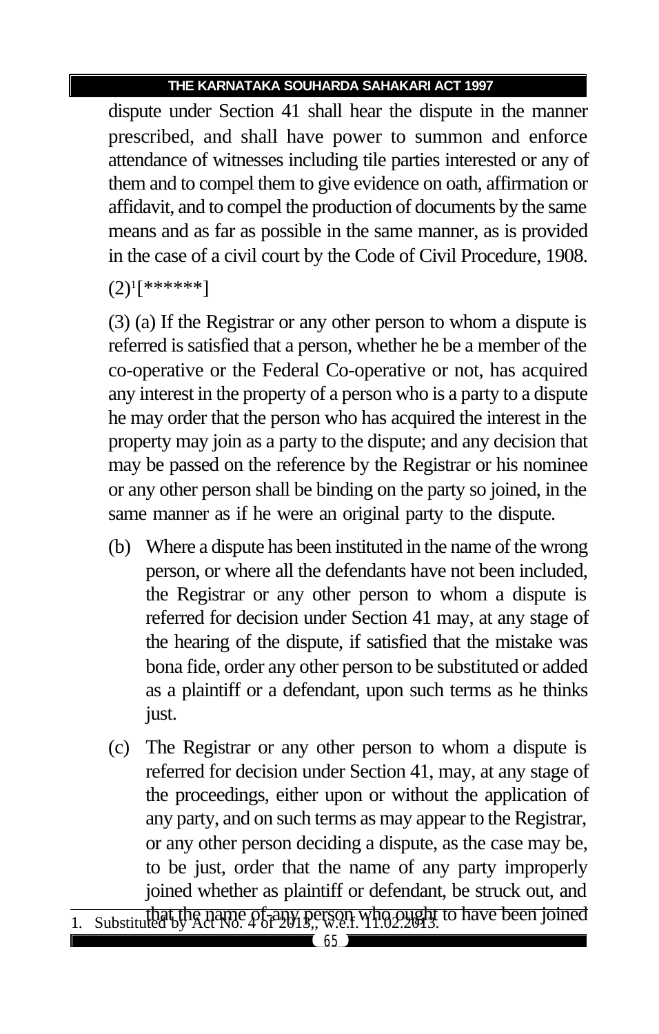dispute under Section 41 shall hear the dispute in the manner prescribed, and shall have power to summon and enforce attendance of witnesses including tile parties interested or any of them and to compel them to give evidence on oath, affirmation or affidavit, and to compel the production of documents by the same means and as far as possible in the same manner, as is provided in the case of a civil court by the Code of Civil Procedure, 1908.

(2)[1][******]

(3) (a) If the Registrar or any other person to whom a dispute is referred is satisfied that a person, whether he be a member of the co-operative or the Federal Co-operative or not, has acquired any interest in the property of a person who is a party to a dispute he may order that the person who has acquired the interest in the property may join as a party to the dispute; and any decision that may be passed on the reference by the Registrar or his nominee or any other person shall be binding on the party so joined, in the same manner as if he were an original party to the dispute.

(b) Where a dispute has been instituted in the name of the wrong person, or where all the defendants have not been included, the Registrar or any other person to whom a dispute is referred for decision under Section 41 may, at any stage of the hearing of the dispute, if satisfied that the mistake was bona fide, order any other person to be substituted or added as a plaintiff or a defendant, upon such terms as he thinks just.

(c) The Registrar or any other person to whom a dispute is referred for decision under Section 41, may, at any stage of the proceedings, either upon or without the application of any party, and on such terms as may appear to the Registrar, or any other person deciding a dispute, as the case may be, to be just, order that the name of any party improperly joined whether as plaintiff or defendant, be struck out, and that the name of any person who ought to have been joined

---

1. Substituted by Act No. 4 of 2013,, w.e.f. 11.02.2013.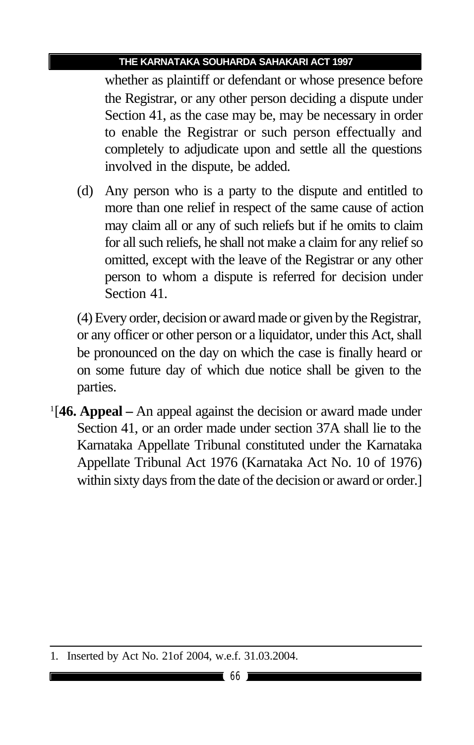whether as plaintiff or defendant or whose presence before the Registrar, or any other person deciding a dispute under Section 41, as the case may be, may be necessary in order to enable the Registrar or such person effectually and completely to adjudicate upon and settle all the questions involved in the dispute, be added.

(d) Any person who is a party to the dispute and entitled to more than one relief in respect of the same cause of action may claim all or any of such reliefs but if he omits to claim for all such reliefs, he shall not make a claim for any relief so omitted, except with the leave of the Registrar or any other person to whom a dispute is referred for decision under Section 41.

(4) Every order, decision or award made or given by the Registrar, or any officer or other person or a liquidator, under this Act, shall be pronounced on the day on which the case is finally heard or on some future day of which due notice shall be given to the parties.

[1][**46. Appeal –** An appeal against the decision or award made under Section 41, or an order made under section 37A shall lie to the Karnataka Appellate Tribunal constituted under the Karnataka Appellate Tribunal Act 1976 (Karnataka Act No. 10 of 1976) within sixty days from the date of the decision or award or order.]

1. Inserted by Act No. 21of 2004, w.e.f. 31.03.2004.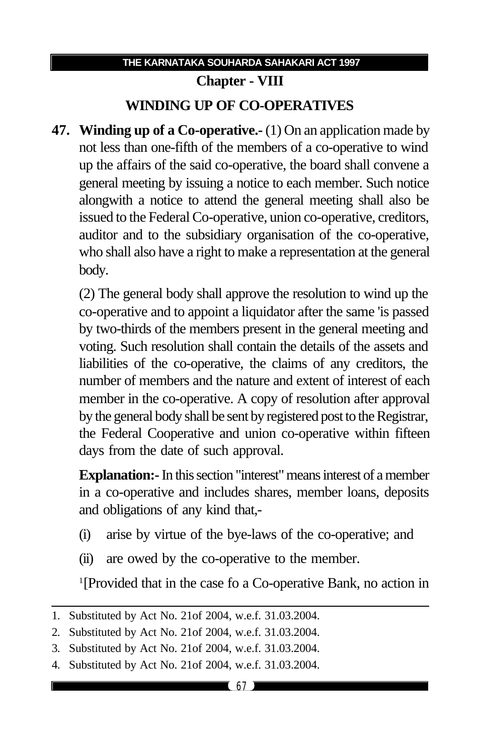## Chapter - VIII

## WINDING UP OF CO-OPERATIVES

**47. Winding up of a Co-operative.-** (1) On an application made by not less than one-fifth of the members of a co-operative to wind up the affairs of the said co-operative, the board shall convene a general meeting by issuing a notice to each member. Such notice alongwith a notice to attend the general meeting shall also be issued to the Federal Co-operative, union co-operative, creditors, auditor and to the subsidiary organisation of the co-operative, who shall also have a right to make a representation at the general body.

(2) The general body shall approve the resolution to wind up the co-operative and to appoint a liquidator after the same 'is passed by two-thirds of the members present in the general meeting and voting. Such resolution shall contain the details of the assets and liabilities of the co-operative, the claims of any creditors, the number of members and the nature and extent of interest of each member in the co-operative. A copy of resolution after approval by the general body shall be sent by registered post to the Registrar, the Federal Cooperative and union co-operative within fifteen days from the date of such approval.

**Explanation:-** In this section "interest" means interest of a member in a co-operative and includes shares, member loans, deposits and obligations of any kind that,-

(i) arise by virtue of the bye-laws of the co-operative; and

(ii) are owed by the co-operative to the member.

[1][Provided that in the case fo a Co-operative Bank, no action in

---

1. Substituted by Act No. 21of 2004, w.e.f. 31.03.2004.
2. Substituted by Act No. 21of 2004, w.e.f. 31.03.2004.
3. Substituted by Act No. 21of 2004, w.e.f. 31.03.2004.
4. Substituted by Act No. 21of 2004, w.e.f. 31.03.2004.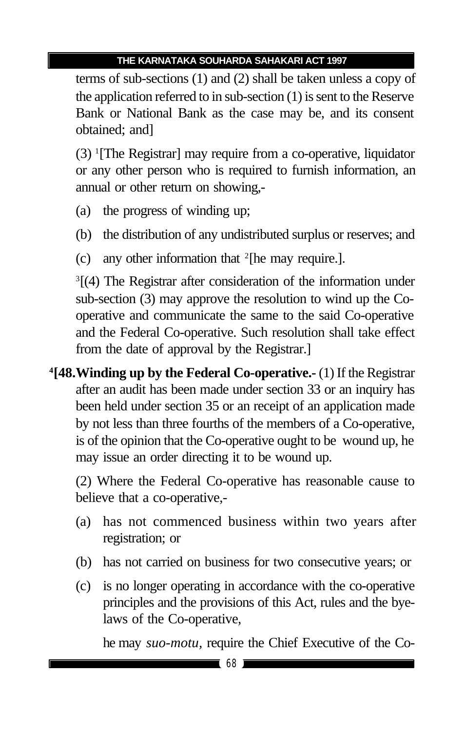terms of sub-sections (1) and (2) shall be taken unless a copy of the application referred to in sub-section (1) is sent to the Reserve Bank or National Bank as the case may be, and its consent obtained; and]

(3) [1][The Registrar] may require from a co-operative, liquidator or any other person who is required to furnish information, an annual or other return on showing,-

(a) the progress of winding up;

(b) the distribution of any undistributed surplus or reserves; and

(c) any other information that [2][he may require.].

[3][(4) The Registrar after consideration of the information under sub-section (3) may approve the resolution to wind up the Co-operative and communicate the same to the said Co-operative and the Federal Co-operative. Such resolution shall take effect from the date of approval by the Registrar.]

[4]**[48. Winding up by the Federal Co-operative.-** (1) If the Registrar after an audit has been made under section 33 or an inquiry has been held under section 35 or an receipt of an application made by not less than three fourths of the members of a Co-operative, is of the opinion that the Co-operative ought to be wound up, he may issue an order directing it to be wound up.

(2) Where the Federal Co-operative has reasonable cause to believe that a co-operative,-

(a) has not commenced business within two years after registration; or

(b) has not carried on business for two consecutive years; or

(c) is no longer operating in accordance with the co-operative principles and the provisions of this Act, rules and the bye-laws of the Co-operative,

he may *suo-motu*, require the Chief Executive of the Co-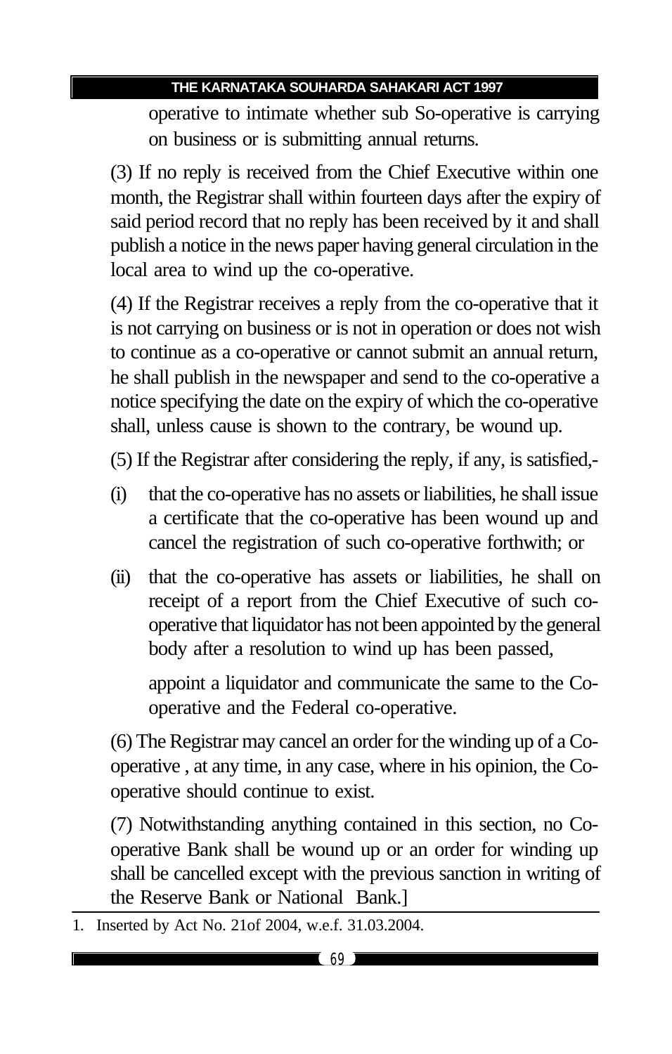operative to intimate whether sub So-operative is carrying on business or is submitting annual returns.

(3) If no reply is received from the Chief Executive within one month, the Registrar shall within fourteen days after the expiry of said period record that no reply has been received by it and shall publish a notice in the news paper having general circulation in the local area to wind up the co-operative.

(4) If the Registrar receives a reply from the co-operative that it is not carrying on business or is not in operation or does not wish to continue as a co-operative or cannot submit an annual return, he shall publish in the newspaper and send to the co-operative a notice specifying the date on the expiry of which the co-operative shall, unless cause is shown to the contrary, be wound up.

(5) If the Registrar after considering the reply, if any, is satisfied,-

(i) that the co-operative has no assets or liabilities, he shall issue a certificate that the co-operative has been wound up and cancel the registration of such co-operative forthwith; or

(ii) that the co-operative has assets or liabilities, he shall on receipt of a report from the Chief Executive of such co-operative that liquidator has not been appointed by the general body after a resolution to wind up has been passed,

appoint a liquidator and communicate the same to the Co-operative and the Federal co-operative.

(6) The Registrar may cancel an order for the winding up of a Co-operative , at any time, in any case, where in his opinion, the Co-operative should continue to exist.

(7) Notwithstanding anything contained in this section, no Co-operative Bank shall be wound up or an order for winding up shall be cancelled except with the previous sanction in writing of the Reserve Bank or National Bank.]

1. Inserted by Act No. 21of 2004, w.e.f. 31.03.2004.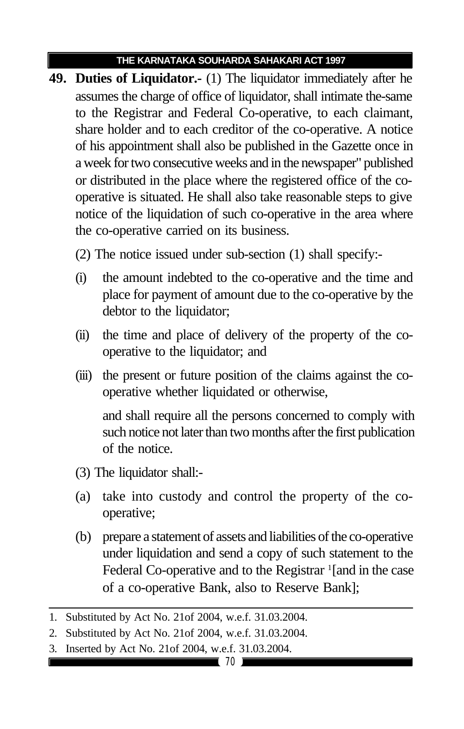**49. Duties of Liquidator.-** (1) The liquidator immediately after he assumes the charge of office of liquidator, shall intimate the-same to the Registrar and Federal Co-operative, to each claimant, share holder and to each creditor of the co-operative. A notice of his appointment shall also be published in the Gazette once in a week for two consecutive weeks and in the newspaper" published or distributed in the place where the registered office of the co-operative is situated. He shall also take reasonable steps to give notice of the liquidation of such co-operative in the area where the co-operative carried on its business.

(2) The notice issued under sub-section (1) shall specify:-

(i) the amount indebted to the co-operative and the time and place for payment of amount due to the co-operative by the debtor to the liquidator;

(ii) the time and place of delivery of the property of the co-operative to the liquidator; and

(iii) the present or future position of the claims against the co-operative whether liquidated or otherwise,

and shall require all the persons concerned to comply with such notice not later than two months after the first publication of the notice.

(3) The liquidator shall:-

(a) take into custody and control the property of the co-operative;

(b) prepare a statement of assets and liabilities of the co-operative under liquidation and send a copy of such statement to the Federal Co-operative and to the Registrar [1][and in the case of a co-operative Bank, also to Reserve Bank];

---

1. Substituted by Act No. 21of 2004, w.e.f. 31.03.2004.
2. Substituted by Act No. 21of 2004, w.e.f. 31.03.2004.
3. Inserted by Act No. 21of 2004, w.e.f. 31.03.2004.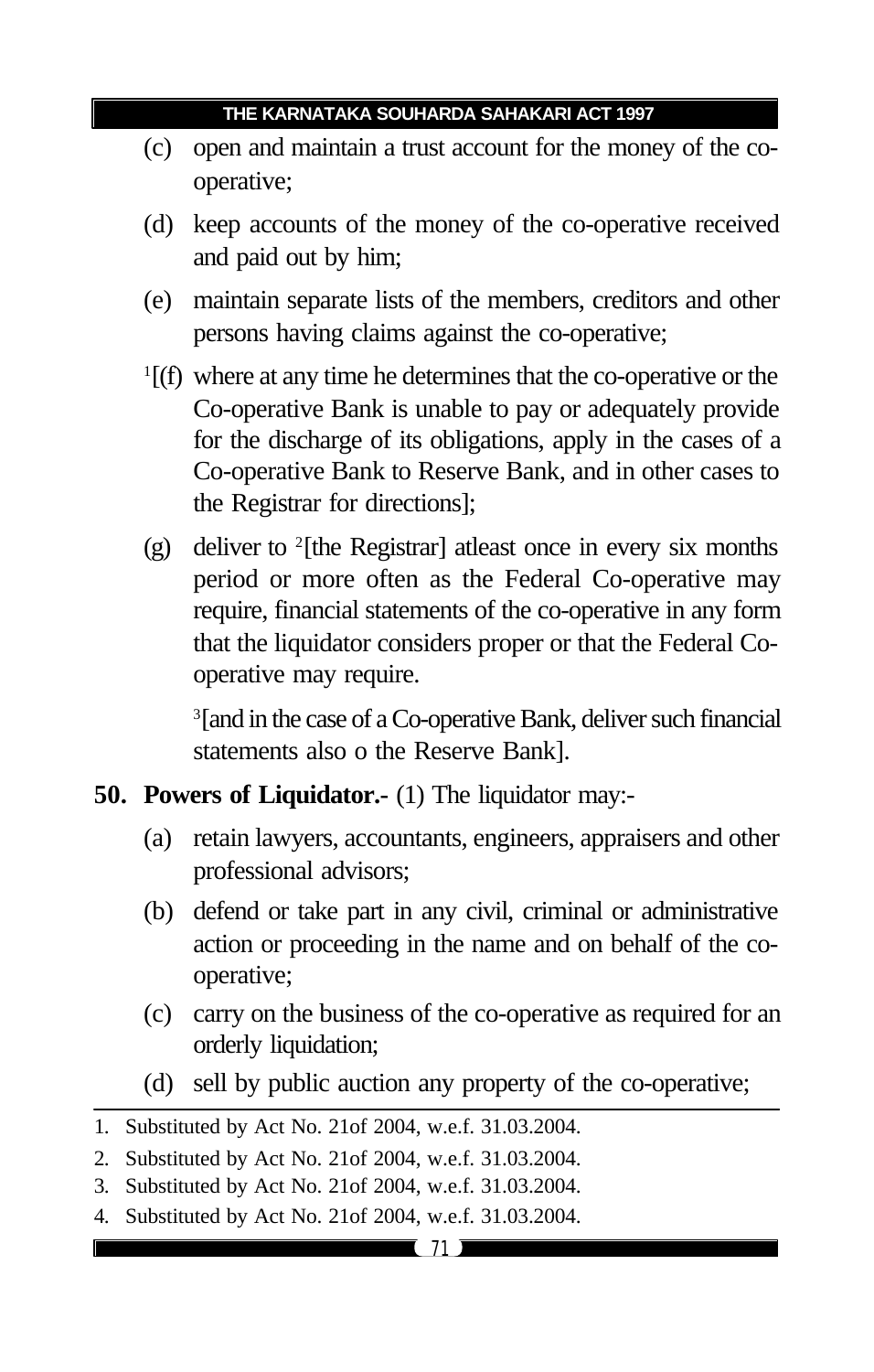(c) open and maintain a trust account for the money of the co-operative;

(d) keep accounts of the money of the co-operative received and paid out by him;

(e) maintain separate lists of the members, creditors and other persons having claims against the co-operative;

[1][(f) where at any time he determines that the co-operative or the Co-operative Bank is unable to pay or adequately provide for the discharge of its obligations, apply in the cases of a Co-operative Bank to Reserve Bank, and in other cases to the Registrar for directions];

(g) deliver to [2][the Registrar] atleast once in every six months period or more often as the Federal Co-operative may require, financial statements of the co-operative in any form that the liquidator considers proper or that the Federal Co-operative may require.

[3][and in the case of a Co-operative Bank, deliver such financial statements also o the Reserve Bank].

**50. Powers of Liquidator.-** (1) The liquidator may:-

(a) retain lawyers, accountants, engineers, appraisers and other professional advisors;

(b) defend or take part in any civil, criminal or administrative action or proceeding in the name and on behalf of the co-operative;

(c) carry on the business of the co-operative as required for an orderly liquidation;

(d) sell by public auction any property of the co-operative;

---

1. Substituted by Act No. 21of 2004, w.e.f. 31.03.2004.
2. Substituted by Act No. 21of 2004, w.e.f. 31.03.2004.
3. Substituted by Act No. 21of 2004, w.e.f. 31.03.2004.
4. Substituted by Act No. 21of 2004, w.e.f. 31.03.2004.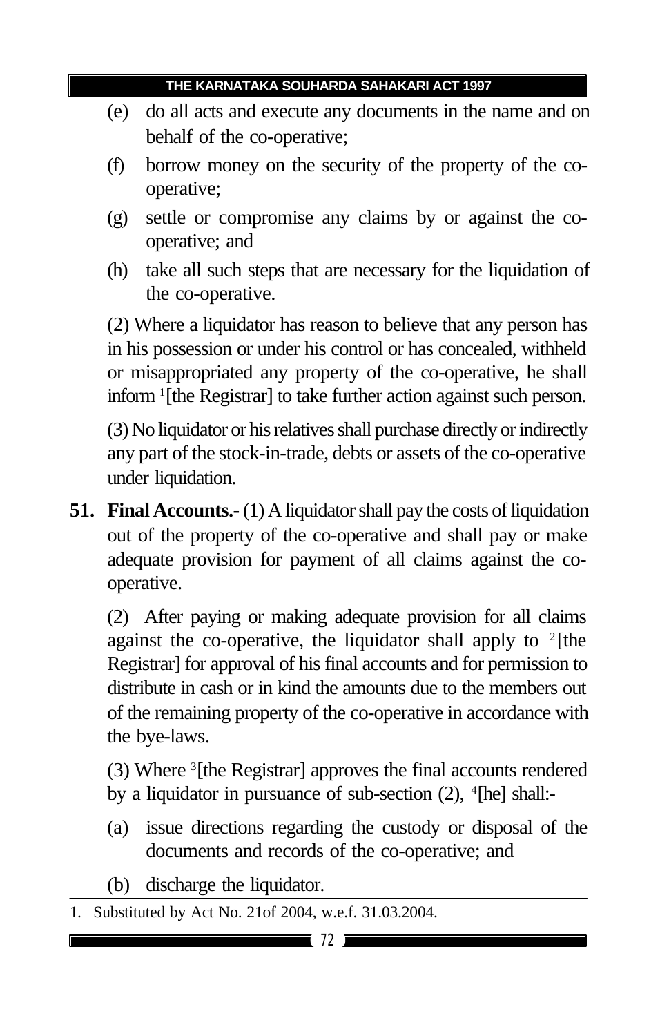(e) do all acts and execute any documents in the name and on behalf of the co-operative;

(f) borrow money on the security of the property of the co-operative;

(g) settle or compromise any claims by or against the co-operative; and

(h) take all such steps that are necessary for the liquidation of the co-operative.

(2) Where a liquidator has reason to believe that any person has in his possession or under his control or has concealed, withheld or misappropriated any property of the co-operative, he shall inform [1][the Registrar] to take further action against such person.

(3) No liquidator or his relatives shall purchase directly or indirectly any part of the stock-in-trade, debts or assets of the co-operative under liquidation.

**51. Final Accounts.-** (1) A liquidator shall pay the costs of liquidation out of the property of the co-operative and shall pay or make adequate provision for payment of all claims against the co-operative.

(2) After paying or making adequate provision for all claims against the co-operative, the liquidator shall apply to [2][the Registrar] for approval of his final accounts and for permission to distribute in cash or in kind the amounts due to the members out of the remaining property of the co-operative in accordance with the bye-laws.

(3) Where [3][the Registrar] approves the final accounts rendered by a liquidator in pursuance of sub-section (2), [4][he] shall:-

(a) issue directions regarding the custody or disposal of the documents and records of the co-operative; and

(b) discharge the liquidator.

1. Substituted by Act No. 21of 2004, w.e.f. 31.03.2004.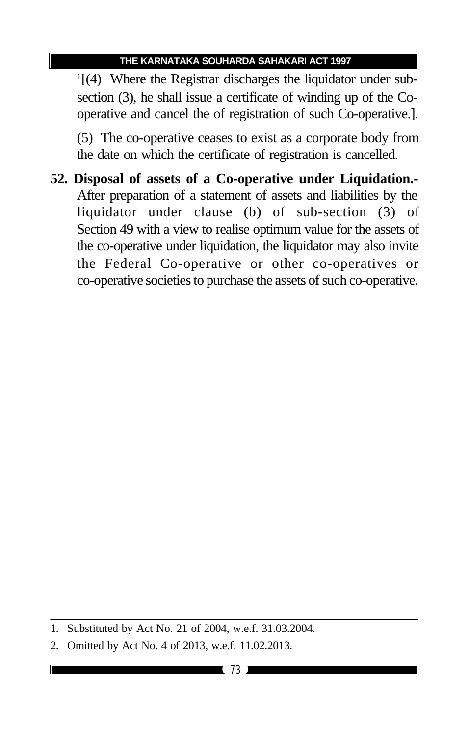[1][(4) Where the Registrar discharges the liquidator under sub-section (3), he shall issue a certificate of winding up of the Co-operative and cancel the of registration of such Co-operative.].

(5) The co-operative ceases to exist as a corporate body from the date on which the certificate of registration is cancelled.

**52. Disposal of assets of a Co-operative under Liquidation.-** After preparation of a statement of assets and liabilities by the liquidator under clause (b) of sub-section (3) of Section 49 with a view to realise optimum value for the assets of the co-operative under liquidation, the liquidator may also invite the Federal Co-operative or other co-operatives or co-operative societies to purchase the assets of such co-operative.

---

1. Substituted by Act No. 21 of 2004, w.e.f. 31.03.2004.
2. Omitted by Act No. 4 of 2013, w.e.f. 11.02.2013.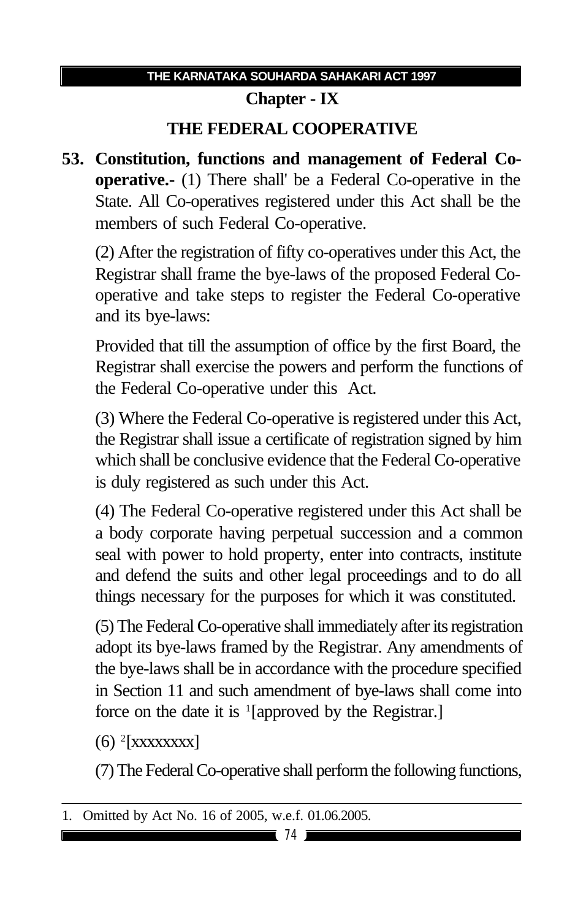## Chapter - IX

## THE FEDERAL COOPERATIVE

**53. Constitution, functions and management of Federal Co-operative.-** (1) There shall' be a Federal Co-operative in the State. All Co-operatives registered under this Act shall be the members of such Federal Co-operative.

(2) After the registration of fifty co-operatives under this Act, the Registrar shall frame the bye-laws of the proposed Federal Co-operative and take steps to register the Federal Co-operative and its bye-laws:

Provided that till the assumption of office by the first Board, the Registrar shall exercise the powers and perform the functions of the Federal Co-operative under this Act.

(3) Where the Federal Co-operative is registered under this Act, the Registrar shall issue a certificate of registration signed by him which shall be conclusive evidence that the Federal Co-operative is duly registered as such under this Act.

(4) The Federal Co-operative registered under this Act shall be a body corporate having perpetual succession and a common seal with power to hold property, enter into contracts, institute and defend the suits and other legal proceedings and to do all things necessary for the purposes for which it was constituted.

(5) The Federal Co-operative shall immediately after its registration adopt its bye-laws framed by the Registrar. Any amendments of the bye-laws shall be in accordance with the procedure specified in Section 11 and such amendment of bye-laws shall come into force on the date it is [1][approved by the Registrar.]

(6) [2][xxxxxxxx]

(7) The Federal Co-operative shall perform the following functions,

---

1. Omitted by Act No. 16 of 2005, w.e.f. 01.06.2005.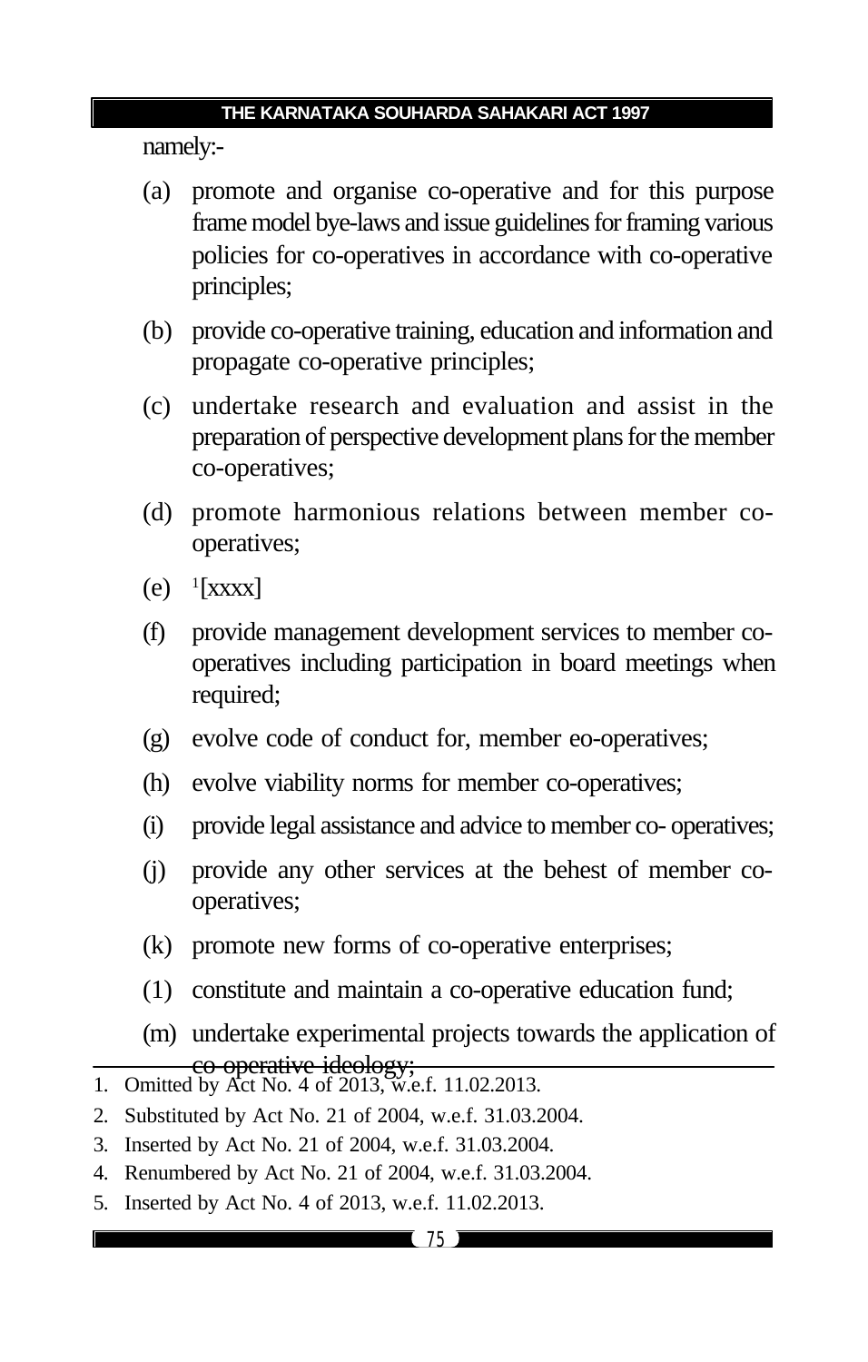namely:-

(a) promote and organise co-operative and for this purpose frame model bye-laws and issue guidelines for framing various policies for co-operatives in accordance with co-operative principles;

(b) provide co-operative training, education and information and propagate co-operative principles;

(c) undertake research and evaluation and assist in the preparation of perspective development plans for the member co-operatives;

(d) promote harmonious relations between member co-operatives;

(e) [1][xxxx]

(f) provide management development services to member co-operatives including participation in board meetings when required;

(g) evolve code of conduct for, member eo-operatives;

(h) evolve viability norms for member co-operatives;

(i) provide legal assistance and advice to member co- operatives;

(j) provide any other services at the behest of member co-operatives;

(k) promote new forms of co-operative enterprises;

(1) constitute and maintain a co-operative education fund;

(m) undertake experimental projects towards the application of co-operative ideology;

---

1. Omitted by Act No. 4 of 2013, w.e.f. 11.02.2013.
2. Substituted by Act No. 21 of 2004, w.e.f. 31.03.2004.
3. Inserted by Act No. 21 of 2004, w.e.f. 31.03.2004.
4. Renumbered by Act No. 21 of 2004, w.e.f. 31.03.2004.
5. Inserted by Act No. 4 of 2013, w.e.f. 11.02.2013.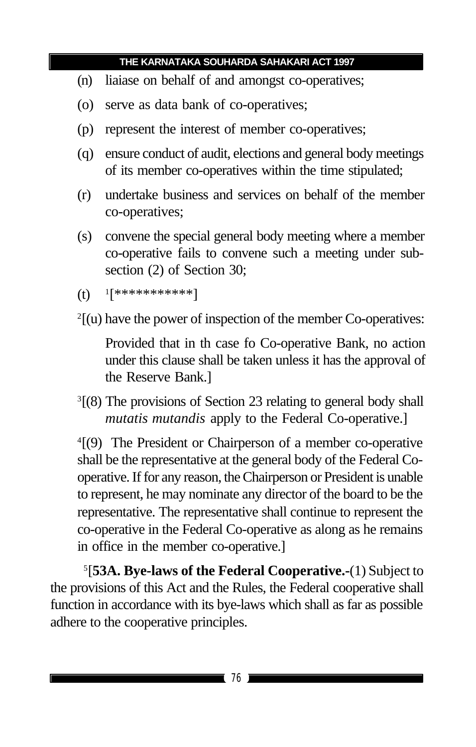(n) liaiase on behalf of and amongst co-operatives;

(o) serve as data bank of co-operatives;

(p) represent the interest of member co-operatives;

(q) ensure conduct of audit, elections and general body meetings of its member co-operatives within the time stipulated;

(r) undertake business and services on behalf of the member co-operatives;

(s) convene the special general body meeting where a member co-operative fails to convene such a meeting under sub-section (2) of Section 30;

(t) [1][***********]

[2][(u) have the power of inspection of the member Co-operatives:

Provided that in th case fo Co-operative Bank, no action under this clause shall be taken unless it has the approval of the Reserve Bank.]

[3][(8) The provisions of Section 23 relating to general body shall *mutatis mutandis* apply to the Federal Co-operative.]

[4][(9) The President or Chairperson of a member co-operative shall be the representative at the general body of the Federal Co-operative. If for any reason, the Chairperson or President is unable to represent, he may nominate any director of the board to be the representative. The representative shall continue to represent the co-operative in the Federal Co-operative as along as he remains in office in the member co-operative.]

[5][**53A. Bye-laws of the Federal Cooperative.-**(1) Subject to the provisions of this Act and the Rules, the Federal cooperative shall function in accordance with its bye-laws which shall as far as possible adhere to the cooperative principles.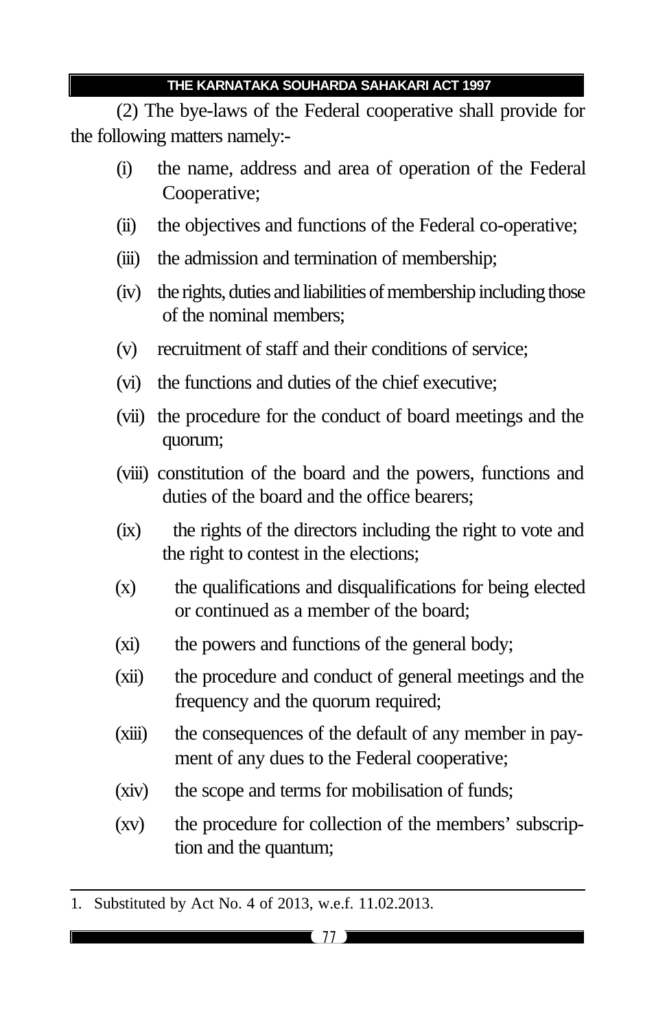(2) The bye-laws of the Federal cooperative shall provide for the following matters namely:-

(i) the name, address and area of operation of the Federal Cooperative;

(ii) the objectives and functions of the Federal co-operative;

(iii) the admission and termination of membership;

(iv) the rights, duties and liabilities of membership including those of the nominal members;

(v) recruitment of staff and their conditions of service;

(vi) the functions and duties of the chief executive;

(vii) the procedure for the conduct of board meetings and the quorum;

(viii) constitution of the board and the powers, functions and duties of the board and the office bearers;

(ix) the rights of the directors including the right to vote and the right to contest in the elections;

(x) the qualifications and disqualifications for being elected or continued as a member of the board;

(xi) the powers and functions of the general body;

(xii) the procedure and conduct of general meetings and the frequency and the quorum required;

(xiii) the consequences of the default of any member in payment of any dues to the Federal cooperative;

(xiv) the scope and terms for mobilisation of funds;

(xv) the procedure for collection of the members' subscription and the quantum;

---

1. Substituted by Act No. 4 of 2013, w.e.f. 11.02.2013.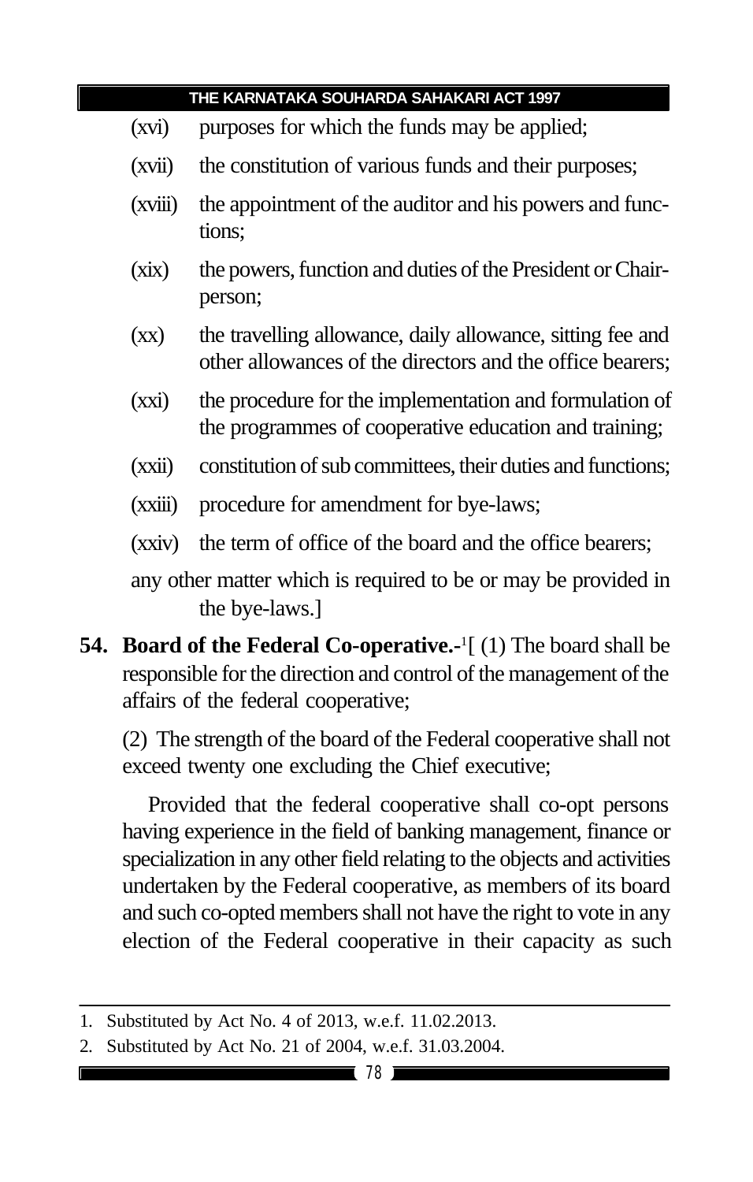(xvi) purposes for which the funds may be applied;

(xvii) the constitution of various funds and their purposes;

(xviii) the appointment of the auditor and his powers and functions;

(xix) the powers, function and duties of the President or Chairperson;

(xx) the travelling allowance, daily allowance, sitting fee and other allowances of the directors and the office bearers;

(xxi) the procedure for the implementation and formulation of the programmes of cooperative education and training;

(xxii) constitution of sub committees, their duties and functions;

(xxiii) procedure for amendment for bye-laws;

(xxiv) the term of office of the board and the office bearers;

any other matter which is required to be or may be provided in the bye-laws.]

**54. Board of the Federal Co-operative.-**[1][ (1) The board shall be responsible for the direction and control of the management of the affairs of the federal cooperative;

(2) The strength of the board of the Federal cooperative shall not exceed twenty one excluding the Chief executive;

Provided that the federal cooperative shall co-opt persons having experience in the field of banking management, finance or specialization in any other field relating to the objects and activities undertaken by the Federal cooperative, as members of its board and such co-opted members shall not have the right to vote in any election of the Federal cooperative in their capacity as such

---

1. Substituted by Act No. 4 of 2013, w.e.f. 11.02.2013.
2. Substituted by Act No. 21 of 2004, w.e.f. 31.03.2004.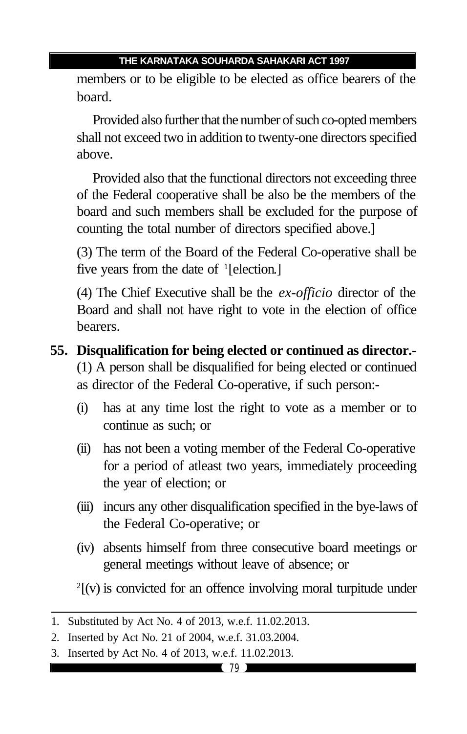members or to be eligible to be elected as office bearers of the board.

Provided also further that the number of such co-opted members shall not exceed two in addition to twenty-one directors specified above.

Provided also that the functional directors not exceeding three of the Federal cooperative shall be also be the members of the board and such members shall be excluded for the purpose of counting the total number of directors specified above.]

(3) The term of the Board of the Federal Co-operative shall be five years from the date of [1][election.]

(4) The Chief Executive shall be the *ex-officio* director of the Board and shall not have right to vote in the election of office bearers.

**55. Disqualification for being elected or continued as director.-** (1) A person shall be disqualified for being elected or continued as director of the Federal Co-operative, if such person:-

(i) has at any time lost the right to vote as a member or to continue as such; or

(ii) has not been a voting member of the Federal Co-operative for a period of atleast two years, immediately proceeding the year of election; or

(iii) incurs any other disqualification specified in the bye-laws of the Federal Co-operative; or

(iv) absents himself from three consecutive board meetings or general meetings without leave of absence; or

[2][(v) is convicted for an offence involving moral turpitude under

---

1. Substituted by Act No. 4 of 2013, w.e.f. 11.02.2013.
2. Inserted by Act No. 21 of 2004, w.e.f. 31.03.2004.
3. Inserted by Act No. 4 of 2013, w.e.f. 11.02.2013.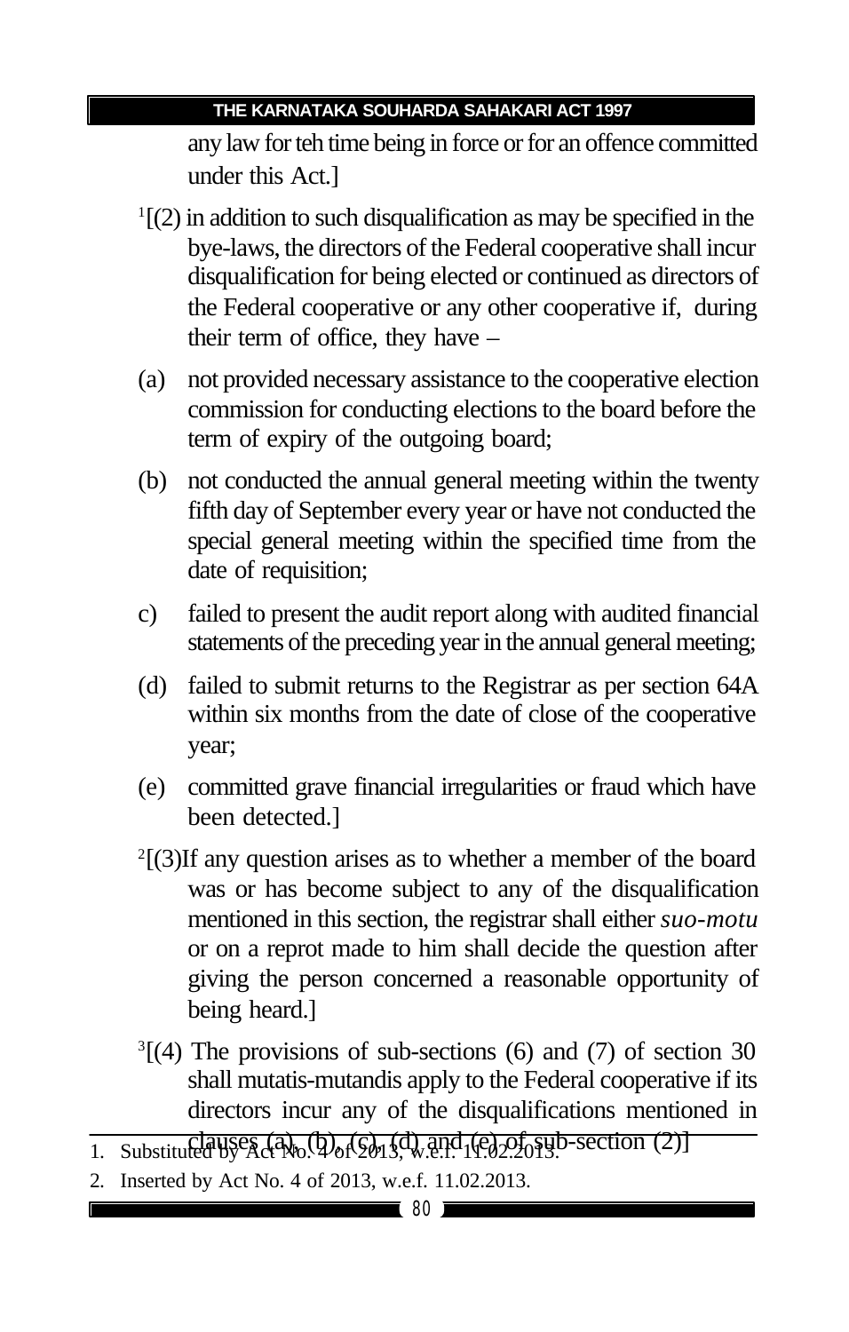any law for teh time being in force or for an offence committed under this Act.]

[1][(2) in addition to such disqualification as may be specified in the bye-laws, the directors of the Federal cooperative shall incur disqualification for being elected or continued as directors of the Federal cooperative or any other cooperative if, during their term of office, they have –

(a) not provided necessary assistance to the cooperative election commission for conducting elections to the board before the term of expiry of the outgoing board;

(b) not conducted the annual general meeting within the twenty fifth day of September every year or have not conducted the special general meeting within the specified time from the date of requisition;

c) failed to present the audit report along with audited financial statements of the preceding year in the annual general meeting;

(d) failed to submit returns to the Registrar as per section 64A within six months from the date of close of the cooperative year;

(e) committed grave financial irregularities or fraud which have been detected.]

[2][(3)If any question arises as to whether a member of the board was or has become subject to any of the disqualification mentioned in this section, the registrar shall either *suo-motu* or on a reprot made to him shall decide the question after giving the person concerned a reasonable opportunity of being heard.]

[3][(4) The provisions of sub-sections (6) and (7) of section 30 shall mutatis-mutandis apply to the Federal cooperative if its directors incur any of the disqualifications mentioned in clauses (a), (b), (c), (d) and (e) of sub-section (2)]

---

1. Substituted by Act No. 4 of 2013, w.e.f. 11.02.2013.
2. Inserted by Act No. 4 of 2013, w.e.f. 11.02.2013.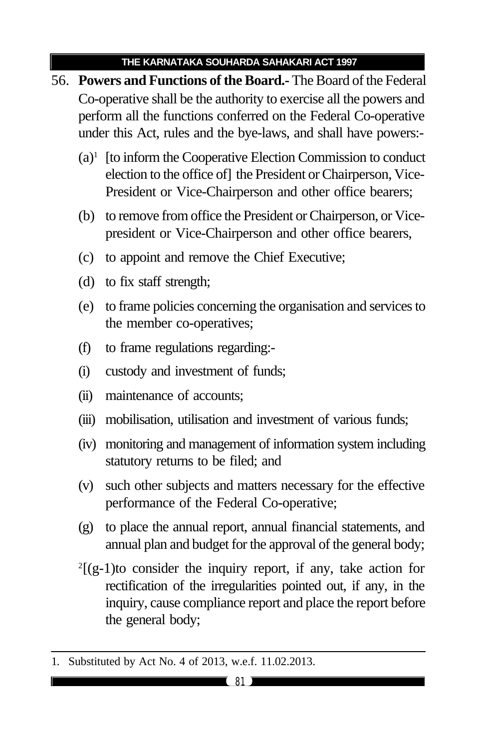56. **Powers and Functions of the Board.-** The Board of the Federal Co-operative shall be the authority to exercise all the powers and perform all the functions conferred on the Federal Co-operative under this Act, rules and the bye-laws, and shall have powers:-

(a)[1] [to inform the Cooperative Election Commission to conduct election to the office of] the President or Chairperson, Vice-President or Vice-Chairperson and other office bearers;

(b) to remove from office the President or Chairperson, or Vice-president or Vice-Chairperson and other office bearers,

(c) to appoint and remove the Chief Executive;

(d) to fix staff strength;

(e) to frame policies concerning the organisation and services to the member co-operatives;

(f) to frame regulations regarding:-

(i) custody and investment of funds;

(ii) maintenance of accounts;

(iii) mobilisation, utilisation and investment of various funds;

(iv) monitoring and management of information system including statutory returns to be filed; and

(v) such other subjects and matters necessary for the effective performance of the Federal Co-operative;

(g) to place the annual report, annual financial statements, and annual plan and budget for the approval of the general body;

[2][(g-1)to consider the inquiry report, if any, take action for rectification of the irregularities pointed out, if any, in the inquiry, cause compliance report and place the report before the general body;

---

1. Substituted by Act No. 4 of 2013, w.e.f. 11.02.2013.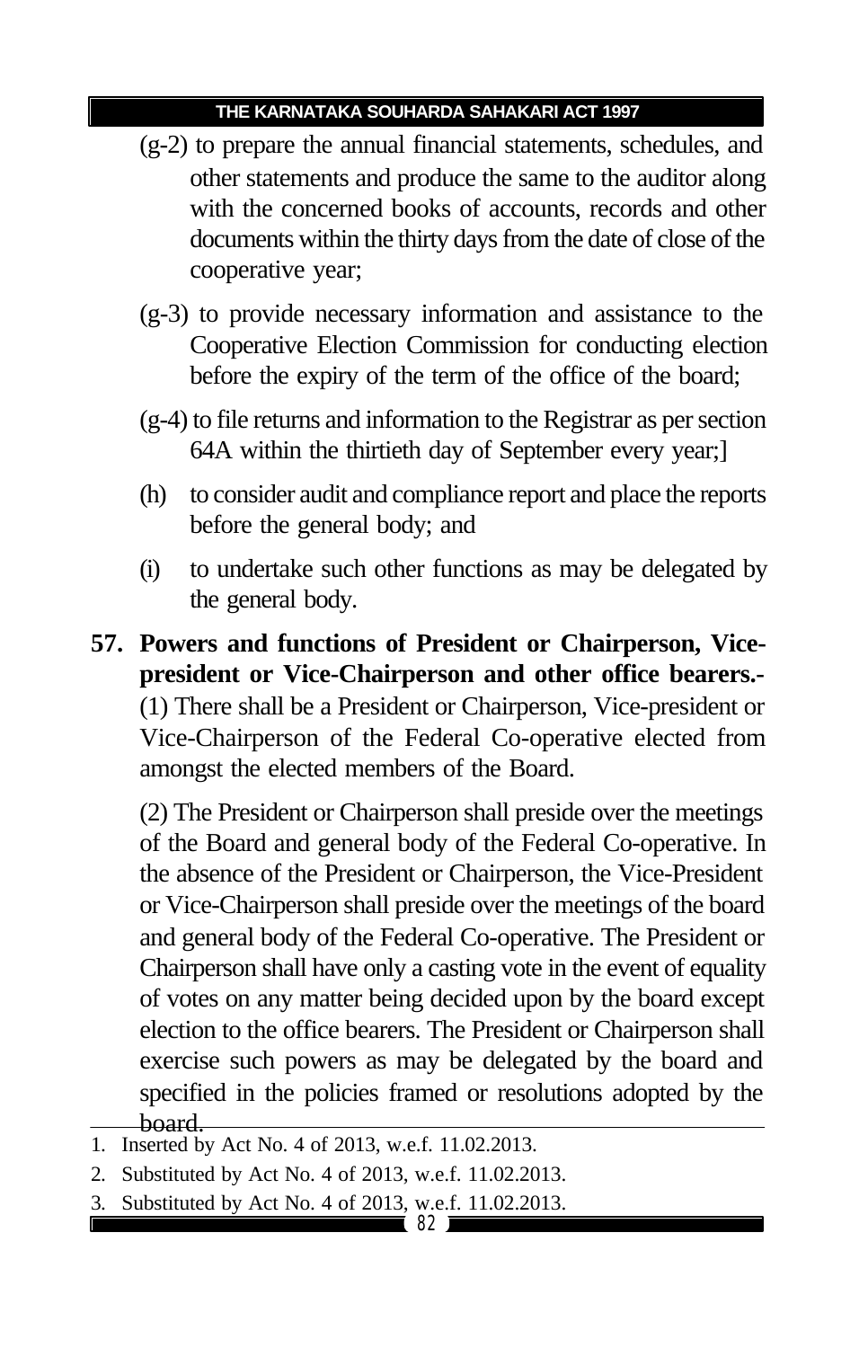(g-2) to prepare the annual financial statements, schedules, and other statements and produce the same to the auditor along with the concerned books of accounts, records and other documents within the thirty days from the date of close of the cooperative year;

(g-3) to provide necessary information and assistance to the Cooperative Election Commission for conducting election before the expiry of the term of the office of the board;

(g-4) to file returns and information to the Registrar as per section 64A within the thirtieth day of September every year;]

(h) to consider audit and compliance report and place the reports before the general body; and

(i) to undertake such other functions as may be delegated by the general body.

**57. Powers and functions of President or Chairperson, Vice-president or Vice-Chairperson and other office bearers.-** (1) There shall be a President or Chairperson, Vice-president or Vice-Chairperson of the Federal Co-operative elected from amongst the elected members of the Board.

(2) The President or Chairperson shall preside over the meetings of the Board and general body of the Federal Co-operative. In the absence of the President or Chairperson, the Vice-President or Vice-Chairperson shall preside over the meetings of the board and general body of the Federal Co-operative. The President or Chairperson shall have only a casting vote in the event of equality of votes on any matter being decided upon by the board except election to the office bearers. The President or Chairperson shall exercise such powers as may be delegated by the board and specified in the policies framed or resolutions adopted by the board.

---

1. Inserted by Act No. 4 of 2013, w.e.f. 11.02.2013.
2. Substituted by Act No. 4 of 2013, w.e.f. 11.02.2013.
3. Substituted by Act No. 4 of 2013, w.e.f. 11.02.2013.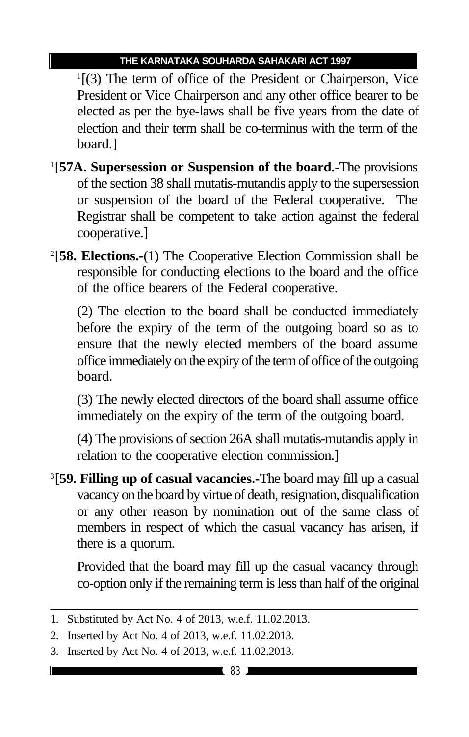[1][(3) The term of office of the President or Chairperson, Vice President or Vice Chairperson and any other office bearer to be elected as per the bye-laws shall be five years from the date of election and their term shall be co-terminus with the term of the board.]

[1][**57A. Supersession or Suspension of the board.-**The provisions of the section 38 shall mutatis-mutandis apply to the supersession or suspension of the board of the Federal cooperative. The Registrar shall be competent to take action against the federal cooperative.]

[2][**58. Elections.-**(1) The Cooperative Election Commission shall be responsible for conducting elections to the board and the office of the office bearers of the Federal cooperative.

(2) The election to the board shall be conducted immediately before the expiry of the term of the outgoing board so as to ensure that the newly elected members of the board assume office immediately on the expiry of the term of office of the outgoing board.

(3) The newly elected directors of the board shall assume office immediately on the expiry of the term of the outgoing board.

(4) The provisions of section 26A shall mutatis-mutandis apply in relation to the cooperative election commission.]

[3][**59. Filling up of casual vacancies.-**The board may fill up a casual vacancy on the board by virtue of death, resignation, disqualification or any other reason by nomination out of the same class of members in respect of which the casual vacancy has arisen, if there is a quorum.

Provided that the board may fill up the casual vacancy through co-option only if the remaining term is less than half of the original

---

1. Substituted by Act No. 4 of 2013, w.e.f. 11.02.2013.
2. Inserted by Act No. 4 of 2013, w.e.f. 11.02.2013.
3. Inserted by Act No. 4 of 2013, w.e.f. 11.02.2013.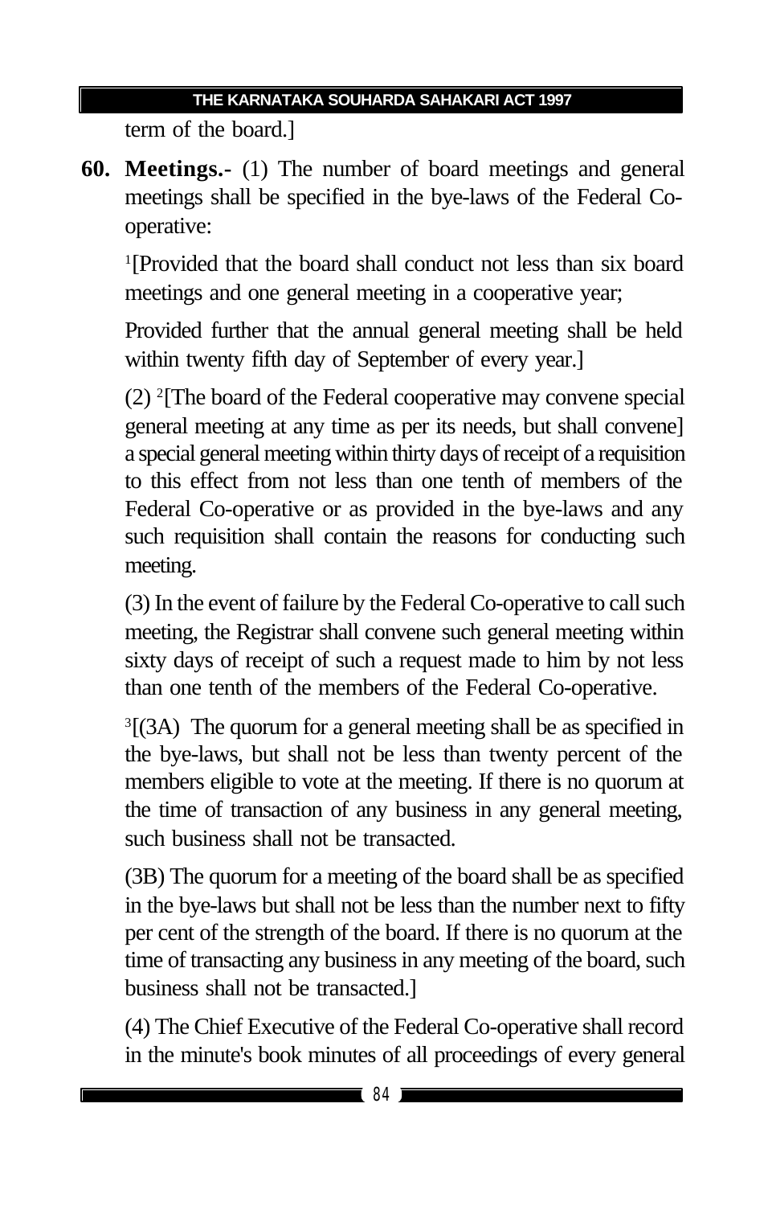term of the board.]

**60. Meetings.-** (1) The number of board meetings and general meetings shall be specified in the bye-laws of the Federal Co-operative:

[1][Provided that the board shall conduct not less than six board meetings and one general meeting in a cooperative year;

Provided further that the annual general meeting shall be held within twenty fifth day of September of every year.]

(2) [2][The board of the Federal cooperative may convene special general meeting at any time as per its needs, but shall convene] a special general meeting within thirty days of receipt of a requisition to this effect from not less than one tenth of members of the Federal Co-operative or as provided in the bye-laws and any such requisition shall contain the reasons for conducting such meeting.

(3) In the event of failure by the Federal Co-operative to call such meeting, the Registrar shall convene such general meeting within sixty days of receipt of such a request made to him by not less than one tenth of the members of the Federal Co-operative.

[3][(3A) The quorum for a general meeting shall be as specified in the bye-laws, but shall not be less than twenty percent of the members eligible to vote at the meeting. If there is no quorum at the time of transaction of any business in any general meeting, such business shall not be transacted.

(3B) The quorum for a meeting of the board shall be as specified in the bye-laws but shall not be less than the number next to fifty per cent of the strength of the board. If there is no quorum at the time of transacting any business in any meeting of the board, such business shall not be transacted.]

(4) The Chief Executive of the Federal Co-operative shall record in the minute's book minutes of all proceedings of every general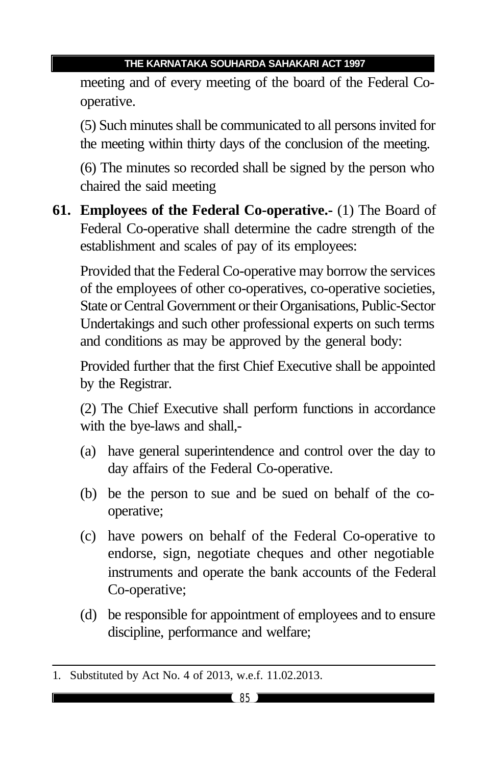meeting and of every meeting of the board of the Federal Co-operative.

(5) Such minutes shall be communicated to all persons invited for the meeting within thirty days of the conclusion of the meeting.

(6) The minutes so recorded shall be signed by the person who chaired the said meeting

**61. Employees of the Federal Co-operative.-** (1) The Board of Federal Co-operative shall determine the cadre strength of the establishment and scales of pay of its employees:

Provided that the Federal Co-operative may borrow the services of the employees of other co-operatives, co-operative societies, State or Central Government or their Organisations, Public-Sector Undertakings and such other professional experts on such terms and conditions as may be approved by the general body:

Provided further that the first Chief Executive shall be appointed by the Registrar.

(2) The Chief Executive shall perform functions in accordance with the bye-laws and shall,-

(a) have general superintendence and control over the day to day affairs of the Federal Co-operative.

(b) be the person to sue and be sued on behalf of the co-operative;

(c) have powers on behalf of the Federal Co-operative to endorse, sign, negotiate cheques and other negotiable instruments and operate the bank accounts of the Federal Co-operative;

(d) be responsible for appointment of employees and to ensure discipline, performance and welfare;

---

1. Substituted by Act No. 4 of 2013, w.e.f. 11.02.2013.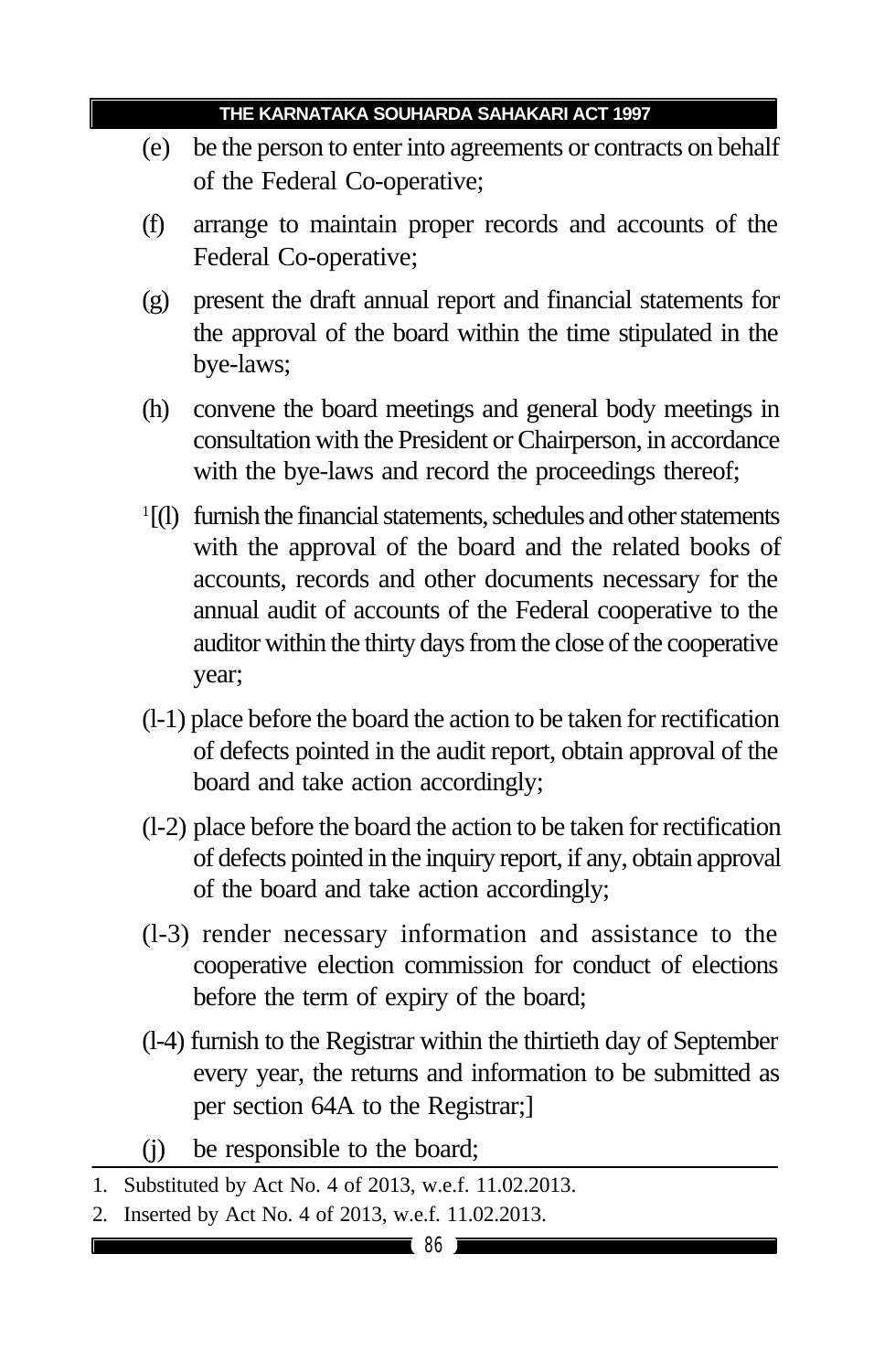(e) be the person to enter into agreements or contracts on behalf of the Federal Co-operative;

(f) arrange to maintain proper records and accounts of the Federal Co-operative;

(g) present the draft annual report and financial statements for the approval of the board within the time stipulated in the bye-laws;

(h) convene the board meetings and general body meetings in consultation with the President or Chairperson, in accordance with the bye-laws and record the proceedings thereof;

[1][(l) furnish the financial statements, schedules and other statements with the approval of the board and the related books of accounts, records and other documents necessary for the annual audit of accounts of the Federal cooperative to the auditor within the thirty days from the close of the cooperative year;

(l-1) place before the board the action to be taken for rectification of defects pointed in the audit report, obtain approval of the board and take action accordingly;

(l-2) place before the board the action to be taken for rectification of defects pointed in the inquiry report, if any, obtain approval of the board and take action accordingly;

(l-3) render necessary information and assistance to the cooperative election commission for conduct of elections before the term of expiry of the board;

(l-4) furnish to the Registrar within the thirtieth day of September every year, the returns and information to be submitted as per section 64A to the Registrar;]

(j) be responsible to the board;

---

1. Substituted by Act No. 4 of 2013, w.e.f. 11.02.2013.
2. Inserted by Act No. 4 of 2013, w.e.f. 11.02.2013.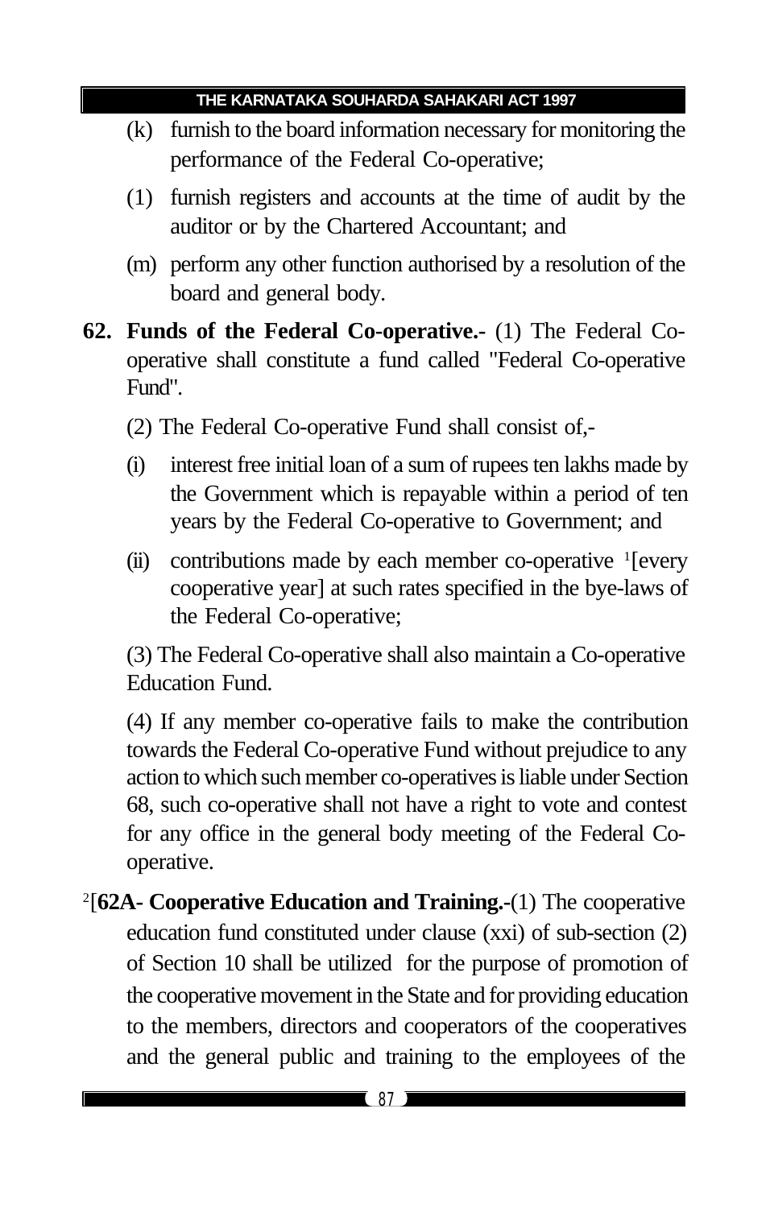(k) furnish to the board information necessary for monitoring the performance of the Federal Co-operative;

(1) furnish registers and accounts at the time of audit by the auditor or by the Chartered Accountant; and

(m) perform any other function authorised by a resolution of the board and general body.

**62. Funds of the Federal Co-operative.-** (1) The Federal Co-operative shall constitute a fund called "Federal Co-operative Fund".

(2) The Federal Co-operative Fund shall consist of,-

(i) interest free initial loan of a sum of rupees ten lakhs made by the Government which is repayable within a period of ten years by the Federal Co-operative to Government; and

(ii) contributions made by each member co-operative [1][every cooperative year] at such rates specified in the bye-laws of the Federal Co-operative;

(3) The Federal Co-operative shall also maintain a Co-operative Education Fund.

(4) If any member co-operative fails to make the contribution towards the Federal Co-operative Fund without prejudice to any action to which such member co-operatives is liable under Section 68, such co-operative shall not have a right to vote and contest for any office in the general body meeting of the Federal Co-operative.

[2][**62A- Cooperative Education and Training.-**(1) The cooperative education fund constituted under clause (xxi) of sub-section (2) of Section 10 shall be utilized for the purpose of promotion of the cooperative movement in the State and for providing education to the members, directors and cooperators of the cooperatives and the general public and training to the employees of the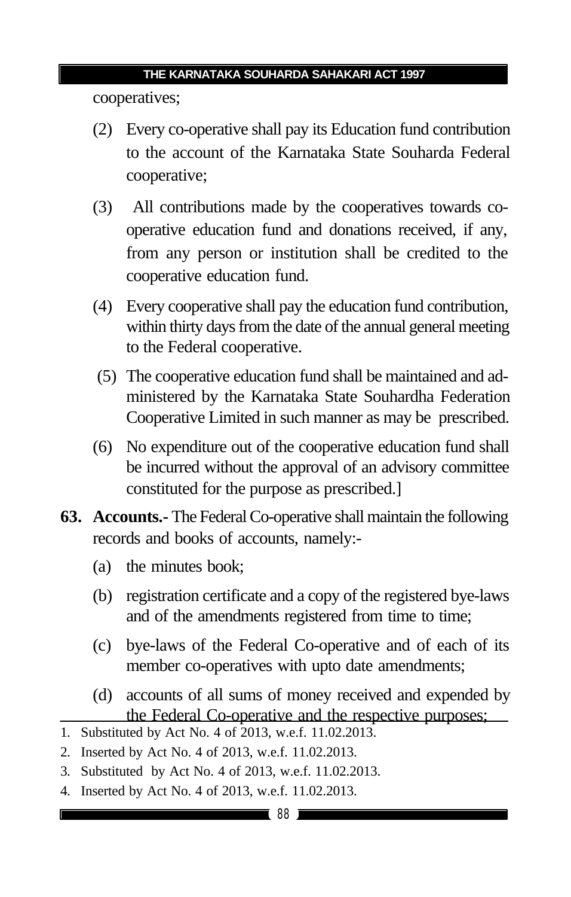cooperatives;

(2) Every co-operative shall pay its Education fund contribution to the account of the Karnataka State Souharda Federal cooperative;

(3) All contributions made by the cooperatives towards co-operative education fund and donations received, if any, from any person or institution shall be credited to the cooperative education fund.

(4) Every cooperative shall pay the education fund contribution, within thirty days from the date of the annual general meeting to the Federal cooperative.

(5) The cooperative education fund shall be maintained and administered by the Karnataka State Souhardha Federation Cooperative Limited in such manner as may be prescribed.

(6) No expenditure out of the cooperative education fund shall be incurred without the approval of an advisory committee constituted for the purpose as prescribed.]

**63. Accounts.-** The Federal Co-operative shall maintain the following records and books of accounts, namely:-

(a) the minutes book;

(b) registration certificate and a copy of the registered bye-laws and of the amendments registered from time to time;

(c) bye-laws of the Federal Co-operative and of each of its member co-operatives with upto date amendments;

(d) accounts of all sums of money received and expended by the Federal Co-operative and the respective purposes;

---

1. Substituted by Act No. 4 of 2013, w.e.f. 11.02.2013.
2. Inserted by Act No. 4 of 2013, w.e.f. 11.02.2013.
3. Substituted by Act No. 4 of 2013, w.e.f. 11.02.2013.
4. Inserted by Act No. 4 of 2013, w.e.f. 11.02.2013.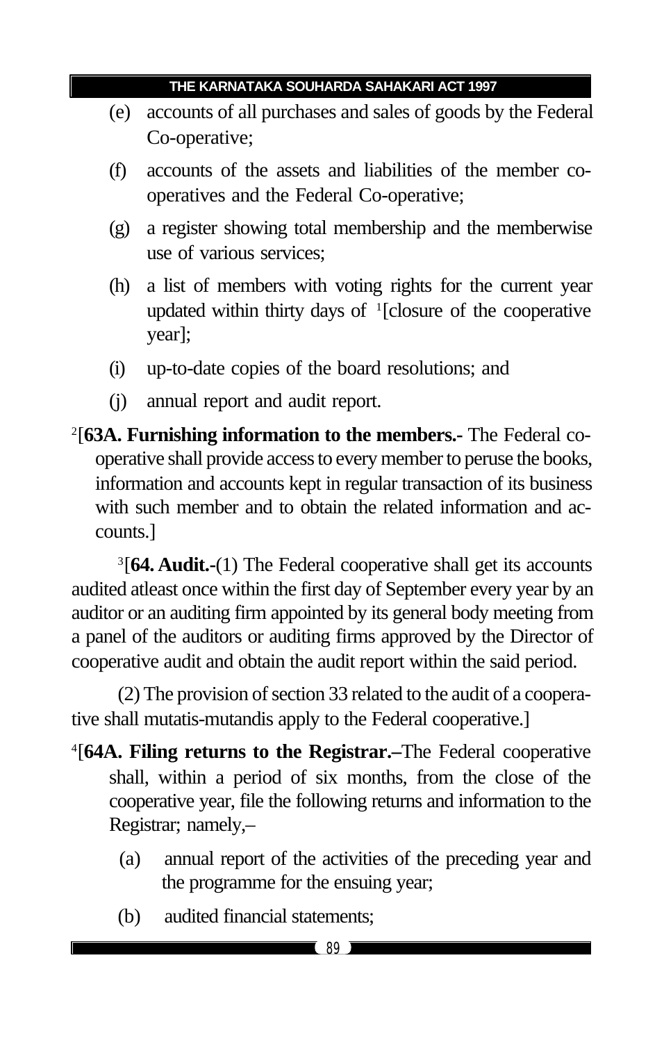(e) accounts of all purchases and sales of goods by the Federal Co-operative;

(f) accounts of the assets and liabilities of the member co-operatives and the Federal Co-operative;

(g) a register showing total membership and the memberwise use of various services;

(h) a list of members with voting rights for the current year updated within thirty days of [1][closure of the cooperative year];

(i) up-to-date copies of the board resolutions; and

(j) annual report and audit report.

[2][**63A. Furnishing information to the members.-** The Federal co-operative shall provide access to every member to peruse the books, information and accounts kept in regular transaction of its business with such member and to obtain the related information and accounts.]

[3][**64. Audit.-**(1) The Federal cooperative shall get its accounts audited atleast once within the first day of September every year by an auditor or an auditing firm appointed by its general body meeting from a panel of the auditors or auditing firms approved by the Director of cooperative audit and obtain the audit report within the said period.

(2) The provision of section 33 related to the audit of a cooperative shall mutatis-mutandis apply to the Federal cooperative.]

[4][**64A. Filing returns to the Registrar.–**The Federal cooperative shall, within a period of six months, from the close of the cooperative year, file the following returns and information to the Registrar; namely,–

(a) annual report of the activities of the preceding year and the programme for the ensuing year;

(b) audited financial statements;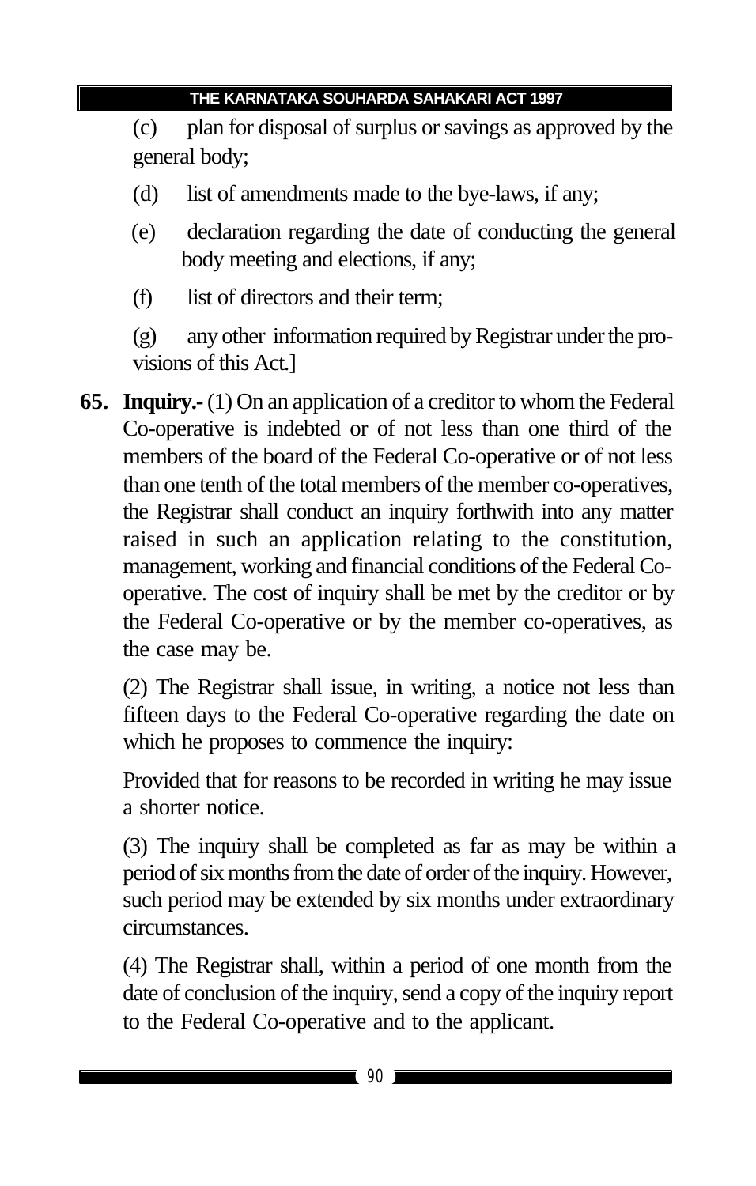(c) plan for disposal of surplus or savings as approved by the general body;

(d) list of amendments made to the bye-laws, if any;

(e) declaration regarding the date of conducting the general body meeting and elections, if any;

(f) list of directors and their term;

(g) any other information required by Registrar under the provisions of this Act.]

**65. Inquiry.-** (1) On an application of a creditor to whom the Federal Co-operative is indebted or of not less than one third of the members of the board of the Federal Co-operative or of not less than one tenth of the total members of the member co-operatives, the Registrar shall conduct an inquiry forthwith into any matter raised in such an application relating to the constitution, management, working and financial conditions of the Federal Co-operative. The cost of inquiry shall be met by the creditor or by the Federal Co-operative or by the member co-operatives, as the case may be.

(2) The Registrar shall issue, in writing, a notice not less than fifteen days to the Federal Co-operative regarding the date on which he proposes to commence the inquiry:

Provided that for reasons to be recorded in writing he may issue a shorter notice.

(3) The inquiry shall be completed as far as may be within a period of six months from the date of order of the inquiry. However, such period may be extended by six months under extraordinary circumstances.

(4) The Registrar shall, within a period of one month from the date of conclusion of the inquiry, send a copy of the inquiry report to the Federal Co-operative and to the applicant.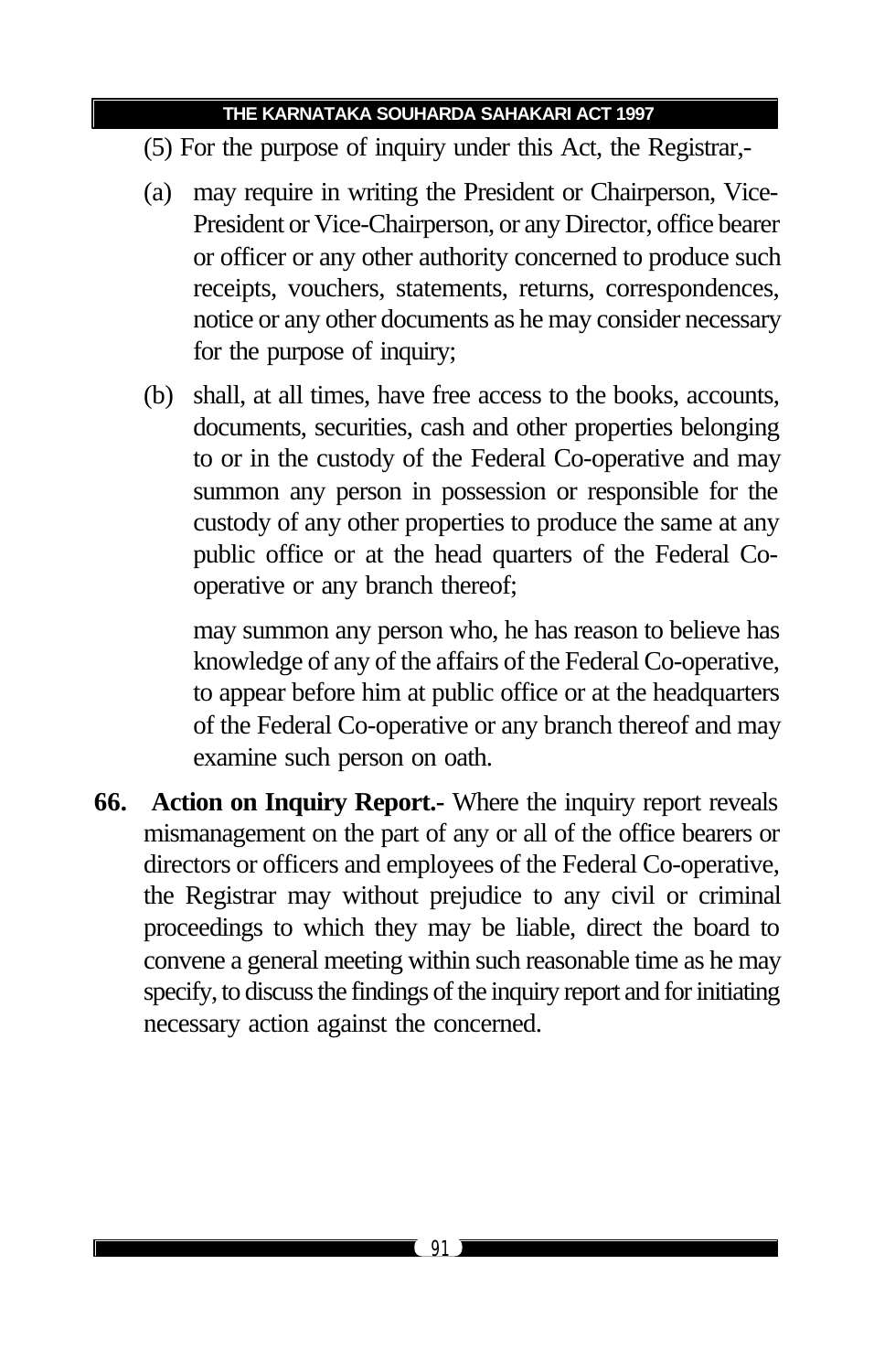(5) For the purpose of inquiry under this Act, the Registrar,-

(a) may require in writing the President or Chairperson, Vice-President or Vice-Chairperson, or any Director, office bearer or officer or any other authority concerned to produce such receipts, vouchers, statements, returns, correspondences, notice or any other documents as he may consider necessary for the purpose of inquiry;

(b) shall, at all times, have free access to the books, accounts, documents, securities, cash and other properties belonging to or in the custody of the Federal Co-operative and may summon any person in possession or responsible for the custody of any other properties to produce the same at any public office or at the head quarters of the Federal Co-operative or any branch thereof;

may summon any person who, he has reason to believe has knowledge of any of the affairs of the Federal Co-operative, to appear before him at public office or at the headquarters of the Federal Co-operative or any branch thereof and may examine such person on oath.

**66. Action on Inquiry Report.-** Where the inquiry report reveals mismanagement on the part of any or all of the office bearers or directors or officers and employees of the Federal Co-operative, the Registrar may without prejudice to any civil or criminal proceedings to which they may be liable, direct the board to convene a general meeting within such reasonable time as he may specify, to discuss the findings of the inquiry report and for initiating necessary action against the concerned.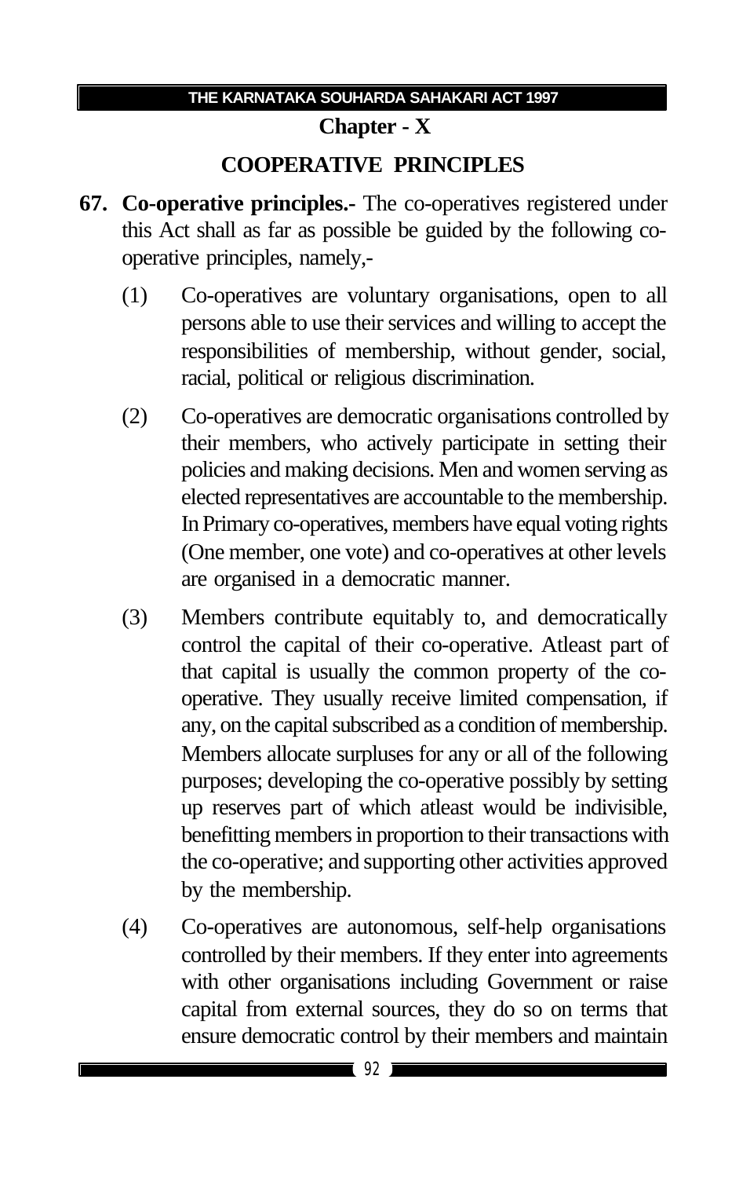## Chapter - X

## COOPERATIVE PRINCIPLES

**67. Co-operative principles.-** The co-operatives registered under this Act shall as far as possible be guided by the following co-operative principles, namely,-

(1) Co-operatives are voluntary organisations, open to all persons able to use their services and willing to accept the responsibilities of membership, without gender, social, racial, political or religious discrimination.

(2) Co-operatives are democratic organisations controlled by their members, who actively participate in setting their policies and making decisions. Men and women serving as elected representatives are accountable to the membership. In Primary co-operatives, members have equal voting rights (One member, one vote) and co-operatives at other levels are organised in a democratic manner.

(3) Members contribute equitably to, and democratically control the capital of their co-operative. Atleast part of that capital is usually the common property of the co-operative. They usually receive limited compensation, if any, on the capital subscribed as a condition of membership. Members allocate surpluses for any or all of the following purposes; developing the co-operative possibly by setting up reserves part of which atleast would be indivisible, benefitting members in proportion to their transactions with the co-operative; and supporting other activities approved by the membership.

(4) Co-operatives are autonomous, self-help organisations controlled by their members. If they enter into agreements with other organisations including Government or raise capital from external sources, they do so on terms that ensure democratic control by their members and maintain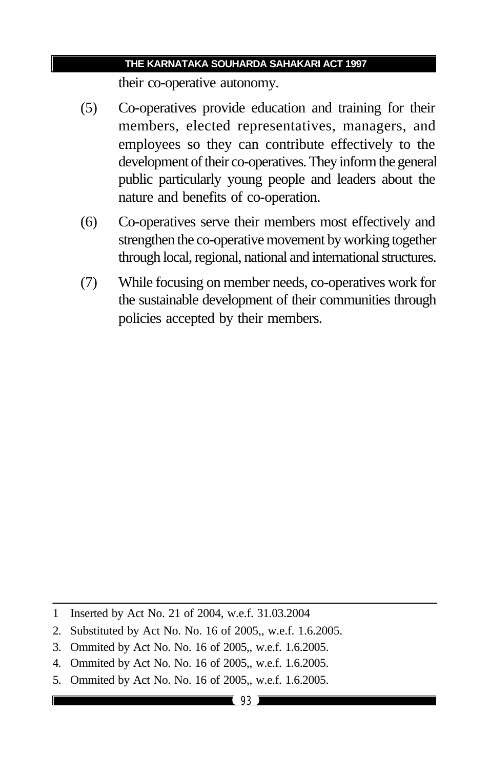their co-operative autonomy.

(5) Co-operatives provide education and training for their members, elected representatives, managers, and employees so they can contribute effectively to the development of their co-operatives. They inform the general public particularly young people and leaders about the nature and benefits of co-operation.

(6) Co-operatives serve their members most effectively and strengthen the co-operative movement by working together through local, regional, national and international structures.

(7) While focusing on member needs, co-operatives work for the sustainable development of their communities through policies accepted by their members.

---

1 Inserted by Act No. 21 of 2004, w.e.f. 31.03.2004

2. Substituted by Act No. No. 16 of 2005,, w.e.f. 1.6.2005.

3. Ommited by Act No. No. 16 of 2005,, w.e.f. 1.6.2005.

4. Ommited by Act No. No. 16 of 2005,, w.e.f. 1.6.2005.

5. Ommited by Act No. No. 16 of 2005,, w.e.f. 1.6.2005.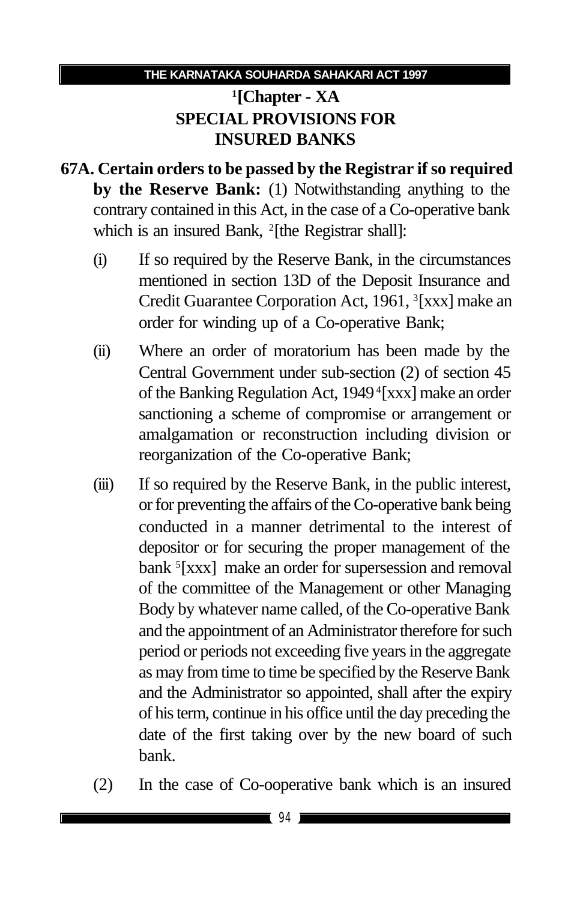## [1][Chapter - XA SPECIAL PROVISIONS FOR INSURED BANKS

**67A. Certain orders to be passed by the Registrar if so required by the Reserve Bank:** (1) Notwithstanding anything to the contrary contained in this Act, in the case of a Co-operative bank which is an insured Bank, [2][the Registrar shall]:

(i) If so required by the Reserve Bank, in the circumstances mentioned in section 13D of the Deposit Insurance and Credit Guarantee Corporation Act, 1961, [3][xxx] make an order for winding up of a Co-operative Bank;

(ii) Where an order of moratorium has been made by the Central Government under sub-section (2) of section 45 of the Banking Regulation Act, 1949 [4][xxx] make an order sanctioning a scheme of compromise or arrangement or amalgamation or reconstruction including division or reorganization of the Co-operative Bank;

(iii) If so required by the Reserve Bank, in the public interest, or for preventing the affairs of the Co-operative bank being conducted in a manner detrimental to the interest of depositor or for securing the proper management of the bank [5][xxx] make an order for supersession and removal of the committee of the Management or other Managing Body by whatever name called, of the Co-operative Bank and the appointment of an Administrator therefore for such period or periods not exceeding five years in the aggregate as may from time to time be specified by the Reserve Bank and the Administrator so appointed, shall after the expiry of his term, continue in his office until the day preceding the date of the first taking over by the new board of such bank.

(2) In the case of Co-ooperative bank which is an insured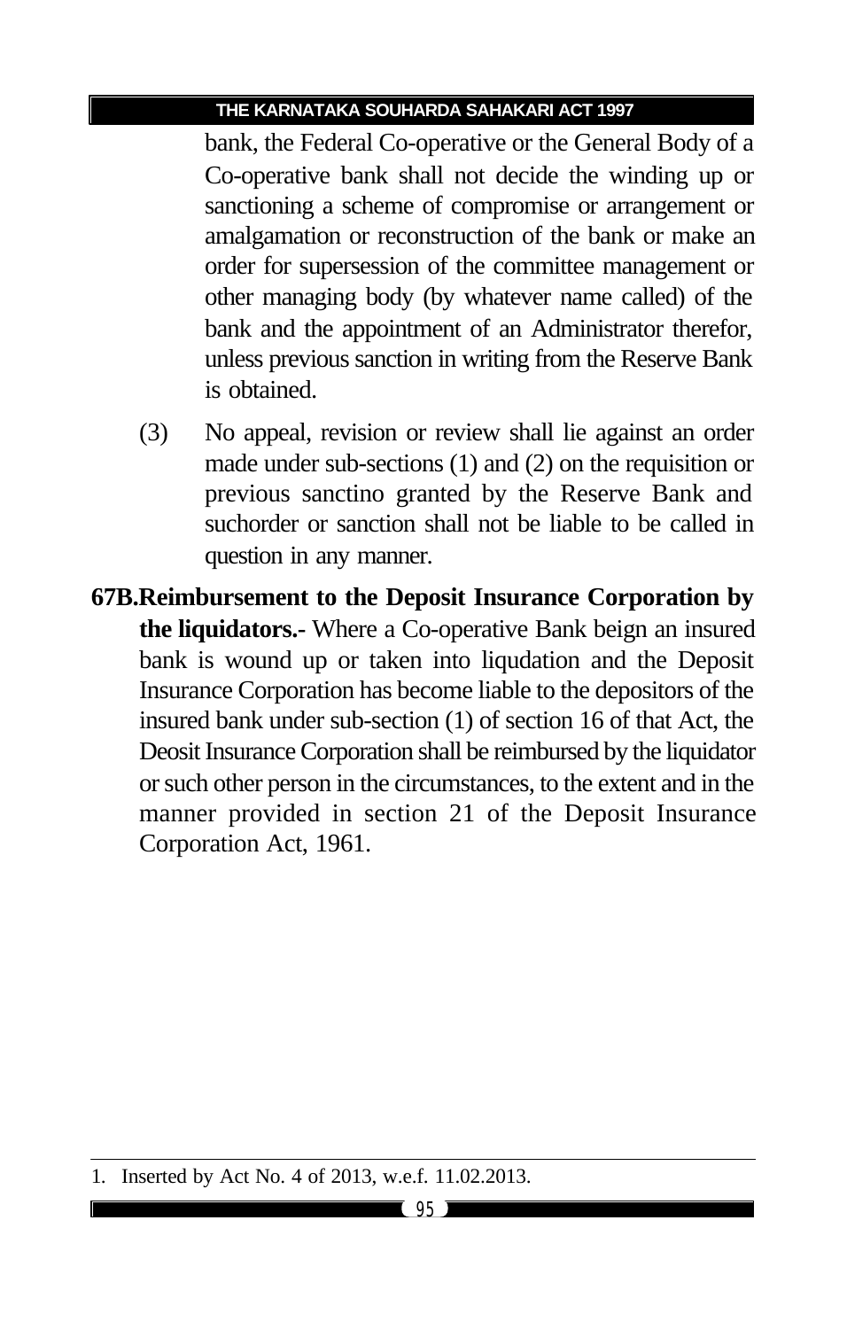bank, the Federal Co-operative or the General Body of a Co-operative bank shall not decide the winding up or sanctioning a scheme of compromise or arrangement or amalgamation or reconstruction of the bank or make an order for supersession of the committee management or other managing body (by whatever name called) of the bank and the appointment of an Administrator therefor, unless previous sanction in writing from the Reserve Bank is obtained.

(3) No appeal, revision or review shall lie against an order made under sub-sections (1) and (2) on the requisition or previous sanctino granted by the Reserve Bank and suchorder or sanction shall not be liable to be called in question in any manner.

**67B. Reimbursement to the Deposit Insurance Corporation by the liquidators.-** Where a Co-operative Bank beign an insured bank is wound up or taken into liqudation and the Deposit Insurance Corporation has become liable to the depositors of the insured bank under sub-section (1) of section 16 of that Act, the Deosit Insurance Corporation shall be reimbursed by the liquidator or such other person in the circumstances, to the extent and in the manner provided in section 21 of the Deposit Insurance Corporation Act, 1961.

---

1. Inserted by Act No. 4 of 2013, w.e.f. 11.02.2013.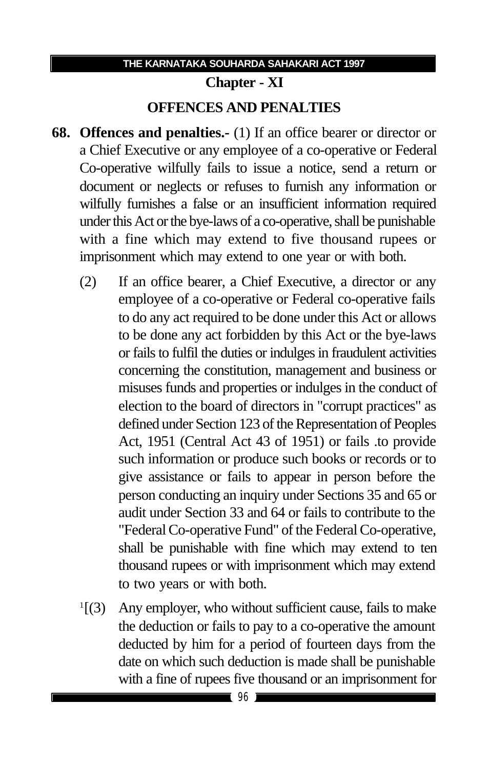## Chapter - XI

## OFFENCES AND PENALTIES

**68. Offences and penalties.-** (1) If an office bearer or director or a Chief Executive or any employee of a co-operative or Federal Co-operative wilfully fails to issue a notice, send a return or document or neglects or refuses to furnish any information or wilfully furnishes a false or an insufficient information required under this Act or the bye-laws of a co-operative, shall be punishable with a fine which may extend to five thousand rupees or imprisonment which may extend to one year or with both.

(2) If an office bearer, a Chief Executive, a director or any employee of a co-operative or Federal co-operative fails to do any act required to be done under this Act or allows to be done any act forbidden by this Act or the bye-laws or fails to fulfil the duties or indulges in fraudulent activities concerning the constitution, management and business or misuses funds and properties or indulges in the conduct of election to the board of directors in "corrupt practices" as defined under Section 123 of the Representation of Peoples Act, 1951 (Central Act 43 of 1951) or fails .to provide such information or produce such books or records or to give assistance or fails to appear in person before the person conducting an inquiry under Sections 35 and 65 or audit under Section 33 and 64 or fails to contribute to the "Federal Co-operative Fund" of the Federal Co-operative, shall be punishable with fine which may extend to ten thousand rupees or with imprisonment which may extend to two years or with both.

[1][(3) Any employer, who without sufficient cause, fails to make the deduction or fails to pay to a co-operative the amount deducted by him for a period of fourteen days from the date on which such deduction is made shall be punishable with a fine of rupees five thousand or an imprisonment for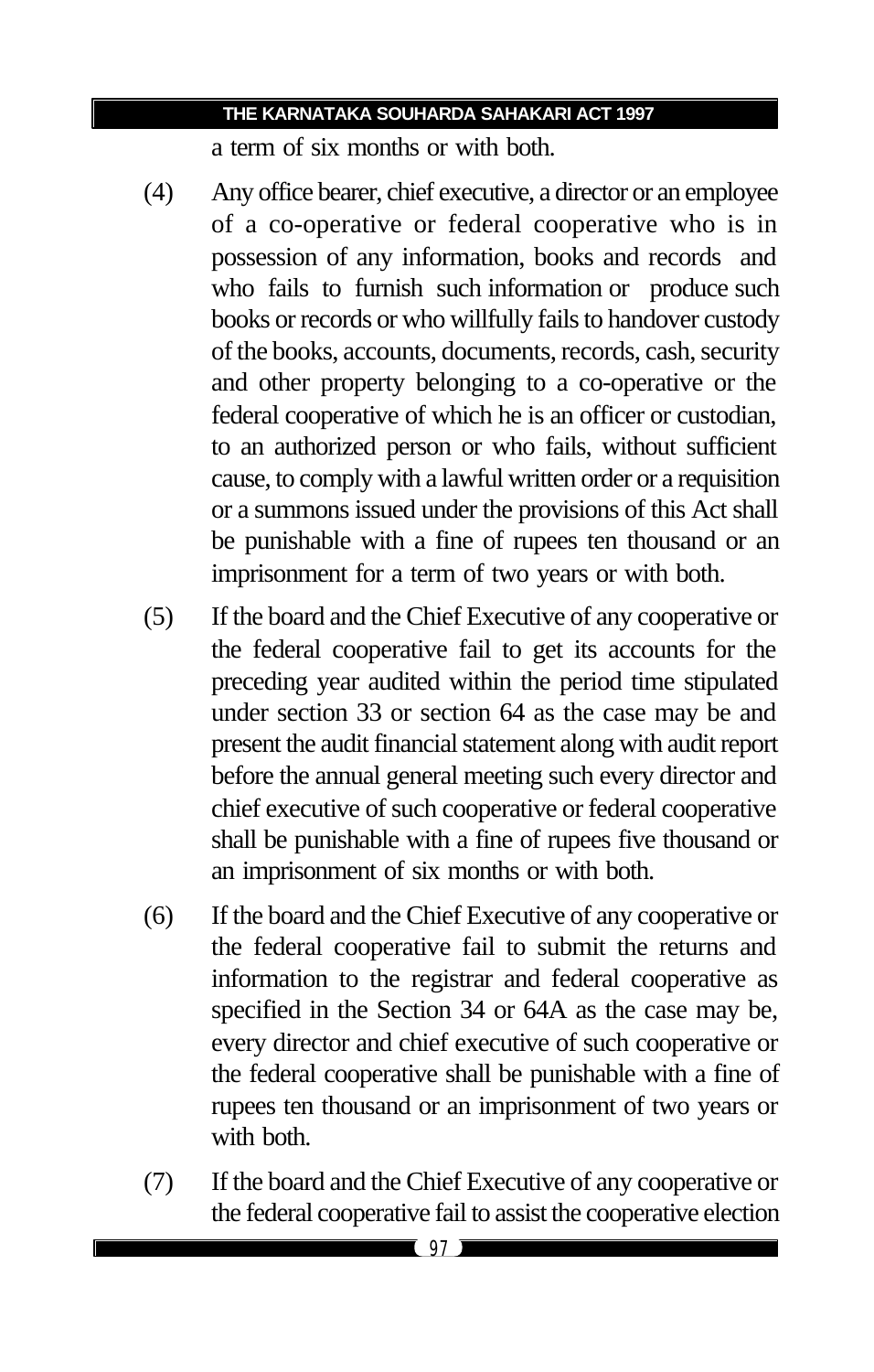a term of six months or with both.

(4) Any office bearer, chief executive, a director or an employee of a co-operative or federal cooperative who is in possession of any information, books and records and who fails to furnish such information or produce such books or records or who willfully fails to handover custody of the books, accounts, documents, records, cash, security and other property belonging to a co-operative or the federal cooperative of which he is an officer or custodian, to an authorized person or who fails, without sufficient cause, to comply with a lawful written order or a requisition or a summons issued under the provisions of this Act shall be punishable with a fine of rupees ten thousand or an imprisonment for a term of two years or with both.

(5) If the board and the Chief Executive of any cooperative or the federal cooperative fail to get its accounts for the preceding year audited within the period time stipulated under section 33 or section 64 as the case may be and present the audit financial statement along with audit report before the annual general meeting such every director and chief executive of such cooperative or federal cooperative shall be punishable with a fine of rupees five thousand or an imprisonment of six months or with both.

(6) If the board and the Chief Executive of any cooperative or the federal cooperative fail to submit the returns and information to the registrar and federal cooperative as specified in the Section 34 or 64A as the case may be, every director and chief executive of such cooperative or the federal cooperative shall be punishable with a fine of rupees ten thousand or an imprisonment of two years or with both.

(7) If the board and the Chief Executive of any cooperative or the federal cooperative fail to assist the cooperative election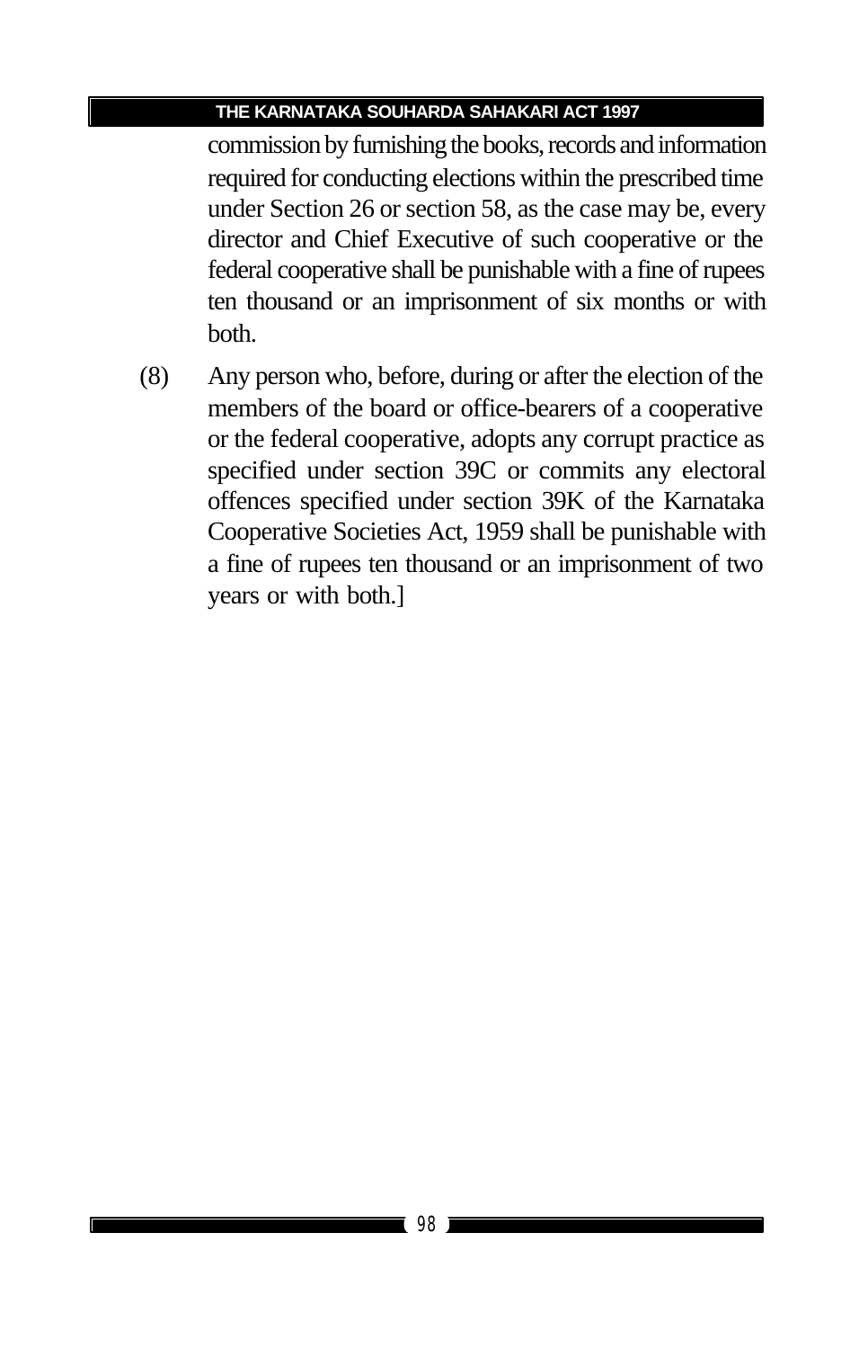commission by furnishing the books, records and information required for conducting elections within the prescribed time under Section 26 or section 58, as the case may be, every director and Chief Executive of such cooperative or the federal cooperative shall be punishable with a fine of rupees ten thousand or an imprisonment of six months or with both.

(8) Any person who, before, during or after the election of the members of the board or office-bearers of a cooperative or the federal cooperative, adopts any corrupt practice as specified under section 39C or commits any electoral offences specified under section 39K of the Karnataka Cooperative Societies Act, 1959 shall be punishable with a fine of rupees ten thousand or an imprisonment of two years or with both.]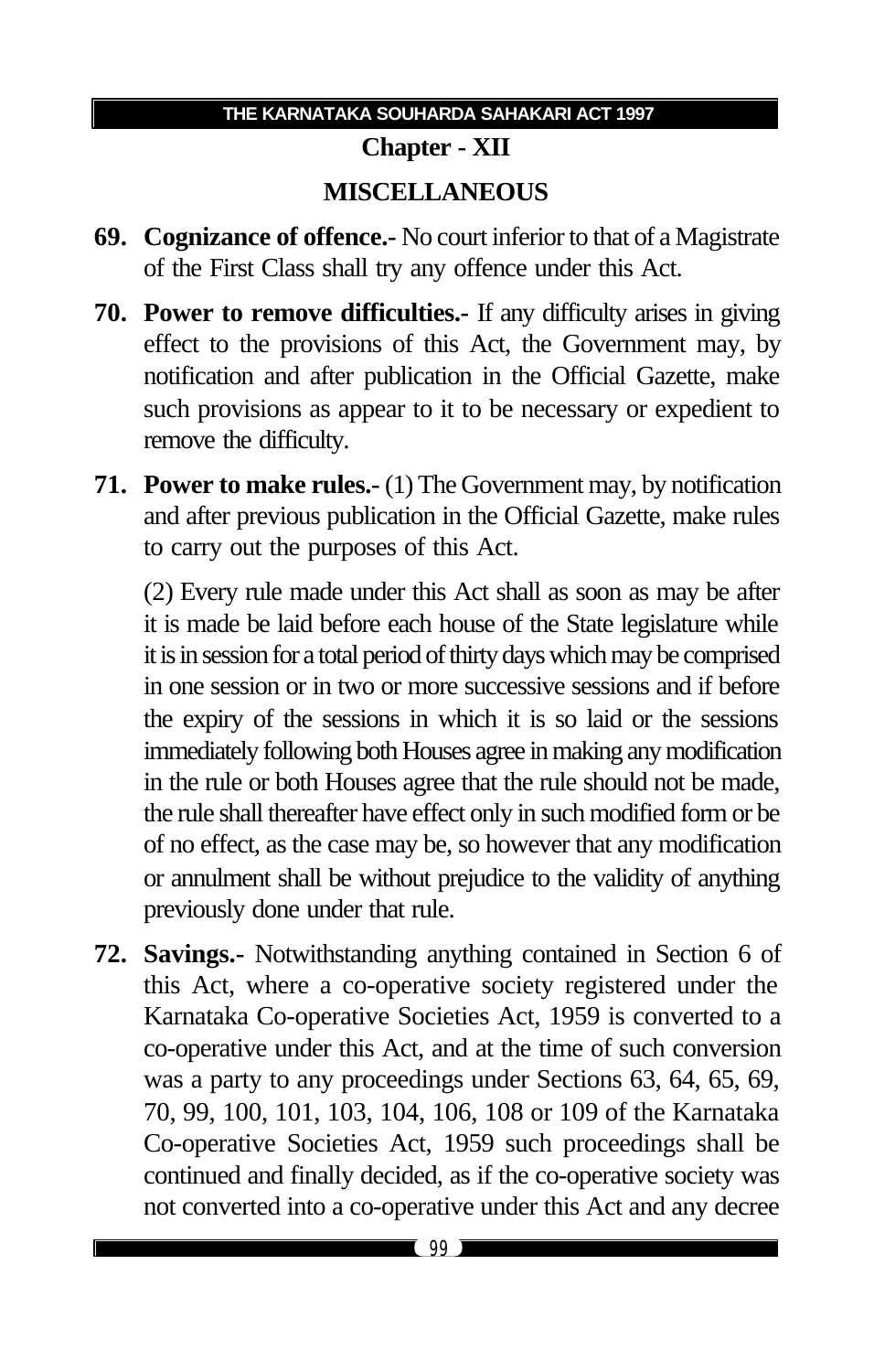## Chapter - XII

## MISCELLANEOUS

**69. Cognizance of offence.-** No court inferior to that of a Magistrate of the First Class shall try any offence under this Act.

**70. Power to remove difficulties.-** If any difficulty arises in giving effect to the provisions of this Act, the Government may, by notification and after publication in the Official Gazette, make such provisions as appear to it to be necessary or expedient to remove the difficulty.

**71. Power to make rules.-** (1) The Government may, by notification and after previous publication in the Official Gazette, make rules to carry out the purposes of this Act.

(2) Every rule made under this Act shall as soon as may be after it is made be laid before each house of the State legislature while it is in session for a total period of thirty days which may be comprised in one session or in two or more successive sessions and if before the expiry of the sessions in which it is so laid or the sessions immediately following both Houses agree in making any modification in the rule or both Houses agree that the rule should not be made, the rule shall thereafter have effect only in such modified form or be of no effect, as the case may be, so however that any modification or annulment shall be without prejudice to the validity of anything previously done under that rule.

**72. Savings.-** Notwithstanding anything contained in Section 6 of this Act, where a co-operative society registered under the Karnataka Co-operative Societies Act, 1959 is converted to a co-operative under this Act, and at the time of such conversion was a party to any proceedings under Sections 63, 64, 65, 69, 70, 99, 100, 101, 103, 104, 106, 108 or 109 of the Karnataka Co-operative Societies Act, 1959 such proceedings shall be continued and finally decided, as if the co-operative society was not converted into a co-operative under this Act and any decree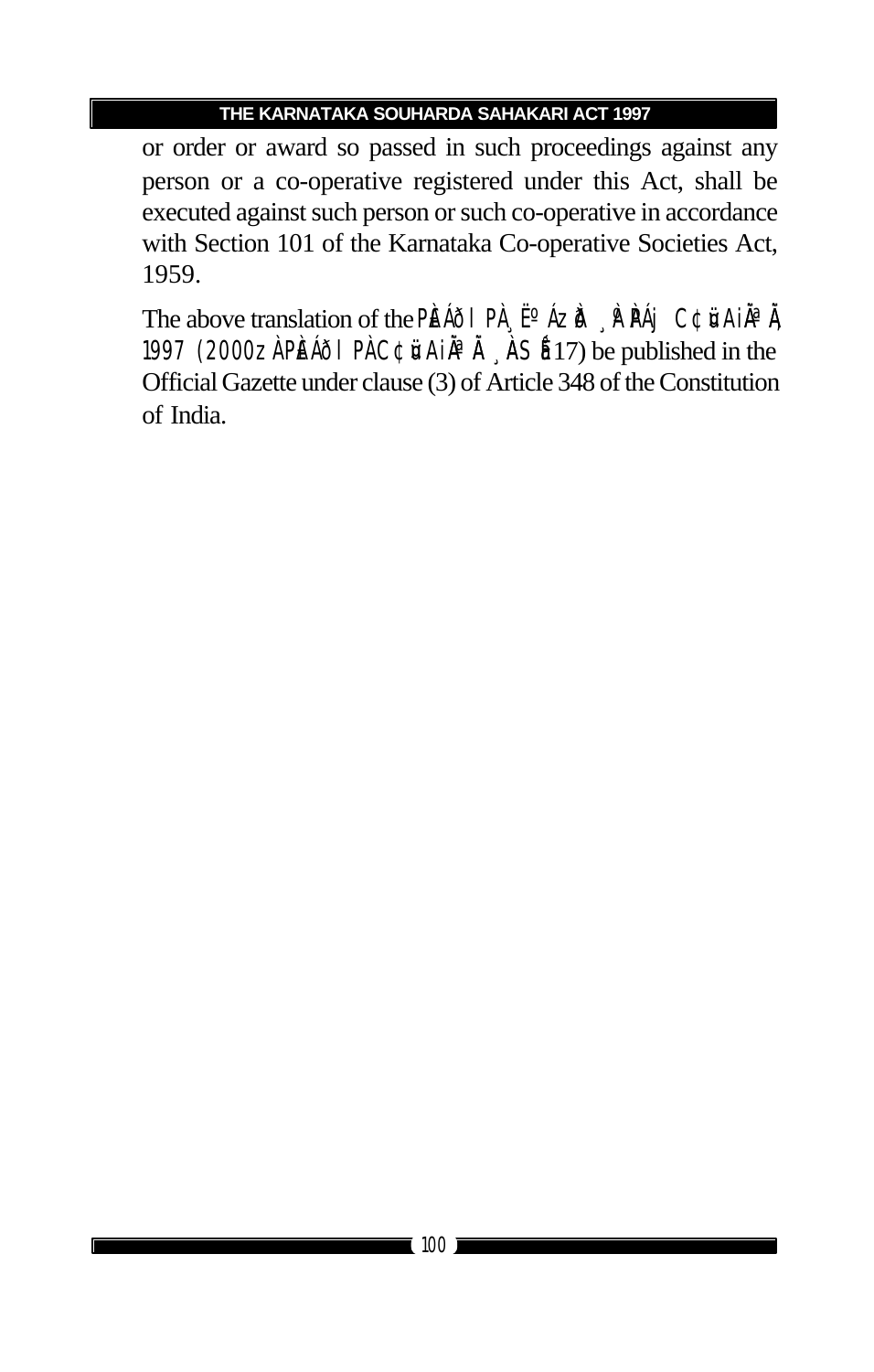or order or award so passed in such proceedings against any person or a co-operative registered under this Act, shall be executed against such person or such co-operative in accordance with Section 101 of the Karnataka Co-operative Societies Act, 1959.

The above translation of the PÀ£ÁðlPÀ ¸ËºÁzÀð ¸ÀºÀPÁj C¢üÀ¤AiÀªÀÄ, 1997 (2000gÀ PÀ£ÁðlPÀ C¢üÀ¤AiÀªÀÄ ¸ÀASÉå 17) be published in the Official Gazette under clause (3) of Article 348 of the Constitution of India.